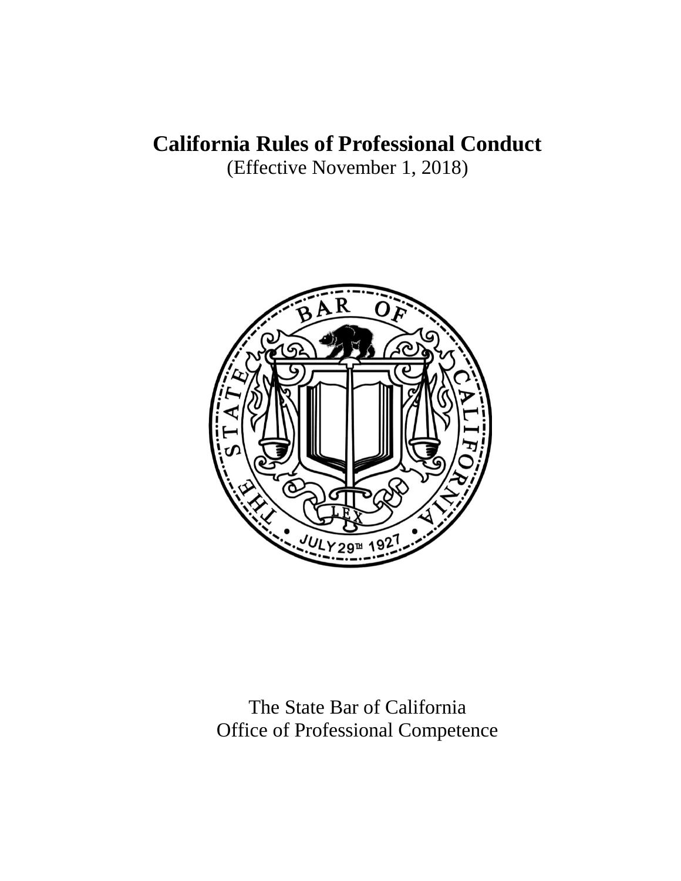# California Rules of Professional Conduct

(Effective November 1, 2018)

The State Bar of California
Office of Professional Competence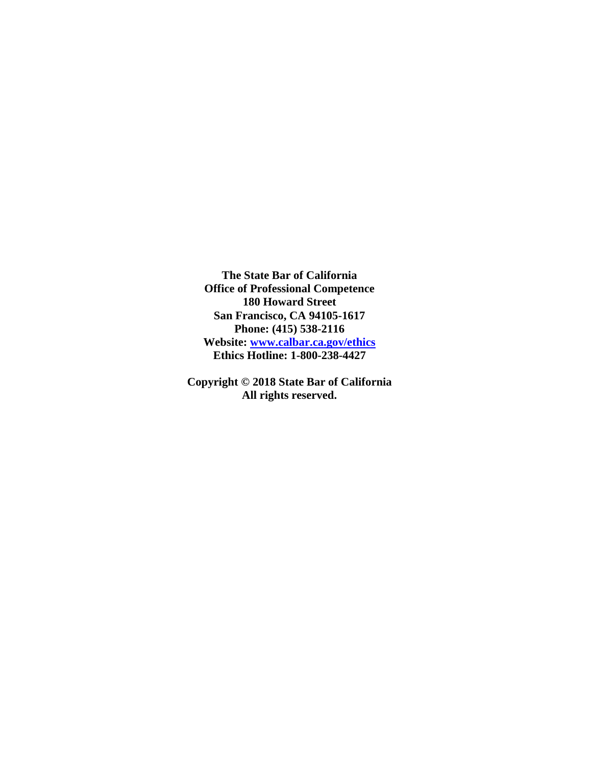**The State Bar of California**
**Office of Professional Competence**
**180 Howard Street**
**San Francisco, CA 94105-1617**
**Phone: (415) 538-2116**
**Website: [www.calbar.ca.gov/ethics](http://www.calbar.ca.gov/ethics)**
**Ethics Hotline: 1-800-238-4427**

**Copyright © 2018 State Bar of California**
**All rights reserved.**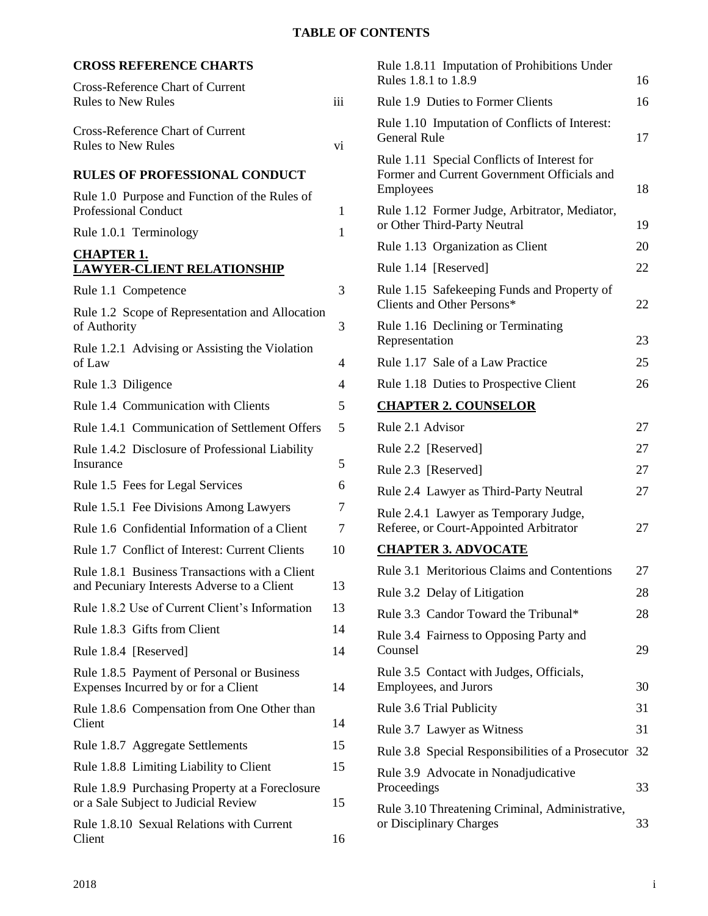# TABLE OF CONTENTS

**CROSS REFERENCE CHARTS**

| | |
|---|---|
| Cross-Reference Chart of Current Rules to New Rules | iii |
| Cross-Reference Chart of Current Rules to New Rules | vi |

**RULES OF PROFESSIONAL CONDUCT**

| | |
|---|---|
| Rule 1.0 Purpose and Function of the Rules of Professional Conduct | 1 |
| Rule 1.0.1 Terminology | 1 |

**CHAPTER 1. LAWYER-CLIENT RELATIONSHIP**

| | |
|---|---|
| Rule 1.1 Competence | 3 |
| Rule 1.2 Scope of Representation and Allocation of Authority | 3 |
| Rule 1.2.1 Advising or Assisting the Violation of Law | 4 |
| Rule 1.3 Diligence | 4 |
| Rule 1.4 Communication with Clients | 5 |
| Rule 1.4.1 Communication of Settlement Offers | 5 |
| Rule 1.4.2 Disclosure of Professional Liability Insurance | 5 |
| Rule 1.5 Fees for Legal Services | 6 |
| Rule 1.5.1 Fee Divisions Among Lawyers | 7 |
| Rule 1.6 Confidential Information of a Client | 7 |
| Rule 1.7 Conflict of Interest: Current Clients | 10 |
| Rule 1.8.1 Business Transactions with a Client and Pecuniary Interests Adverse to a Client | 13 |
| Rule 1.8.2 Use of Current Client's Information | 13 |
| Rule 1.8.3 Gifts from Client | 14 |
| Rule 1.8.4 [Reserved] | 14 |
| Rule 1.8.5 Payment of Personal or Business Expenses Incurred by or for a Client | 14 |
| Rule 1.8.6 Compensation from One Other than Client | 14 |
| Rule 1.8.7 Aggregate Settlements | 15 |
| Rule 1.8.8 Limiting Liability to Client | 15 |
| Rule 1.8.9 Purchasing Property at a Foreclosure or a Sale Subject to Judicial Review | 15 |
| Rule 1.8.10 Sexual Relations with Current Client | 16 |
| Rule 1.8.11 Imputation of Prohibitions Under Rules 1.8.1 to 1.8.9 | 16 |
| Rule 1.9 Duties to Former Clients | 16 |
| Rule 1.10 Imputation of Conflicts of Interest: General Rule | 17 |
| Rule 1.11 Special Conflicts of Interest for Former and Current Government Officials and Employees | 18 |
| Rule 1.12 Former Judge, Arbitrator, Mediator, or Other Third-Party Neutral | 19 |
| Rule 1.13 Organization as Client | 20 |
| Rule 1.14 [Reserved] | 22 |
| Rule 1.15 Safekeeping Funds and Property of Clients and Other Persons* | 22 |
| Rule 1.16 Declining or Terminating Representation | 23 |
| Rule 1.17 Sale of a Law Practice | 25 |
| Rule 1.18 Duties to Prospective Client | 26 |

**CHAPTER 2. COUNSELOR**

| | |
|---|---|
| Rule 2.1 Advisor | 27 |
| Rule 2.2 [Reserved] | 27 |
| Rule 2.3 [Reserved] | 27 |
| Rule 2.4 Lawyer as Third-Party Neutral | 27 |
| Rule 2.4.1 Lawyer as Temporary Judge, Referee, or Court-Appointed Arbitrator | 27 |

**CHAPTER 3. ADVOCATE**

| | |
|---|---|
| Rule 3.1 Meritorious Claims and Contentions | 27 |
| Rule 3.2 Delay of Litigation | 28 |
| Rule 3.3 Candor Toward the Tribunal* | 28 |
| Rule 3.4 Fairness to Opposing Party and Counsel | 29 |
| Rule 3.5 Contact with Judges, Officials, Employees, and Jurors | 30 |
| Rule 3.6 Trial Publicity | 31 |
| Rule 3.7 Lawyer as Witness | 31 |
| Rule 3.8 Special Responsibilities of a Prosecutor | 32 |
| Rule 3.9 Advocate in Nonadjudicative Proceedings | 33 |
| Rule 3.10 Threatening Criminal, Administrative, or Disciplinary Charges | 33 |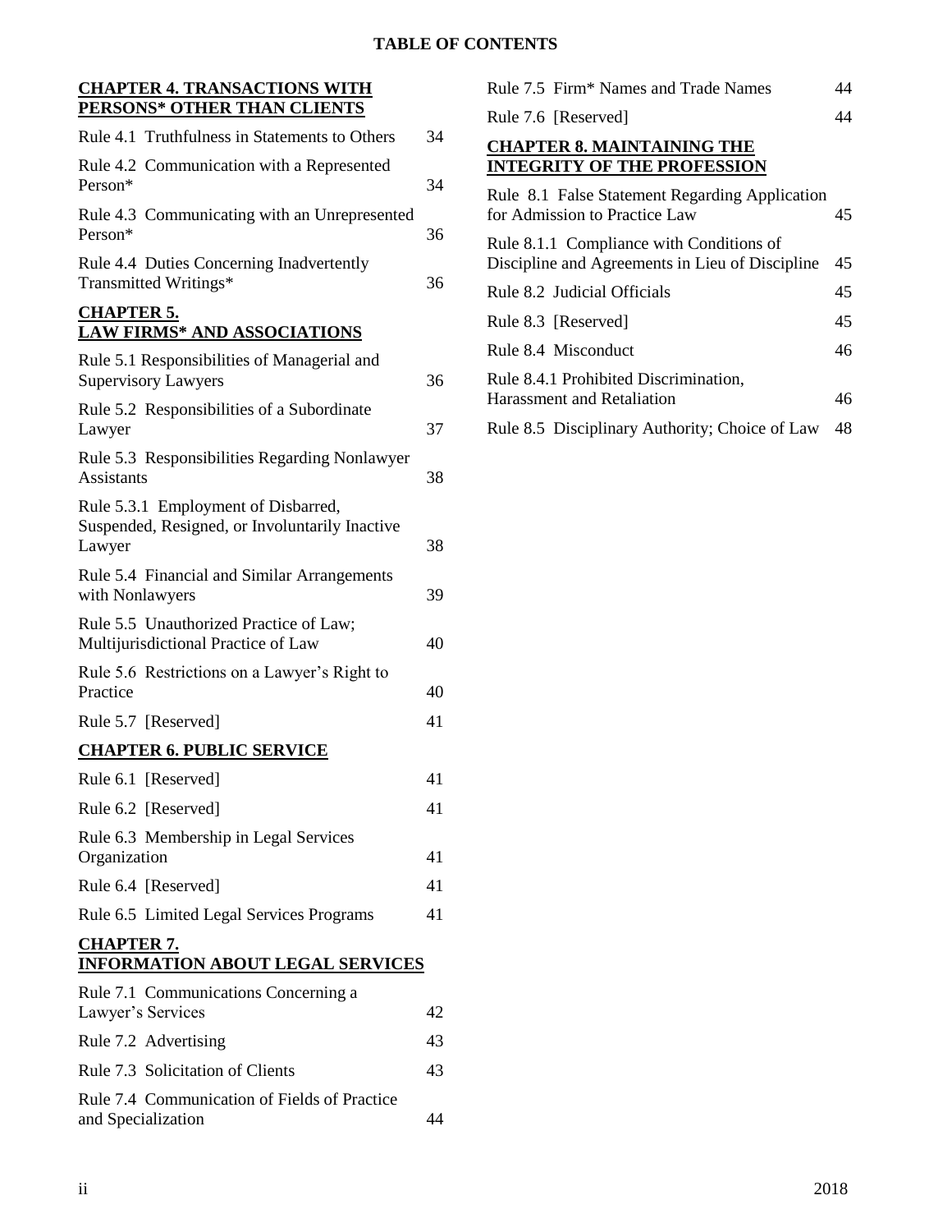## TABLE OF CONTENTS

### CHAPTER 4. TRANSACTIONS WITH PERSONS* OTHER THAN CLIENTS

| | |
|---|---|
| Rule 4.1 Truthfulness in Statements to Others | 34 |
| Rule 4.2 Communication with a Represented Person* | 34 |
| Rule 4.3 Communicating with an Unrepresented Person* | 36 |
| Rule 4.4 Duties Concerning Inadvertently Transmitted Writings* | 36 |

### CHAPTER 5. LAW FIRMS* AND ASSOCIATIONS

| | |
|---|---|
| Rule 5.1 Responsibilities of Managerial and Supervisory Lawyers | 36 |
| Rule 5.2 Responsibilities of a Subordinate Lawyer | 37 |
| Rule 5.3 Responsibilities Regarding Nonlawyer Assistants | 38 |
| Rule 5.3.1 Employment of Disbarred, Suspended, Resigned, or Involuntarily Inactive Lawyer | 38 |
| Rule 5.4 Financial and Similar Arrangements with Nonlawyers | 39 |
| Rule 5.5 Unauthorized Practice of Law; Multijurisdictional Practice of Law | 40 |
| Rule 5.6 Restrictions on a Lawyer's Right to Practice | 40 |
| Rule 5.7 [Reserved] | 41 |

### CHAPTER 6. PUBLIC SERVICE

| | |
|---|---|
| Rule 6.1 [Reserved] | 41 |
| Rule 6.2 [Reserved] | 41 |
| Rule 6.3 Membership in Legal Services Organization | 41 |
| Rule 6.4 [Reserved] | 41 |
| Rule 6.5 Limited Legal Services Programs | 41 |

### CHAPTER 7. INFORMATION ABOUT LEGAL SERVICES

| | |
|---|---|
| Rule 7.1 Communications Concerning a Lawyer's Services | 42 |
| Rule 7.2 Advertising | 43 |
| Rule 7.3 Solicitation of Clients | 43 |
| Rule 7.4 Communication of Fields of Practice and Specialization | 44 |
| Rule 7.5 Firm* Names and Trade Names | 44 |
| Rule 7.6 [Reserved] | 44 |

### CHAPTER 8. MAINTAINING THE INTEGRITY OF THE PROFESSION

| | |
|---|---|
| Rule 8.1 False Statement Regarding Application for Admission to Practice Law | 45 |
| Rule 8.1.1 Compliance with Conditions of Discipline and Agreements in Lieu of Discipline | 45 |
| Rule 8.2 Judicial Officials | 45 |
| Rule 8.3 [Reserved] | 45 |
| Rule 8.4 Misconduct | 46 |
| Rule 8.4.1 Prohibited Discrimination, Harassment and Retaliation | 46 |
| Rule 8.5 Disciplinary Authority; Choice of Law | 48 |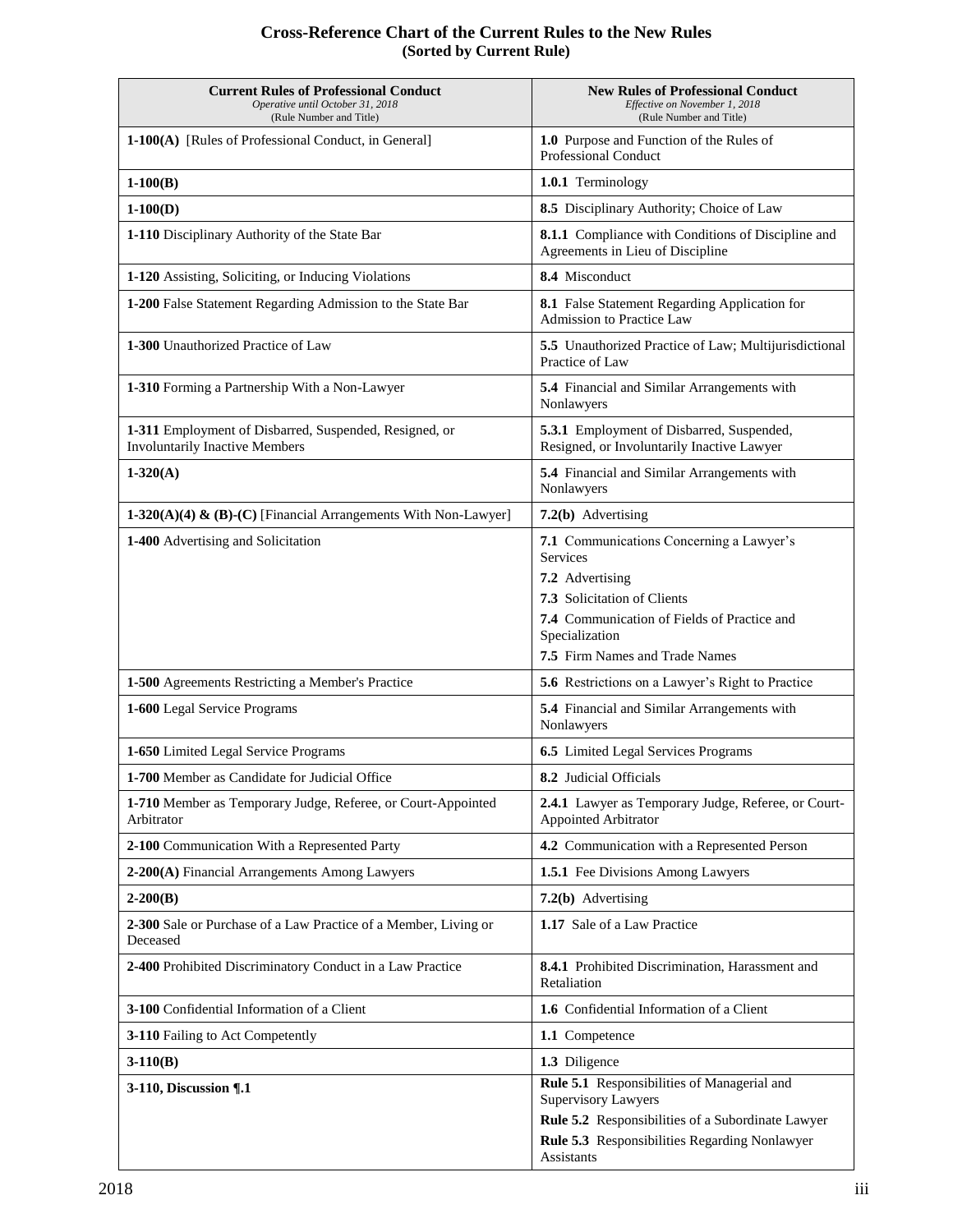# Cross-Reference Chart of the Current Rules to the New Rules
## (Sorted by Current Rule)

| **Current Rules of Professional Conduct** *Operative until October 31, 2018* (Rule Number and Title) | **New Rules of Professional Conduct** *Effective on November 1, 2018* (Rule Number and Title) |
|---|---|
| **1-100(A)** [Rules of Professional Conduct, in General] | **1.0** Purpose and Function of the Rules of Professional Conduct |
| **1-100(B)** | **1.0.1** Terminology |
| **1-100(D)** | **8.5** Disciplinary Authority; Choice of Law |
| **1-110** Disciplinary Authority of the State Bar | **8.1.1** Compliance with Conditions of Discipline and Agreements in Lieu of Discipline |
| **1-120** Assisting, Soliciting, or Inducing Violations | **8.4** Misconduct |
| **1-200** False Statement Regarding Admission to the State Bar | **8.1** False Statement Regarding Application for Admission to Practice Law |
| **1-300** Unauthorized Practice of Law | **5.5** Unauthorized Practice of Law; Multijurisdictional Practice of Law |
| **1-310** Forming a Partnership With a Non-Lawyer | **5.4** Financial and Similar Arrangements with Nonlawyers |
| **1-311** Employment of Disbarred, Suspended, Resigned, or Involuntarily Inactive Members | **5.3.1** Employment of Disbarred, Suspended, Resigned, or Involuntarily Inactive Lawyer |
| **1-320(A)** | **5.4** Financial and Similar Arrangements with Nonlawyers |
| **1-320(A)(4) & (B)-(C)** [Financial Arrangements With Non-Lawyer] | **7.2(b)** Advertising |
| **1-400** Advertising and Solicitation | **7.1** Communications Concerning a Lawyer's Services<br>**7.2** Advertising<br>**7.3** Solicitation of Clients<br>**7.4** Communication of Fields of Practice and Specialization<br>**7.5** Firm Names and Trade Names |
| **1-500** Agreements Restricting a Member's Practice | **5.6** Restrictions on a Lawyer's Right to Practice |
| **1-600** Legal Service Programs | **5.4** Financial and Similar Arrangements with Nonlawyers |
| **1-650** Limited Legal Service Programs | **6.5** Limited Legal Services Programs |
| **1-700** Member as Candidate for Judicial Office | **8.2** Judicial Officials |
| **1-710** Member as Temporary Judge, Referee, or Court-Appointed Arbitrator | **2.4.1** Lawyer as Temporary Judge, Referee, or Court-Appointed Arbitrator |
| **2-100** Communication With a Represented Party | **4.2** Communication with a Represented Person |
| **2-200(A)** Financial Arrangements Among Lawyers | **1.5.1** Fee Divisions Among Lawyers |
| **2-200(B)** | **7.2(b)** Advertising |
| **2-300** Sale or Purchase of a Law Practice of a Member, Living or Deceased | **1.17** Sale of a Law Practice |
| **2-400** Prohibited Discriminatory Conduct in a Law Practice | **8.4.1** Prohibited Discrimination, Harassment and Retaliation |
| **3-100** Confidential Information of a Client | **1.6** Confidential Information of a Client |
| **3-110** Failing to Act Competently | **1.1** Competence |
| **3-110(B)** | **1.3** Diligence |
| **3-110, Discussion ¶.1** | **Rule 5.1** Responsibilities of Managerial and Supervisory Lawyers<br>**Rule 5.2** Responsibilities of a Subordinate Lawyer<br>**Rule 5.3** Responsibilities Regarding Nonlawyer Assistants |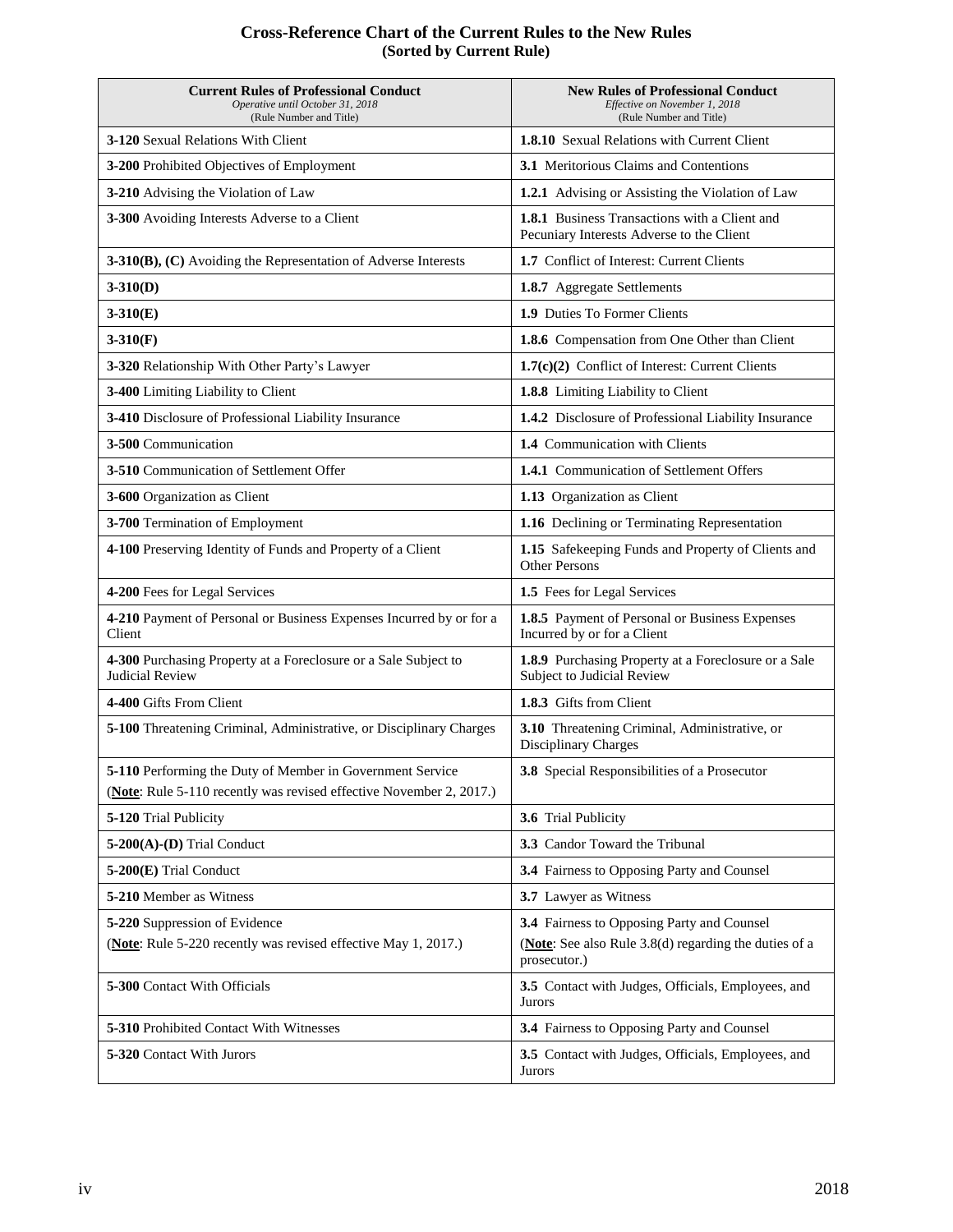## Cross-Reference Chart of the Current Rules to the New Rules
### (Sorted by Current Rule)

| **Current Rules of Professional Conduct** *Operative until October 31, 2018* (Rule Number and Title) | **New Rules of Professional Conduct** *Effective on November 1, 2018* (Rule Number and Title) |
|---|---|
| **3-120** Sexual Relations With Client | **1.8.10** Sexual Relations with Current Client |
| **3-200** Prohibited Objectives of Employment | **3.1** Meritorious Claims and Contentions |
| **3-210** Advising the Violation of Law | **1.2.1** Advising or Assisting the Violation of Law |
| **3-300** Avoiding Interests Adverse to a Client | **1.8.1** Business Transactions with a Client and Pecuniary Interests Adverse to the Client |
| **3-310(B), (C)** Avoiding the Representation of Adverse Interests | **1.7** Conflict of Interest: Current Clients |
| **3-310(D)** | **1.8.7** Aggregate Settlements |
| **3-310(E)** | **1.9** Duties To Former Clients |
| **3-310(F)** | **1.8.6** Compensation from One Other than Client |
| **3-320** Relationship With Other Party's Lawyer | **1.7(c)(2)** Conflict of Interest: Current Clients |
| **3-400** Limiting Liability to Client | **1.8.8** Limiting Liability to Client |
| **3-410** Disclosure of Professional Liability Insurance | **1.4.2** Disclosure of Professional Liability Insurance |
| **3-500** Communication | **1.4** Communication with Clients |
| **3-510** Communication of Settlement Offer | **1.4.1** Communication of Settlement Offers |
| **3-600** Organization as Client | **1.13** Organization as Client |
| **3-700** Termination of Employment | **1.16** Declining or Terminating Representation |
| **4-100** Preserving Identity of Funds and Property of a Client | **1.15** Safekeeping Funds and Property of Clients and Other Persons |
| **4-200** Fees for Legal Services | **1.5** Fees for Legal Services |
| **4-210** Payment of Personal or Business Expenses Incurred by or for a Client | **1.8.5** Payment of Personal or Business Expenses Incurred by or for a Client |
| **4-300** Purchasing Property at a Foreclosure or a Sale Subject to Judicial Review | **1.8.9** Purchasing Property at a Foreclosure or a Sale Subject to Judicial Review |
| **4-400** Gifts From Client | **1.8.3** Gifts from Client |
| **5-100** Threatening Criminal, Administrative, or Disciplinary Charges | **3.10** Threatening Criminal, Administrative, or Disciplinary Charges |
| **5-110** Performing the Duty of Member in Government Service (**Note**: Rule 5-110 recently was revised effective November 2, 2017.) | **3.8** Special Responsibilities of a Prosecutor |
| **5-120** Trial Publicity | **3.6** Trial Publicity |
| **5-200(A)-(D)** Trial Conduct | **3.3** Candor Toward the Tribunal |
| **5-200(E)** Trial Conduct | **3.4** Fairness to Opposing Party and Counsel |
| **5-210** Member as Witness | **3.7** Lawyer as Witness |
| **5-220** Suppression of Evidence (**Note**: Rule 5-220 recently was revised effective May 1, 2017.) | **3.4** Fairness to Opposing Party and Counsel (**Note**: See also Rule 3.8(d) regarding the duties of a prosecutor.) |
| **5-300** Contact With Officials | **3.5** Contact with Judges, Officials, Employees, and Jurors |
| **5-310** Prohibited Contact With Witnesses | **3.4** Fairness to Opposing Party and Counsel |
| **5-320** Contact With Jurors | **3.5** Contact with Judges, Officials, Employees, and Jurors |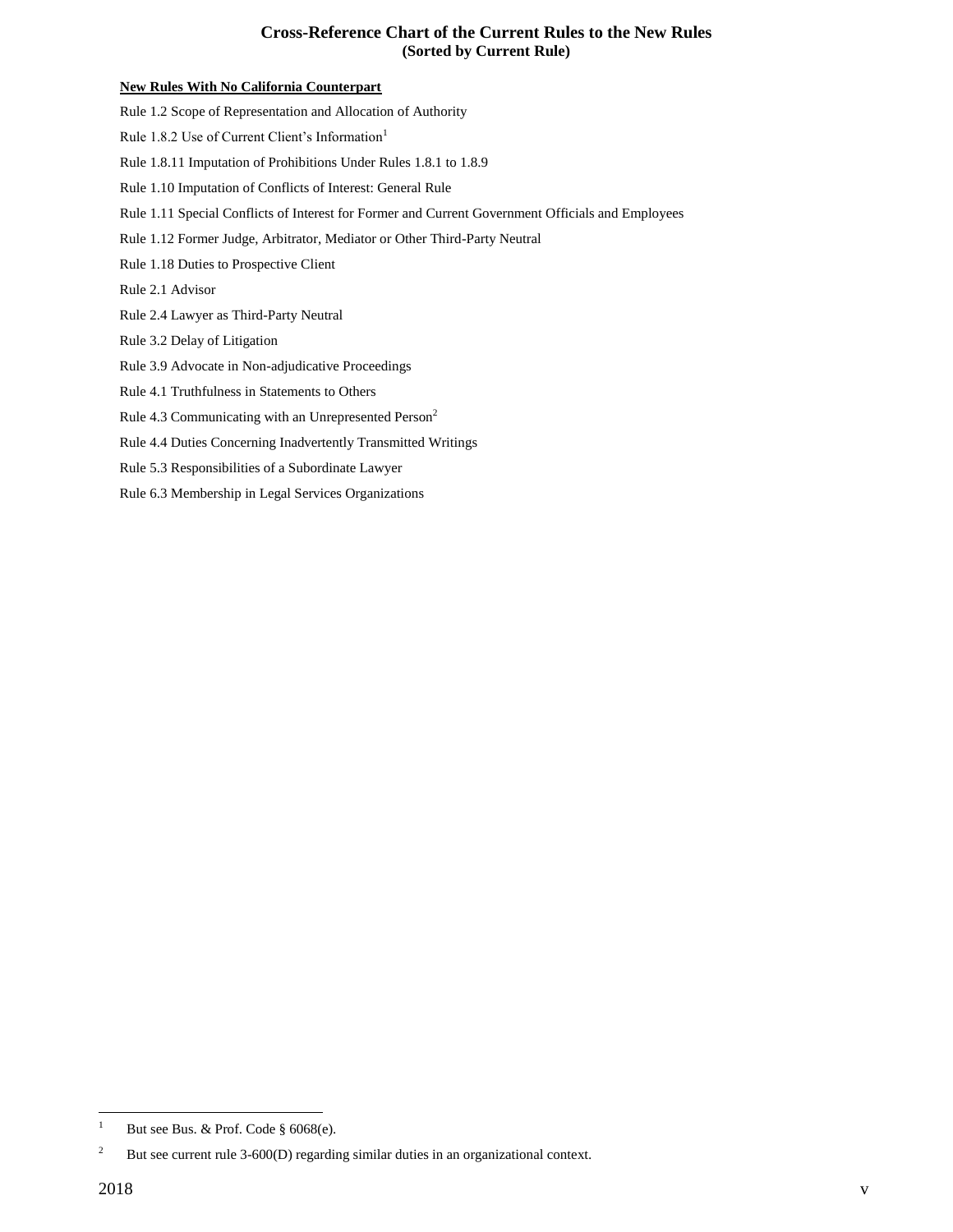# Cross-Reference Chart of the Current Rules to the New Rules
**(Sorted by Current Rule)**

**New Rules With No California Counterpart**

Rule 1.2 Scope of Representation and Allocation of Authority

Rule 1.8.2 Use of Current Client's Information[1]

Rule 1.8.11 Imputation of Prohibitions Under Rules 1.8.1 to 1.8.9

Rule 1.10 Imputation of Conflicts of Interest: General Rule

Rule 1.11 Special Conflicts of Interest for Former and Current Government Officials and Employees

Rule 1.12 Former Judge, Arbitrator, Mediator or Other Third-Party Neutral

Rule 1.18 Duties to Prospective Client

Rule 2.1 Advisor

Rule 2.4 Lawyer as Third-Party Neutral

Rule 3.2 Delay of Litigation

Rule 3.9 Advocate in Non-adjudicative Proceedings

Rule 4.1 Truthfulness in Statements to Others

Rule 4.3 Communicating with an Unrepresented Person[2]

Rule 4.4 Duties Concerning Inadvertently Transmitted Writings

Rule 5.3 Responsibilities of a Subordinate Lawyer

Rule 6.3 Membership in Legal Services Organizations

---

[1] But see Bus. & Prof. Code § 6068(e).

[2] But see current rule 3-600(D) regarding similar duties in an organizational context.

2018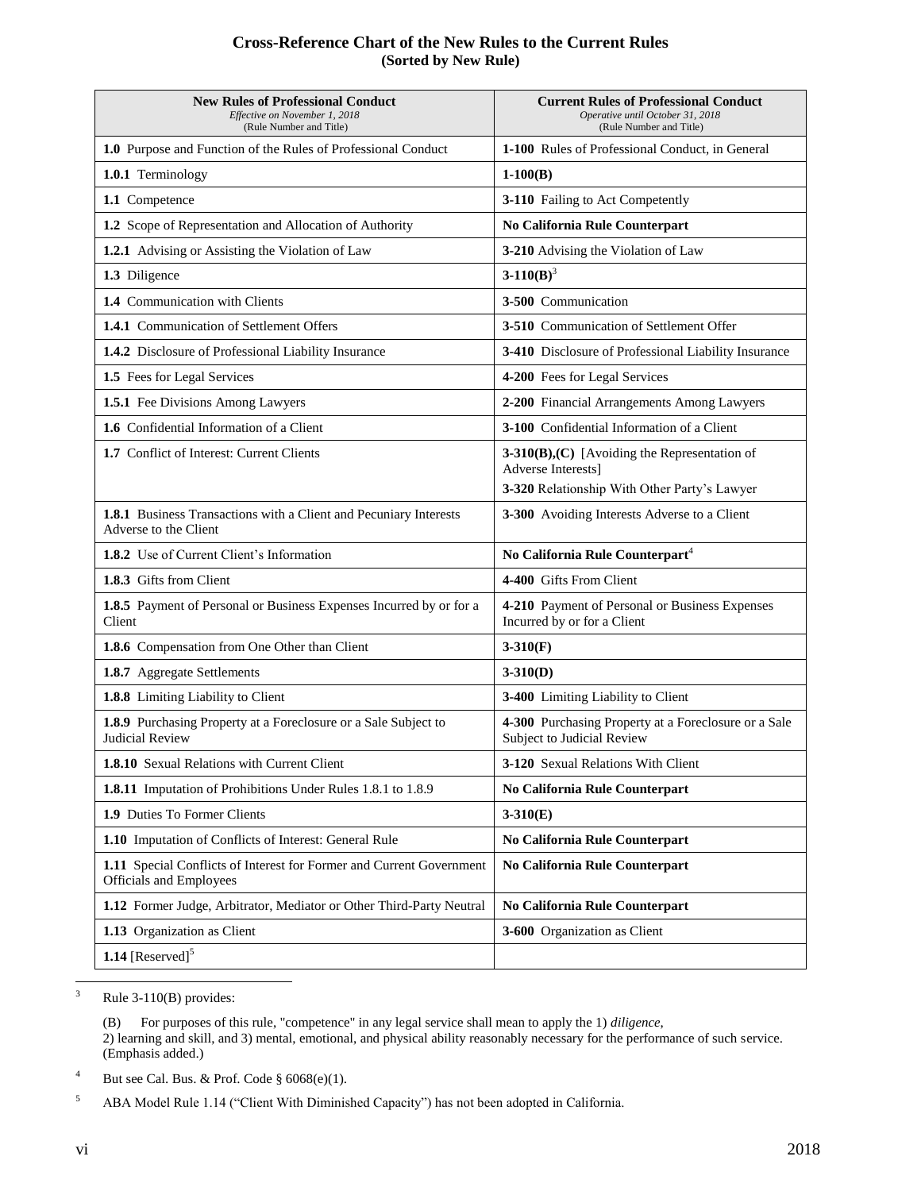## Cross-Reference Chart of the New Rules to the Current Rules
### (Sorted by New Rule)

| **New Rules of Professional Conduct** *Effective on November 1, 2018* (Rule Number and Title) | **Current Rules of Professional Conduct** *Operative until October 31, 2018* (Rule Number and Title) |
|---|---|
| **1.0** Purpose and Function of the Rules of Professional Conduct | **1-100** Rules of Professional Conduct, in General |
| **1.0.1** Terminology | **1-100(B)** |
| **1.1** Competence | **3-110** Failing to Act Competently |
| **1.2** Scope of Representation and Allocation of Authority | **No California Rule Counterpart** |
| **1.2.1** Advising or Assisting the Violation of Law | **3-210** Advising the Violation of Law |
| **1.3** Diligence | **3-110(B)**[3] |
| **1.4** Communication with Clients | **3-500** Communication |
| **1.4.1** Communication of Settlement Offers | **3-510** Communication of Settlement Offer |
| **1.4.2** Disclosure of Professional Liability Insurance | **3-410** Disclosure of Professional Liability Insurance |
| **1.5** Fees for Legal Services | **4-200** Fees for Legal Services |
| **1.5.1** Fee Divisions Among Lawyers | **2-200** Financial Arrangements Among Lawyers |
| **1.6** Confidential Information of a Client | **3-100** Confidential Information of a Client |
| **1.7** Conflict of Interest: Current Clients | **3-310(B),(C)** [Avoiding the Representation of Adverse Interests]<br>**3-320** Relationship With Other Party's Lawyer |
| **1.8.1** Business Transactions with a Client and Pecuniary Interests Adverse to the Client | **3-300** Avoiding Interests Adverse to a Client |
| **1.8.2** Use of Current Client's Information | **No California Rule Counterpart**[4] |
| **1.8.3** Gifts from Client | **4-400** Gifts From Client |
| **1.8.5** Payment of Personal or Business Expenses Incurred by or for a Client | **4-210** Payment of Personal or Business Expenses Incurred by or for a Client |
| **1.8.6** Compensation from One Other than Client | **3-310(F)** |
| **1.8.7** Aggregate Settlements | **3-310(D)** |
| **1.8.8** Limiting Liability to Client | **3-400** Limiting Liability to Client |
| **1.8.9** Purchasing Property at a Foreclosure or a Sale Subject to Judicial Review | **4-300** Purchasing Property at a Foreclosure or a Sale Subject to Judicial Review |
| **1.8.10** Sexual Relations with Current Client | **3-120** Sexual Relations With Client |
| **1.8.11** Imputation of Prohibitions Under Rules 1.8.1 to 1.8.9 | **No California Rule Counterpart** |
| **1.9** Duties To Former Clients | **3-310(E)** |
| **1.10** Imputation of Conflicts of Interest: General Rule | **No California Rule Counterpart** |
| **1.11** Special Conflicts of Interest for Former and Current Government Officials and Employees | **No California Rule Counterpart** |
| **1.12** Former Judge, Arbitrator, Mediator or Other Third-Party Neutral | **No California Rule Counterpart** |
| **1.13** Organization as Client | **3-600** Organization as Client |
| **1.14** [Reserved][5] | |

[3] Rule 3-110(B) provides:

(B) For purposes of this rule, "competence" in any legal service shall mean to apply the 1) *diligence*, 2) learning and skill, and 3) mental, emotional, and physical ability reasonably necessary for the performance of such service. (Emphasis added.)

[4] But see Cal. Bus. & Prof. Code § 6068(e)(1).

[5] ABA Model Rule 1.14 ("Client With Diminished Capacity") has not been adopted in California.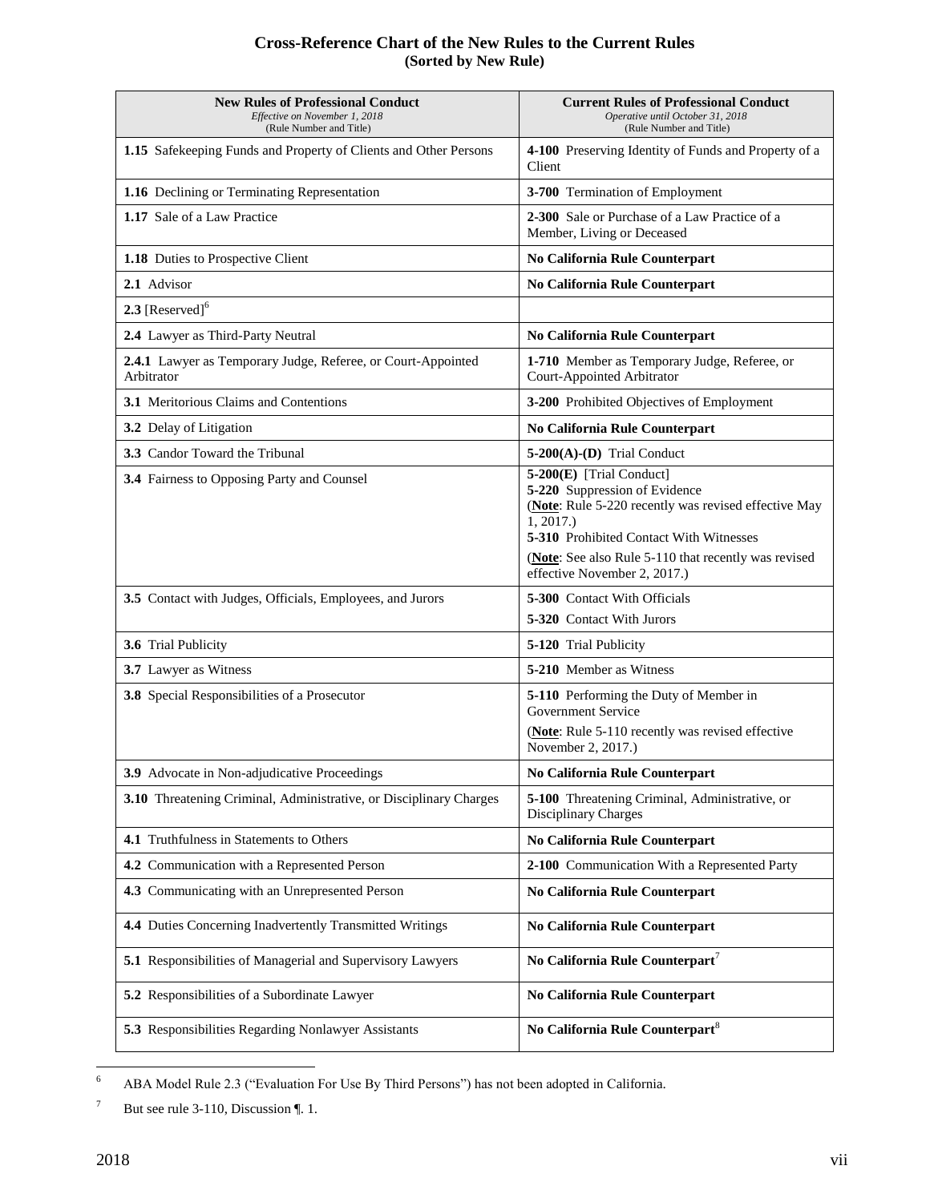## Cross-Reference Chart of the New Rules to the Current Rules
### (Sorted by New Rule)

| **New Rules of Professional Conduct** *Effective on November 1, 2018* (Rule Number and Title) | **Current Rules of Professional Conduct** *Operative until October 31, 2018* (Rule Number and Title) |
|---|---|
| **1.15** Safekeeping Funds and Property of Clients and Other Persons | **4-100** Preserving Identity of Funds and Property of a Client |
| **1.16** Declining or Terminating Representation | **3-700** Termination of Employment |
| **1.17** Sale of a Law Practice | **2-300** Sale or Purchase of a Law Practice of a Member, Living or Deceased |
| **1.18** Duties to Prospective Client | **No California Rule Counterpart** |
| **2.1** Advisor | **No California Rule Counterpart** |
| **2.3** [Reserved][6] | |
| **2.4** Lawyer as Third-Party Neutral | **No California Rule Counterpart** |
| **2.4.1** Lawyer as Temporary Judge, Referee, or Court-Appointed Arbitrator | **1-710** Member as Temporary Judge, Referee, or Court-Appointed Arbitrator |
| **3.1** Meritorious Claims and Contentions | **3-200** Prohibited Objectives of Employment |
| **3.2** Delay of Litigation | **No California Rule Counterpart** |
| **3.3** Candor Toward the Tribunal | **5-200(A)-(D)** Trial Conduct |
| **3.4** Fairness to Opposing Party and Counsel | **5-200(E)** [Trial Conduct] **5-220** Suppression of Evidence (**Note**: Rule 5-220 recently was revised effective May 1, 2017.) **5-310** Prohibited Contact With Witnesses (**Note**: See also Rule 5-110 that recently was revised effective November 2, 2017.) |
| **3.5** Contact with Judges, Officials, Employees, and Jurors | **5-300** Contact With Officials **5-320** Contact With Jurors |
| **3.6** Trial Publicity | **5-120** Trial Publicity |
| **3.7** Lawyer as Witness | **5-210** Member as Witness |
| **3.8** Special Responsibilities of a Prosecutor | **5-110** Performing the Duty of Member in Government Service (**Note**: Rule 5-110 recently was revised effective November 2, 2017.) |
| **3.9** Advocate in Non-adjudicative Proceedings | **No California Rule Counterpart** |
| **3.10** Threatening Criminal, Administrative, or Disciplinary Charges | **5-100** Threatening Criminal, Administrative, or Disciplinary Charges |
| **4.1** Truthfulness in Statements to Others | **No California Rule Counterpart** |
| **4.2** Communication with a Represented Person | **2-100** Communication With a Represented Party |
| **4.3** Communicating with an Unrepresented Person | **No California Rule Counterpart** |
| **4.4** Duties Concerning Inadvertently Transmitted Writings | **No California Rule Counterpart** |
| **5.1** Responsibilities of Managerial and Supervisory Lawyers | **No California Rule Counterpart**[7] |
| **5.2** Responsibilities of a Subordinate Lawyer | **No California Rule Counterpart** |
| **5.3** Responsibilities Regarding Nonlawyer Assistants | **No California Rule Counterpart**[8] |

[6] ABA Model Rule 2.3 ("Evaluation For Use By Third Persons") has not been adopted in California.

[7] But see rule 3-110, Discussion ¶. 1.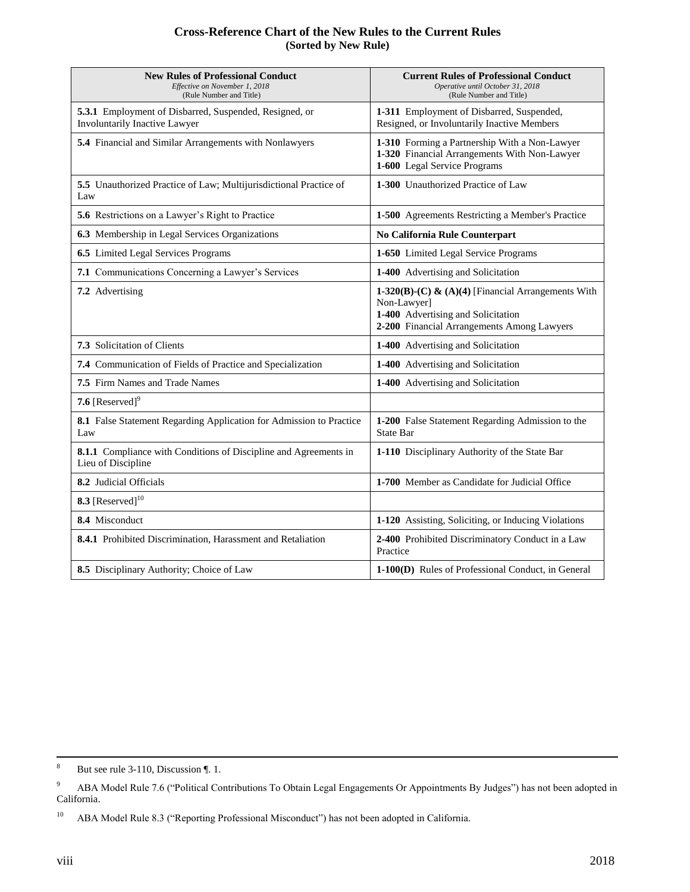## Cross-Reference Chart of the New Rules to the Current Rules
**(Sorted by New Rule)**

| **New Rules of Professional Conduct** *Effective on November 1, 2018* (Rule Number and Title) | **Current Rules of Professional Conduct** *Operative until October 31, 2018* (Rule Number and Title) |
|---|---|
| **5.3.1** Employment of Disbarred, Suspended, Resigned, or Involuntarily Inactive Lawyer | **1-311** Employment of Disbarred, Suspended, Resigned, or Involuntarily Inactive Members |
| **5.4** Financial and Similar Arrangements with Nonlawyers | **1-310** Forming a Partnership With a Non-Lawyer<br>**1-320** Financial Arrangements With Non-Lawyer<br>**1-600** Legal Service Programs |
| **5.5** Unauthorized Practice of Law; Multijurisdictional Practice of Law | **1-300** Unauthorized Practice of Law |
| **5.6** Restrictions on a Lawyer's Right to Practice | **1-500** Agreements Restricting a Member's Practice |
| **6.3** Membership in Legal Services Organizations | **No California Rule Counterpart** |
| **6.5** Limited Legal Services Programs | **1-650** Limited Legal Service Programs |
| **7.1** Communications Concerning a Lawyer's Services | **1-400** Advertising and Solicitation |
| **7.2** Advertising | **1-320(B)-(C) & (A)(4)** [Financial Arrangements With Non-Lawyer]<br>**1-400** Advertising and Solicitation<br>**2-200** Financial Arrangements Among Lawyers |
| **7.3** Solicitation of Clients | **1-400** Advertising and Solicitation |
| **7.4** Communication of Fields of Practice and Specialization | **1-400** Advertising and Solicitation |
| **7.5** Firm Names and Trade Names | **1-400** Advertising and Solicitation |
| **7.6** [Reserved][9] | |
| **8.1** False Statement Regarding Application for Admission to Practice Law | **1-200** False Statement Regarding Admission to the State Bar |
| **8.1.1** Compliance with Conditions of Discipline and Agreements in Lieu of Discipline | **1-110** Disciplinary Authority of the State Bar |
| **8.2** Judicial Officials | **1-700** Member as Candidate for Judicial Office |
| **8.3** [Reserved][10] | |
| **8.4** Misconduct | **1-120** Assisting, Soliciting, or Inducing Violations |
| **8.4.1** Prohibited Discrimination, Harassment and Retaliation | **2-400** Prohibited Discriminatory Conduct in a Law Practice |
| **8.5** Disciplinary Authority; Choice of Law | **1-100(D)** Rules of Professional Conduct, in General |

---

[8] But see rule 3-110, Discussion ¶. 1.

[9] ABA Model Rule 7.6 ("Political Contributions To Obtain Legal Engagements Or Appointments By Judges") has not been adopted in California.

[10] ABA Model Rule 8.3 ("Reporting Professional Misconduct") has not been adopted in California.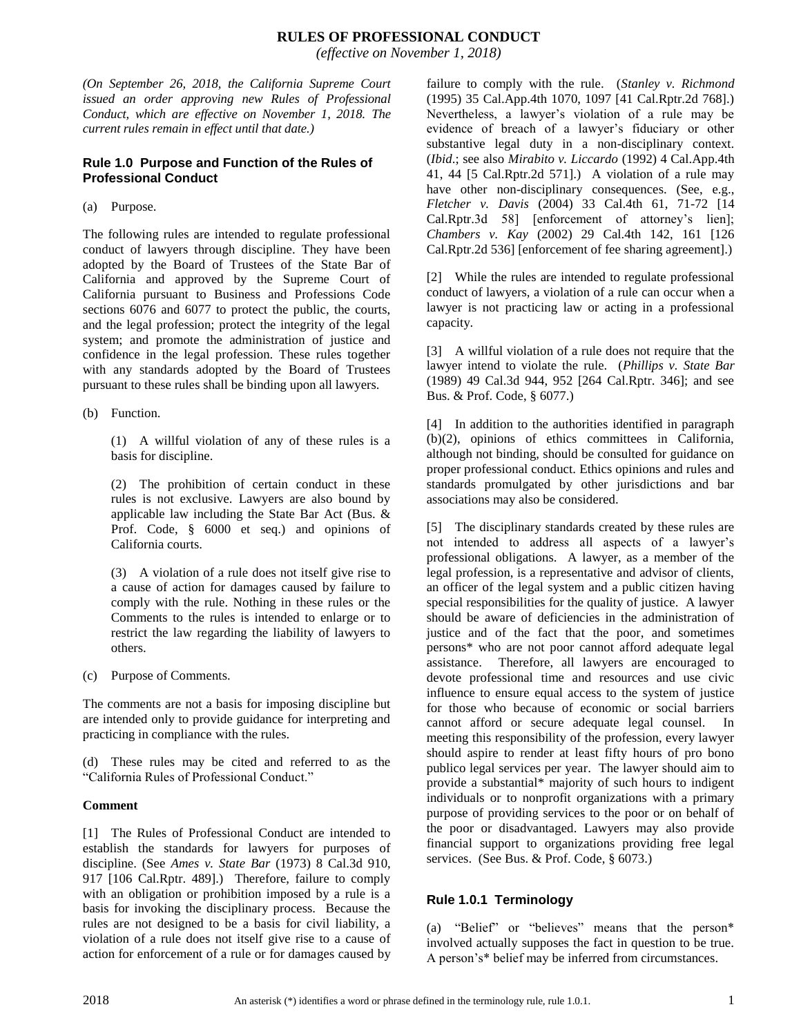# RULES OF PROFESSIONAL CONDUCT

*(effective on November 1, 2018)*

*(On September 26, 2018, the California Supreme Court issued an order approving new Rules of Professional Conduct, which are effective on November 1, 2018. The current rules remain in effect until that date.)*

## Rule 1.0 Purpose and Function of the Rules of Professional Conduct

(a) Purpose.

The following rules are intended to regulate professional conduct of lawyers through discipline. They have been adopted by the Board of Trustees of the State Bar of California and approved by the Supreme Court of California pursuant to Business and Professions Code sections 6076 and 6077 to protect the public, the courts, and the legal profession; protect the integrity of the legal system; and promote the administration of justice and confidence in the legal profession. These rules together with any standards adopted by the Board of Trustees pursuant to these rules shall be binding upon all lawyers.

(b) Function.

(1) A willful violation of any of these rules is a basis for discipline.

(2) The prohibition of certain conduct in these rules is not exclusive. Lawyers are also bound by applicable law including the State Bar Act (Bus. & Prof. Code, § 6000 et seq.) and opinions of California courts.

(3) A violation of a rule does not itself give rise to a cause of action for damages caused by failure to comply with the rule. Nothing in these rules or the Comments to the rules is intended to enlarge or to restrict the law regarding the liability of lawyers to others.

(c) Purpose of Comments.

The comments are not a basis for imposing discipline but are intended only to provide guidance for interpreting and practicing in compliance with the rules.

(d) These rules may be cited and referred to as the "California Rules of Professional Conduct."

**Comment**

[1] The Rules of Professional Conduct are intended to establish the standards for lawyers for purposes of discipline. (See *Ames v. State Bar* (1973) 8 Cal.3d 910, 917 [106 Cal.Rptr. 489].) Therefore, failure to comply with an obligation or prohibition imposed by a rule is a basis for invoking the disciplinary process. Because the rules are not designed to be a basis for civil liability, a violation of a rule does not itself give rise to a cause of action for enforcement of a rule or for damages caused by failure to comply with the rule. (*Stanley v. Richmond* (1995) 35 Cal.App.4th 1070, 1097 [41 Cal.Rptr.2d 768].) Nevertheless, a lawyer's violation of a rule may be evidence of breach of a lawyer's fiduciary or other substantive legal duty in a non-disciplinary context. (*Ibid*.; see also *Mirabito v. Liccardo* (1992) 4 Cal.App.4th 41, 44 [5 Cal.Rptr.2d 571].) A violation of a rule may have other non-disciplinary consequences. (See, e.g., *Fletcher v. Davis* (2004) 33 Cal.4th 61, 71-72 [14 Cal.Rptr.3d 58] [enforcement of attorney's lien]; *Chambers v. Kay* (2002) 29 Cal.4th 142, 161 [126 Cal.Rptr.2d 536] [enforcement of fee sharing agreement].)

[2] While the rules are intended to regulate professional conduct of lawyers, a violation of a rule can occur when a lawyer is not practicing law or acting in a professional capacity.

[3] A willful violation of a rule does not require that the lawyer intend to violate the rule. (*Phillips v. State Bar* (1989) 49 Cal.3d 944, 952 [264 Cal.Rptr. 346]; and see Bus. & Prof. Code, § 6077.)

[4] In addition to the authorities identified in paragraph (b)(2), opinions of ethics committees in California, although not binding, should be consulted for guidance on proper professional conduct. Ethics opinions and rules and standards promulgated by other jurisdictions and bar associations may also be considered.

[5] The disciplinary standards created by these rules are not intended to address all aspects of a lawyer's professional obligations. A lawyer, as a member of the legal profession, is a representative and advisor of clients, an officer of the legal system and a public citizen having special responsibilities for the quality of justice. A lawyer should be aware of deficiencies in the administration of justice and of the fact that the poor, and sometimes persons* who are not poor cannot afford adequate legal assistance. Therefore, all lawyers are encouraged to devote professional time and resources and use civic influence to ensure equal access to the system of justice for those who because of economic or social barriers cannot afford or secure adequate legal counsel. In meeting this responsibility of the profession, every lawyer should aspire to render at least fifty hours of pro bono publico legal services per year. The lawyer should aim to provide a substantial* majority of such hours to indigent individuals or to nonprofit organizations with a primary purpose of providing services to the poor or on behalf of the poor or disadvantaged. Lawyers may also provide financial support to organizations providing free legal services. (See Bus. & Prof. Code, § 6073.)

## Rule 1.0.1 Terminology

(a) "Belief" or "believes" means that the person* involved actually supposes the fact in question to be true. A person's* belief may be inferred from circumstances.

An asterisk (*) identifies a word or phrase defined in the terminology rule, rule 1.0.1.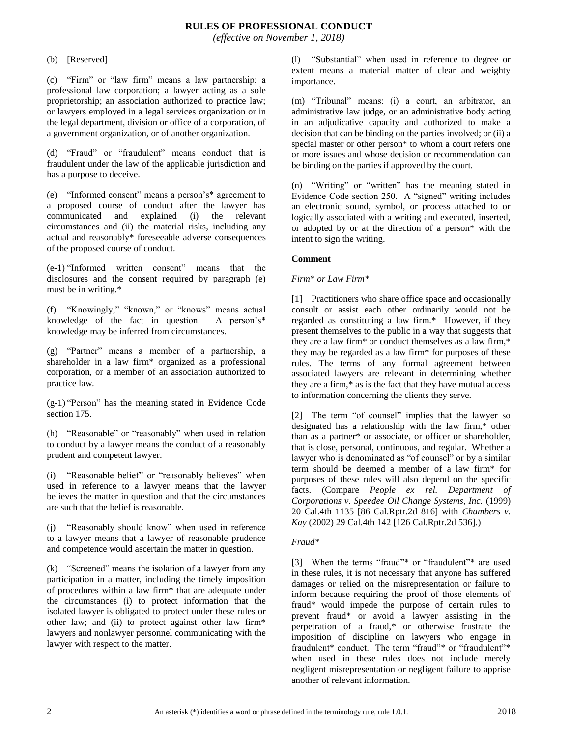(b) [Reserved]

(c) "Firm" or "law firm" means a law partnership; a professional law corporation; a lawyer acting as a sole proprietorship; an association authorized to practice law; or lawyers employed in a legal services organization or in the legal department, division or office of a corporation, of a government organization, or of another organization.

(d) "Fraud" or "fraudulent" means conduct that is fraudulent under the law of the applicable jurisdiction and has a purpose to deceive.

(e) "Informed consent" means a person's* agreement to a proposed course of conduct after the lawyer has communicated and explained (i) the relevant circumstances and (ii) the material risks, including any actual and reasonably* foreseeable adverse consequences of the proposed course of conduct.

(e-1) "Informed written consent" means that the disclosures and the consent required by paragraph (e) must be in writing.*

(f) "Knowingly," "known," or "knows" means actual knowledge of the fact in question. A person's* knowledge may be inferred from circumstances.

(g) "Partner" means a member of a partnership, a shareholder in a law firm* organized as a professional corporation, or a member of an association authorized to practice law.

(g-1) "Person" has the meaning stated in Evidence Code section 175.

(h) "Reasonable" or "reasonably" when used in relation to conduct by a lawyer means the conduct of a reasonably prudent and competent lawyer.

(i) "Reasonable belief" or "reasonably believes" when used in reference to a lawyer means that the lawyer believes the matter in question and that the circumstances are such that the belief is reasonable.

(j) "Reasonably should know" when used in reference to a lawyer means that a lawyer of reasonable prudence and competence would ascertain the matter in question.

(k) "Screened" means the isolation of a lawyer from any participation in a matter, including the timely imposition of procedures within a law firm* that are adequate under the circumstances (i) to protect information that the isolated lawyer is obligated to protect under these rules or other law; and (ii) to protect against other law firm* lawyers and nonlawyer personnel communicating with the lawyer with respect to the matter.

(l) "Substantial" when used in reference to degree or extent means a material matter of clear and weighty importance.

(m) "Tribunal" means: (i) a court, an arbitrator, an administrative law judge, or an administrative body acting in an adjudicative capacity and authorized to make a decision that can be binding on the parties involved; or (ii) a special master or other person* to whom a court refers one or more issues and whose decision or recommendation can be binding on the parties if approved by the court.

(n) "Writing" or "written" has the meaning stated in Evidence Code section 250. A "signed" writing includes an electronic sound, symbol, or process attached to or logically associated with a writing and executed, inserted, or adopted by or at the direction of a person* with the intent to sign the writing.

**Comment**

*Firm* or Law Firm**

[1] Practitioners who share office space and occasionally consult or assist each other ordinarily would not be regarded as constituting a law firm.* However, if they present themselves to the public in a way that suggests that they are a law firm* or conduct themselves as a law firm,* they may be regarded as a law firm* for purposes of these rules. The terms of any formal agreement between associated lawyers are relevant in determining whether they are a firm,* as is the fact that they have mutual access to information concerning the clients they serve.

[2] The term "of counsel" implies that the lawyer so designated has a relationship with the law firm,* other than as a partner* or associate, or officer or shareholder, that is close, personal, continuous, and regular. Whether a lawyer who is denominated as "of counsel" or by a similar term should be deemed a member of a law firm* for purposes of these rules will also depend on the specific facts. (Compare *People ex rel. Department of Corporations v. Speedee Oil Change Systems, Inc.* (1999) 20 Cal.4th 1135 [86 Cal.Rptr.2d 816] with *Chambers v. Kay* (2002) 29 Cal.4th 142 [126 Cal.Rptr.2d 536].)

*Fraud**

[3] When the terms "fraud"* or "fraudulent"* are used in these rules, it is not necessary that anyone has suffered damages or relied on the misrepresentation or failure to inform because requiring the proof of those elements of fraud* would impede the purpose of certain rules to prevent fraud* or avoid a lawyer assisting in the perpetration of a fraud,* or otherwise frustrate the imposition of discipline on lawyers who engage in fraudulent* conduct. The term "fraud"* or "fraudulent"* when used in these rules does not include merely negligent misrepresentation or negligent failure to apprise another of relevant information.

An asterisk (*) identifies a word or phrase defined in the terminology rule, rule 1.0.1.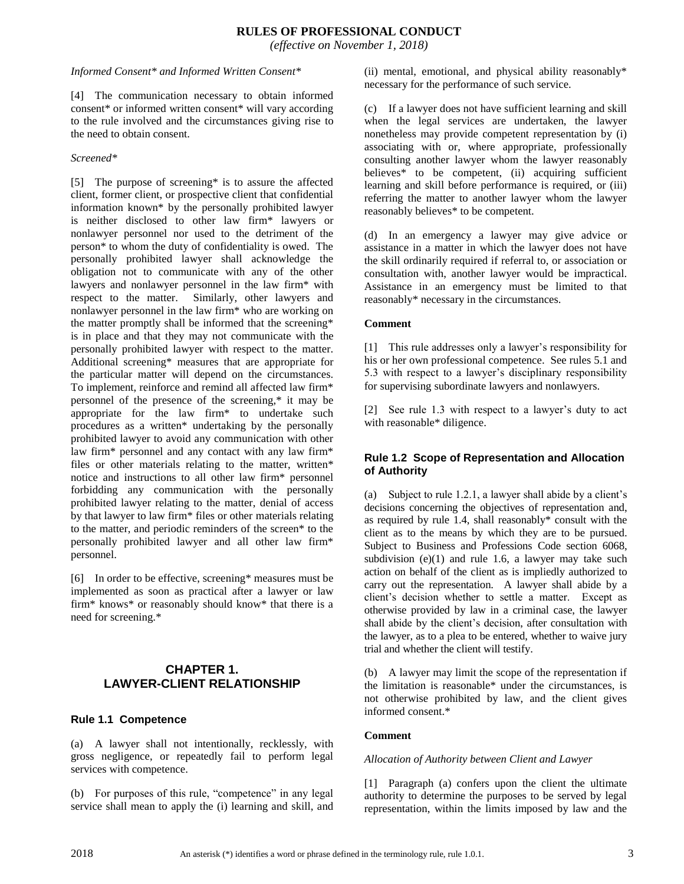*Informed Consent* and Informed Written Consent**

[4] The communication necessary to obtain informed consent* or informed written consent* will vary according to the rule involved and the circumstances giving rise to the need to obtain consent.

*Screened**

[5] The purpose of screening* is to assure the affected client, former client, or prospective client that confidential information known* by the personally prohibited lawyer is neither disclosed to other law firm* lawyers or nonlawyer personnel nor used to the detriment of the person* to whom the duty of confidentiality is owed. The personally prohibited lawyer shall acknowledge the obligation not to communicate with any of the other lawyers and nonlawyer personnel in the law firm* with respect to the matter. Similarly, other lawyers and nonlawyer personnel in the law firm* who are working on the matter promptly shall be informed that the screening* is in place and that they may not communicate with the personally prohibited lawyer with respect to the matter. Additional screening* measures that are appropriate for the particular matter will depend on the circumstances. To implement, reinforce and remind all affected law firm* personnel of the presence of the screening,* it may be appropriate for the law firm* to undertake such procedures as a written* undertaking by the personally prohibited lawyer to avoid any communication with other law firm* personnel and any contact with any law firm* files or other materials relating to the matter, written* notice and instructions to all other law firm* personnel forbidding any communication with the personally prohibited lawyer relating to the matter, denial of access by that lawyer to law firm* files or other materials relating to the matter, and periodic reminders of the screen* to the personally prohibited lawyer and all other law firm* personnel.

[6] In order to be effective, screening* measures must be implemented as soon as practical after a lawyer or law firm* knows* or reasonably should know* that there is a need for screening.*

## CHAPTER 1. LAWYER-CLIENT RELATIONSHIP

### Rule 1.1 Competence

(a) A lawyer shall not intentionally, recklessly, with gross negligence, or repeatedly fail to perform legal services with competence.

(b) For purposes of this rule, "competence" in any legal service shall mean to apply the (i) learning and skill, and (ii) mental, emotional, and physical ability reasonably* necessary for the performance of such service.

(c) If a lawyer does not have sufficient learning and skill when the legal services are undertaken, the lawyer nonetheless may provide competent representation by (i) associating with or, where appropriate, professionally consulting another lawyer whom the lawyer reasonably believes* to be competent, (ii) acquiring sufficient learning and skill before performance is required, or (iii) referring the matter to another lawyer whom the lawyer reasonably believes* to be competent.

(d) In an emergency a lawyer may give advice or assistance in a matter in which the lawyer does not have the skill ordinarily required if referral to, or association or consultation with, another lawyer would be impractical. Assistance in an emergency must be limited to that reasonably* necessary in the circumstances.

**Comment**

[1] This rule addresses only a lawyer's responsibility for his or her own professional competence. See rules 5.1 and 5.3 with respect to a lawyer's disciplinary responsibility for supervising subordinate lawyers and nonlawyers.

[2] See rule 1.3 with respect to a lawyer's duty to act with reasonable* diligence.

### Rule 1.2 Scope of Representation and Allocation of Authority

(a) Subject to rule 1.2.1, a lawyer shall abide by a client's decisions concerning the objectives of representation and, as required by rule 1.4, shall reasonably* consult with the client as to the means by which they are to be pursued. Subject to Business and Professions Code section 6068, subdivision (e)(1) and rule 1.6, a lawyer may take such action on behalf of the client as is impliedly authorized to carry out the representation. A lawyer shall abide by a client's decision whether to settle a matter. Except as otherwise provided by law in a criminal case, the lawyer shall abide by the client's decision, after consultation with the lawyer, as to a plea to be entered, whether to waive jury trial and whether the client will testify.

(b) A lawyer may limit the scope of the representation if the limitation is reasonable* under the circumstances, is not otherwise prohibited by law, and the client gives informed consent.*

**Comment**

*Allocation of Authority between Client and Lawyer*

[1] Paragraph (a) confers upon the client the ultimate authority to determine the purposes to be served by legal representation, within the limits imposed by law and the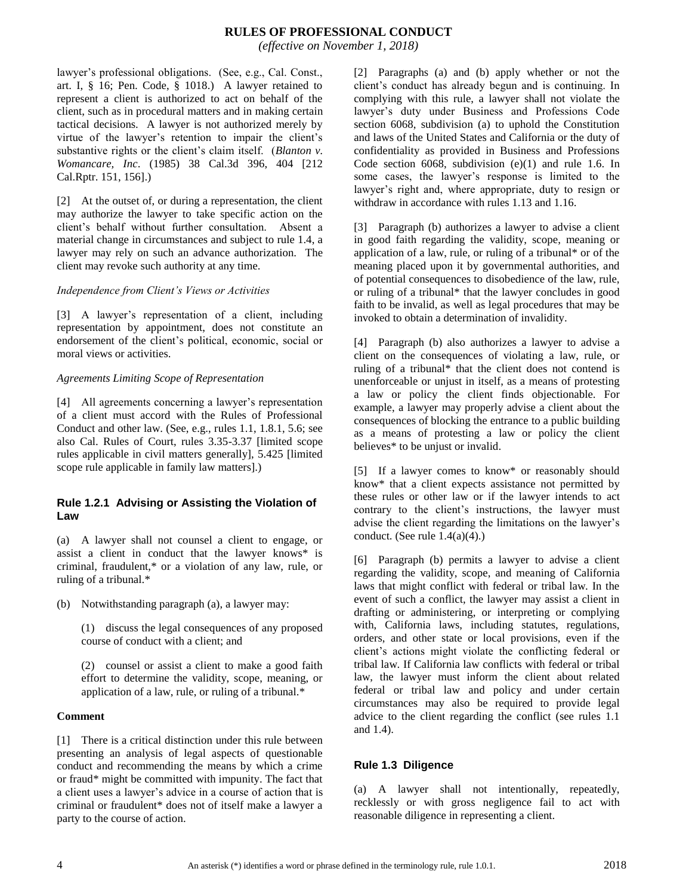lawyer's professional obligations. (See, e.g., Cal. Const., art. I, § 16; Pen. Code, § 1018.) A lawyer retained to represent a client is authorized to act on behalf of the client, such as in procedural matters and in making certain tactical decisions. A lawyer is not authorized merely by virtue of the lawyer's retention to impair the client's substantive rights or the client's claim itself. (*Blanton v. Womancare, Inc*. (1985) 38 Cal.3d 396, 404 [212 Cal.Rptr. 151, 156].)

[2] At the outset of, or during a representation, the client may authorize the lawyer to take specific action on the client's behalf without further consultation. Absent a material change in circumstances and subject to rule 1.4, a lawyer may rely on such an advance authorization. The client may revoke such authority at any time.

*Independence from Client's Views or Activities*

[3] A lawyer's representation of a client, including representation by appointment, does not constitute an endorsement of the client's political, economic, social or moral views or activities.

*Agreements Limiting Scope of Representation*

[4] All agreements concerning a lawyer's representation of a client must accord with the Rules of Professional Conduct and other law. (See, e.g., rules 1.1, 1.8.1, 5.6; see also Cal. Rules of Court, rules 3.35-3.37 [limited scope rules applicable in civil matters generally], 5.425 [limited scope rule applicable in family law matters].)

### Rule 1.2.1 Advising or Assisting the Violation of Law

(a) A lawyer shall not counsel a client to engage, or assist a client in conduct that the lawyer knows* is criminal, fraudulent,* or a violation of any law, rule, or ruling of a tribunal.*

(b) Notwithstanding paragraph (a), a lawyer may:

(1) discuss the legal consequences of any proposed course of conduct with a client; and

(2) counsel or assist a client to make a good faith effort to determine the validity, scope, meaning, or application of a law, rule, or ruling of a tribunal.*

**Comment**

[1] There is a critical distinction under this rule between presenting an analysis of legal aspects of questionable conduct and recommending the means by which a crime or fraud* might be committed with impunity. The fact that a client uses a lawyer's advice in a course of action that is criminal or fraudulent* does not of itself make a lawyer a party to the course of action.

[2] Paragraphs (a) and (b) apply whether or not the client's conduct has already begun and is continuing. In complying with this rule, a lawyer shall not violate the lawyer's duty under Business and Professions Code section 6068, subdivision (a) to uphold the Constitution and laws of the United States and California or the duty of confidentiality as provided in Business and Professions Code section 6068, subdivision (e)(1) and rule 1.6. In some cases, the lawyer's response is limited to the lawyer's right and, where appropriate, duty to resign or withdraw in accordance with rules 1.13 and 1.16.

[3] Paragraph (b) authorizes a lawyer to advise a client in good faith regarding the validity, scope, meaning or application of a law, rule, or ruling of a tribunal* or of the meaning placed upon it by governmental authorities, and of potential consequences to disobedience of the law, rule, or ruling of a tribunal* that the lawyer concludes in good faith to be invalid, as well as legal procedures that may be invoked to obtain a determination of invalidity.

[4] Paragraph (b) also authorizes a lawyer to advise a client on the consequences of violating a law, rule, or ruling of a tribunal* that the client does not contend is unenforceable or unjust in itself, as a means of protesting a law or policy the client finds objectionable. For example, a lawyer may properly advise a client about the consequences of blocking the entrance to a public building as a means of protesting a law or policy the client believes* to be unjust or invalid.

[5] If a lawyer comes to know* or reasonably should know* that a client expects assistance not permitted by these rules or other law or if the lawyer intends to act contrary to the client's instructions, the lawyer must advise the client regarding the limitations on the lawyer's conduct. (See rule 1.4(a)(4).)

[6] Paragraph (b) permits a lawyer to advise a client regarding the validity, scope, and meaning of California laws that might conflict with federal or tribal law. In the event of such a conflict, the lawyer may assist a client in drafting or administering, or interpreting or complying with, California laws, including statutes, regulations, orders, and other state or local provisions, even if the client's actions might violate the conflicting federal or tribal law. If California law conflicts with federal or tribal law, the lawyer must inform the client about related federal or tribal law and policy and under certain circumstances may also be required to provide legal advice to the client regarding the conflict (see rules 1.1 and 1.4).

### Rule 1.3 Diligence

(a) A lawyer shall not intentionally, repeatedly, recklessly or with gross negligence fail to act with reasonable diligence in representing a client.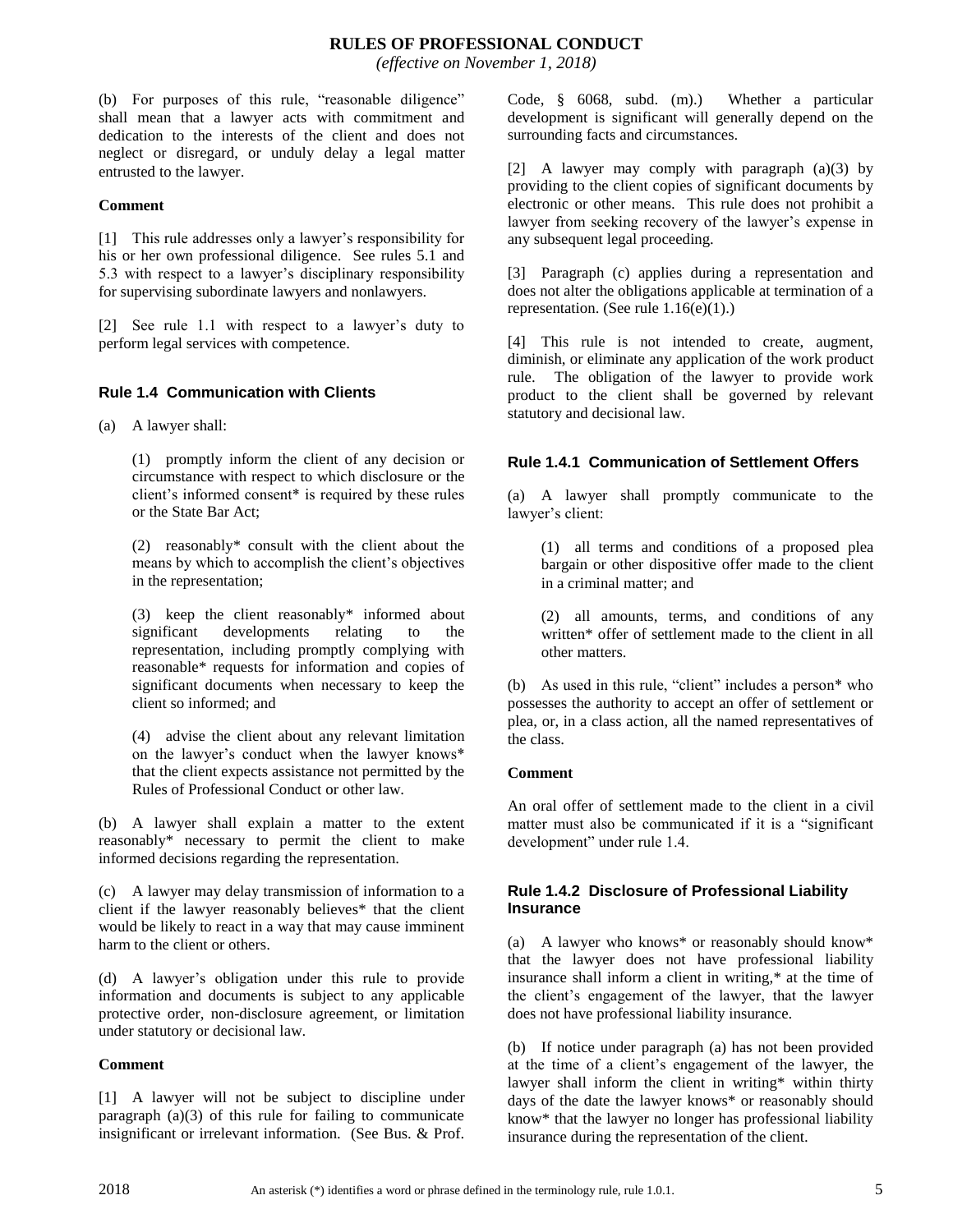(b) For purposes of this rule, "reasonable diligence" shall mean that a lawyer acts with commitment and dedication to the interests of the client and does not neglect or disregard, or unduly delay a legal matter entrusted to the lawyer.

**Comment**

[1] This rule addresses only a lawyer's responsibility for his or her own professional diligence. See rules 5.1 and 5.3 with respect to a lawyer's disciplinary responsibility for supervising subordinate lawyers and nonlawyers.

[2] See rule 1.1 with respect to a lawyer's duty to perform legal services with competence.

### Rule 1.4 Communication with Clients

(a) A lawyer shall:

(1) promptly inform the client of any decision or circumstance with respect to which disclosure or the client's informed consent* is required by these rules or the State Bar Act;

(2) reasonably* consult with the client about the means by which to accomplish the client's objectives in the representation;

(3) keep the client reasonably* informed about significant developments relating to the representation, including promptly complying with reasonable* requests for information and copies of significant documents when necessary to keep the client so informed; and

(4) advise the client about any relevant limitation on the lawyer's conduct when the lawyer knows* that the client expects assistance not permitted by the Rules of Professional Conduct or other law.

(b) A lawyer shall explain a matter to the extent reasonably* necessary to permit the client to make informed decisions regarding the representation.

(c) A lawyer may delay transmission of information to a client if the lawyer reasonably believes* that the client would be likely to react in a way that may cause imminent harm to the client or others.

(d) A lawyer's obligation under this rule to provide information and documents is subject to any applicable protective order, non-disclosure agreement, or limitation under statutory or decisional law.

**Comment**

[1] A lawyer will not be subject to discipline under paragraph (a)(3) of this rule for failing to communicate insignificant or irrelevant information. (See Bus. & Prof. Code, § 6068, subd. (m).) Whether a particular development is significant will generally depend on the surrounding facts and circumstances.

[2] A lawyer may comply with paragraph (a)(3) by providing to the client copies of significant documents by electronic or other means. This rule does not prohibit a lawyer from seeking recovery of the lawyer's expense in any subsequent legal proceeding.

[3] Paragraph (c) applies during a representation and does not alter the obligations applicable at termination of a representation. (See rule 1.16(e)(1).)

[4] This rule is not intended to create, augment, diminish, or eliminate any application of the work product rule. The obligation of the lawyer to provide work product to the client shall be governed by relevant statutory and decisional law.

### Rule 1.4.1 Communication of Settlement Offers

(a) A lawyer shall promptly communicate to the lawyer's client:

(1) all terms and conditions of a proposed plea bargain or other dispositive offer made to the client in a criminal matter; and

(2) all amounts, terms, and conditions of any written* offer of settlement made to the client in all other matters.

(b) As used in this rule, "client" includes a person* who possesses the authority to accept an offer of settlement or plea, or, in a class action, all the named representatives of the class.

**Comment**

An oral offer of settlement made to the client in a civil matter must also be communicated if it is a "significant development" under rule 1.4.

### Rule 1.4.2 Disclosure of Professional Liability Insurance

(a) A lawyer who knows* or reasonably should know* that the lawyer does not have professional liability insurance shall inform a client in writing,* at the time of the client's engagement of the lawyer, that the lawyer does not have professional liability insurance.

(b) If notice under paragraph (a) has not been provided at the time of a client's engagement of the lawyer, the lawyer shall inform the client in writing* within thirty days of the date the lawyer knows* or reasonably should know* that the lawyer no longer has professional liability insurance during the representation of the client.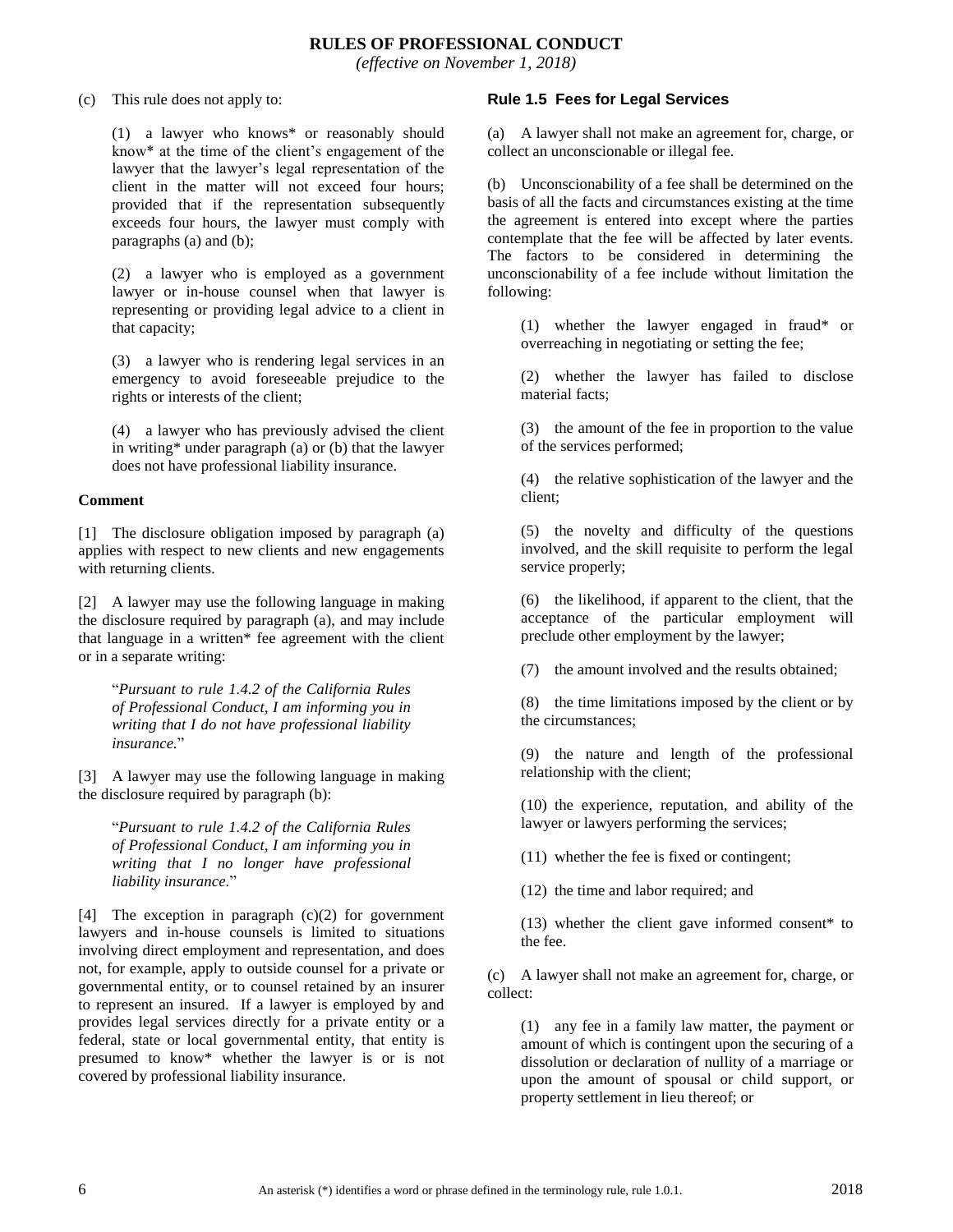(c) This rule does not apply to:

(1) a lawyer who knows* or reasonably should know* at the time of the client's engagement of the lawyer that the lawyer's legal representation of the client in the matter will not exceed four hours; provided that if the representation subsequently exceeds four hours, the lawyer must comply with paragraphs (a) and (b);

(2) a lawyer who is employed as a government lawyer or in-house counsel when that lawyer is representing or providing legal advice to a client in that capacity;

(3) a lawyer who is rendering legal services in an emergency to avoid foreseeable prejudice to the rights or interests of the client;

(4) a lawyer who has previously advised the client in writing* under paragraph (a) or (b) that the lawyer does not have professional liability insurance.

**Comment**

[1] The disclosure obligation imposed by paragraph (a) applies with respect to new clients and new engagements with returning clients.

[2] A lawyer may use the following language in making the disclosure required by paragraph (a), and may include that language in a written* fee agreement with the client or in a separate writing:

> "*Pursuant to rule 1.4.2 of the California Rules of Professional Conduct, I am informing you in writing that I do not have professional liability insurance.*"

[3] A lawyer may use the following language in making the disclosure required by paragraph (b):

> "*Pursuant to rule 1.4.2 of the California Rules of Professional Conduct, I am informing you in writing that I no longer have professional liability insurance.*"

[4] The exception in paragraph (c)(2) for government lawyers and in-house counsels is limited to situations involving direct employment and representation, and does not, for example, apply to outside counsel for a private or governmental entity, or to counsel retained by an insurer to represent an insured. If a lawyer is employed by and provides legal services directly for a private entity or a federal, state or local governmental entity, that entity is presumed to know* whether the lawyer is or is not covered by professional liability insurance.

### Rule 1.5 Fees for Legal Services

(a) A lawyer shall not make an agreement for, charge, or collect an unconscionable or illegal fee.

(b) Unconscionability of a fee shall be determined on the basis of all the facts and circumstances existing at the time the agreement is entered into except where the parties contemplate that the fee will be affected by later events. The factors to be considered in determining the unconscionability of a fee include without limitation the following:

(1) whether the lawyer engaged in fraud* or overreaching in negotiating or setting the fee;

(2) whether the lawyer has failed to disclose material facts;

(3) the amount of the fee in proportion to the value of the services performed;

(4) the relative sophistication of the lawyer and the client;

(5) the novelty and difficulty of the questions involved, and the skill requisite to perform the legal service properly;

(6) the likelihood, if apparent to the client, that the acceptance of the particular employment will preclude other employment by the lawyer;

(7) the amount involved and the results obtained;

(8) the time limitations imposed by the client or by the circumstances;

(9) the nature and length of the professional relationship with the client;

(10) the experience, reputation, and ability of the lawyer or lawyers performing the services;

(11) whether the fee is fixed or contingent;

(12) the time and labor required; and

(13) whether the client gave informed consent* to the fee.

(c) A lawyer shall not make an agreement for, charge, or collect:

(1) any fee in a family law matter, the payment or amount of which is contingent upon the securing of a dissolution or declaration of nullity of a marriage or upon the amount of spousal or child support, or property settlement in lieu thereof; or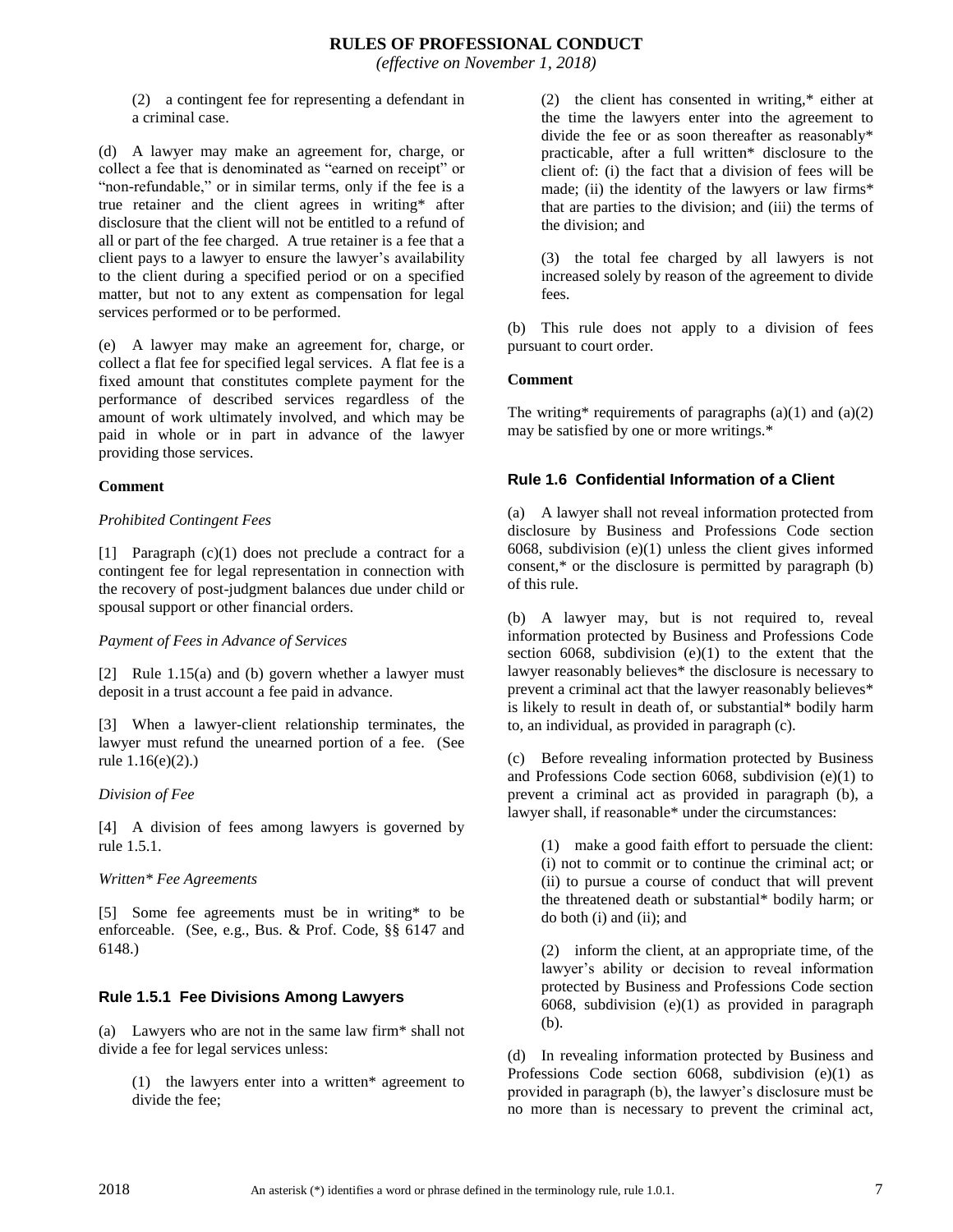(2) a contingent fee for representing a defendant in a criminal case.

(d) A lawyer may make an agreement for, charge, or collect a fee that is denominated as "earned on receipt" or "non-refundable," or in similar terms, only if the fee is a true retainer and the client agrees in writing* after disclosure that the client will not be entitled to a refund of all or part of the fee charged. A true retainer is a fee that a client pays to a lawyer to ensure the lawyer's availability to the client during a specified period or on a specified matter, but not to any extent as compensation for legal services performed or to be performed.

(e) A lawyer may make an agreement for, charge, or collect a flat fee for specified legal services. A flat fee is a fixed amount that constitutes complete payment for the performance of described services regardless of the amount of work ultimately involved, and which may be paid in whole or in part in advance of the lawyer providing those services.

**Comment**

*Prohibited Contingent Fees*

[1] Paragraph (c)(1) does not preclude a contract for a contingent fee for legal representation in connection with the recovery of post-judgment balances due under child or spousal support or other financial orders.

*Payment of Fees in Advance of Services*

[2] Rule 1.15(a) and (b) govern whether a lawyer must deposit in a trust account a fee paid in advance.

[3] When a lawyer-client relationship terminates, the lawyer must refund the unearned portion of a fee. (See rule 1.16(e)(2).)

*Division of Fee*

[4] A division of fees among lawyers is governed by rule 1.5.1.

*Written* Fee Agreements*

[5] Some fee agreements must be in writing* to be enforceable. (See, e.g., Bus. & Prof. Code, §§ 6147 and 6148.)

## Rule 1.5.1 Fee Divisions Among Lawyers

(a) Lawyers who are not in the same law firm* shall not divide a fee for legal services unless:

(1) the lawyers enter into a written* agreement to divide the fee;

(2) the client has consented in writing,* either at the time the lawyers enter into the agreement to divide the fee or as soon thereafter as reasonably* practicable, after a full written* disclosure to the client of: (i) the fact that a division of fees will be made; (ii) the identity of the lawyers or law firms* that are parties to the division; and (iii) the terms of the division; and

(3) the total fee charged by all lawyers is not increased solely by reason of the agreement to divide fees.

(b) This rule does not apply to a division of fees pursuant to court order.

**Comment**

The writing* requirements of paragraphs (a)(1) and (a)(2) may be satisfied by one or more writings.*

## Rule 1.6 Confidential Information of a Client

(a) A lawyer shall not reveal information protected from disclosure by Business and Professions Code section 6068, subdivision (e)(1) unless the client gives informed consent,* or the disclosure is permitted by paragraph (b) of this rule.

(b) A lawyer may, but is not required to, reveal information protected by Business and Professions Code section 6068, subdivision (e)(1) to the extent that the lawyer reasonably believes* the disclosure is necessary to prevent a criminal act that the lawyer reasonably believes* is likely to result in death of, or substantial* bodily harm to, an individual, as provided in paragraph (c).

(c) Before revealing information protected by Business and Professions Code section 6068, subdivision (e)(1) to prevent a criminal act as provided in paragraph (b), a lawyer shall, if reasonable* under the circumstances:

(1) make a good faith effort to persuade the client: (i) not to commit or to continue the criminal act; or (ii) to pursue a course of conduct that will prevent the threatened death or substantial* bodily harm; or do both (i) and (ii); and

(2) inform the client, at an appropriate time, of the lawyer's ability or decision to reveal information protected by Business and Professions Code section 6068, subdivision (e)(1) as provided in paragraph (b).

(d) In revealing information protected by Business and Professions Code section 6068, subdivision (e)(1) as provided in paragraph (b), the lawyer's disclosure must be no more than is necessary to prevent the criminal act,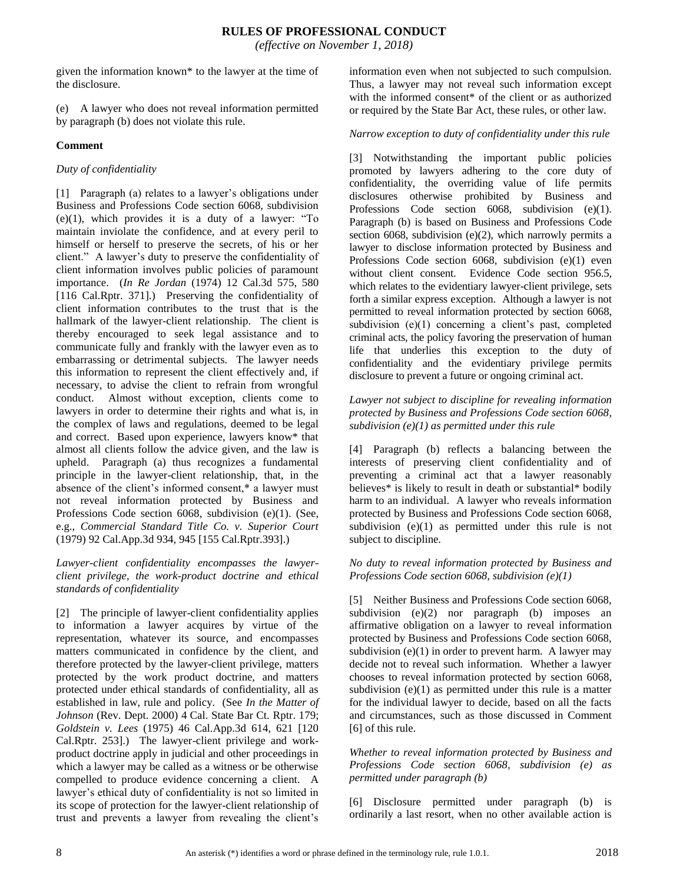given the information known* to the lawyer at the time of the disclosure.

(e) A lawyer who does not reveal information permitted by paragraph (b) does not violate this rule.

**Comment**

*Duty of confidentiality*

[1] Paragraph (a) relates to a lawyer's obligations under Business and Professions Code section 6068, subdivision (e)(1), which provides it is a duty of a lawyer: "To maintain inviolate the confidence, and at every peril to himself or herself to preserve the secrets, of his or her client." A lawyer's duty to preserve the confidentiality of client information involves public policies of paramount importance. (*In Re Jordan* (1974) 12 Cal.3d 575, 580 [116 Cal.Rptr. 371].) Preserving the confidentiality of client information contributes to the trust that is the hallmark of the lawyer-client relationship. The client is thereby encouraged to seek legal assistance and to communicate fully and frankly with the lawyer even as to embarrassing or detrimental subjects. The lawyer needs this information to represent the client effectively and, if necessary, to advise the client to refrain from wrongful conduct. Almost without exception, clients come to lawyers in order to determine their rights and what is, in the complex of laws and regulations, deemed to be legal and correct. Based upon experience, lawyers know* that almost all clients follow the advice given, and the law is upheld. Paragraph (a) thus recognizes a fundamental principle in the lawyer-client relationship, that, in the absence of the client's informed consent,* a lawyer must not reveal information protected by Business and Professions Code section 6068, subdivision (e)(1). (See, e.g., *Commercial Standard Title Co. v. Superior Court* (1979) 92 Cal.App.3d 934, 945 [155 Cal.Rptr.393].)

*Lawyer-client confidentiality encompasses the lawyer-client privilege, the work-product doctrine and ethical standards of confidentiality*

[2] The principle of lawyer-client confidentiality applies to information a lawyer acquires by virtue of the representation, whatever its source, and encompasses matters communicated in confidence by the client, and therefore protected by the lawyer-client privilege, matters protected by the work product doctrine, and matters protected under ethical standards of confidentiality, all as established in law, rule and policy. (See *In the Matter of Johnson* (Rev. Dept. 2000) 4 Cal. State Bar Ct. Rptr. 179; *Goldstein v. Lees* (1975) 46 Cal.App.3d 614, 621 [120 Cal.Rptr. 253].) The lawyer-client privilege and work-product doctrine apply in judicial and other proceedings in which a lawyer may be called as a witness or be otherwise compelled to produce evidence concerning a client. A lawyer's ethical duty of confidentiality is not so limited in its scope of protection for the lawyer-client relationship of trust and prevents a lawyer from revealing the client's information even when not subjected to such compulsion. Thus, a lawyer may not reveal such information except with the informed consent* of the client or as authorized or required by the State Bar Act, these rules, or other law.

*Narrow exception to duty of confidentiality under this rule*

[3] Notwithstanding the important public policies promoted by lawyers adhering to the core duty of confidentiality, the overriding value of life permits disclosures otherwise prohibited by Business and Professions Code section 6068, subdivision (e)(1). Paragraph (b) is based on Business and Professions Code section 6068, subdivision (e)(2), which narrowly permits a lawyer to disclose information protected by Business and Professions Code section 6068, subdivision (e)(1) even without client consent. Evidence Code section 956.5, which relates to the evidentiary lawyer-client privilege, sets forth a similar express exception. Although a lawyer is not permitted to reveal information protected by section 6068, subdivision (e)(1) concerning a client's past, completed criminal acts, the policy favoring the preservation of human life that underlies this exception to the duty of confidentiality and the evidentiary privilege permits disclosure to prevent a future or ongoing criminal act.

*Lawyer not subject to discipline for revealing information protected by Business and Professions Code section 6068, subdivision (e)(1) as permitted under this rule*

[4] Paragraph (b) reflects a balancing between the interests of preserving client confidentiality and of preventing a criminal act that a lawyer reasonably believes* is likely to result in death or substantial* bodily harm to an individual. A lawyer who reveals information protected by Business and Professions Code section 6068, subdivision (e)(1) as permitted under this rule is not subject to discipline.

*No duty to reveal information protected by Business and Professions Code section 6068, subdivision (e)(1)*

[5] Neither Business and Professions Code section 6068, subdivision (e)(2) nor paragraph (b) imposes an affirmative obligation on a lawyer to reveal information protected by Business and Professions Code section 6068, subdivision (e)(1) in order to prevent harm. A lawyer may decide not to reveal such information. Whether a lawyer chooses to reveal information protected by section 6068, subdivision (e)(1) as permitted under this rule is a matter for the individual lawyer to decide, based on all the facts and circumstances, such as those discussed in Comment [6] of this rule.

*Whether to reveal information protected by Business and Professions Code section 6068, subdivision (e) as permitted under paragraph (b)*

[6] Disclosure permitted under paragraph (b) is ordinarily a last resort, when no other available action is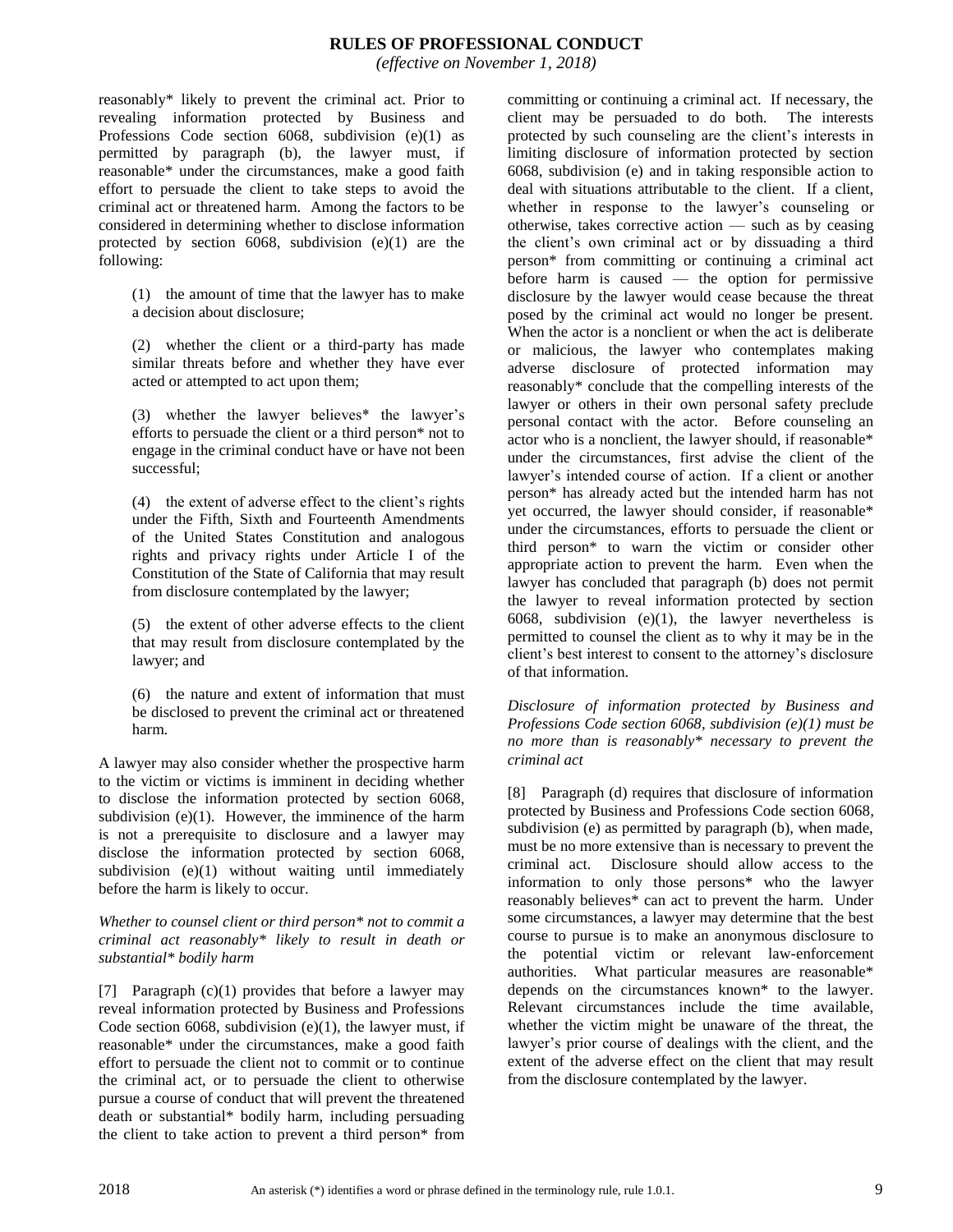reasonably* likely to prevent the criminal act. Prior to revealing information protected by Business and Professions Code section 6068, subdivision (e)(1) as permitted by paragraph (b), the lawyer must, if reasonable* under the circumstances, make a good faith effort to persuade the client to take steps to avoid the criminal act or threatened harm. Among the factors to be considered in determining whether to disclose information protected by section 6068, subdivision (e)(1) are the following:

(1) the amount of time that the lawyer has to make a decision about disclosure;

(2) whether the client or a third-party has made similar threats before and whether they have ever acted or attempted to act upon them;

(3) whether the lawyer believes* the lawyer's efforts to persuade the client or a third person* not to engage in the criminal conduct have or have not been successful;

(4) the extent of adverse effect to the client's rights under the Fifth, Sixth and Fourteenth Amendments of the United States Constitution and analogous rights and privacy rights under Article I of the Constitution of the State of California that may result from disclosure contemplated by the lawyer;

(5) the extent of other adverse effects to the client that may result from disclosure contemplated by the lawyer; and

(6) the nature and extent of information that must be disclosed to prevent the criminal act or threatened harm.

A lawyer may also consider whether the prospective harm to the victim or victims is imminent in deciding whether to disclose the information protected by section 6068, subdivision (e)(1). However, the imminence of the harm is not a prerequisite to disclosure and a lawyer may disclose the information protected by section 6068, subdivision (e)(1) without waiting until immediately before the harm is likely to occur.

*Whether to counsel client or third person* not to commit a criminal act reasonably* likely to result in death or substantial* bodily harm*

[7] Paragraph (c)(1) provides that before a lawyer may reveal information protected by Business and Professions Code section 6068, subdivision (e)(1), the lawyer must, if reasonable* under the circumstances, make a good faith effort to persuade the client not to commit or to continue the criminal act, or to persuade the client to otherwise pursue a course of conduct that will prevent the threatened death or substantial* bodily harm, including persuading the client to take action to prevent a third person* from committing or continuing a criminal act. If necessary, the client may be persuaded to do both. The interests protected by such counseling are the client's interests in limiting disclosure of information protected by section 6068, subdivision (e) and in taking responsible action to deal with situations attributable to the client. If a client, whether in response to the lawyer's counseling or otherwise, takes corrective action — such as by ceasing the client's own criminal act or by dissuading a third person* from committing or continuing a criminal act before harm is caused — the option for permissive disclosure by the lawyer would cease because the threat posed by the criminal act would no longer be present. When the actor is a nonclient or when the act is deliberate or malicious, the lawyer who contemplates making adverse disclosure of protected information may reasonably* conclude that the compelling interests of the lawyer or others in their own personal safety preclude personal contact with the actor. Before counseling an actor who is a nonclient, the lawyer should, if reasonable* under the circumstances, first advise the client of the lawyer's intended course of action. If a client or another person* has already acted but the intended harm has not yet occurred, the lawyer should consider, if reasonable* under the circumstances, efforts to persuade the client or third person* to warn the victim or consider other appropriate action to prevent the harm. Even when the lawyer has concluded that paragraph (b) does not permit the lawyer to reveal information protected by section 6068, subdivision (e)(1), the lawyer nevertheless is permitted to counsel the client as to why it may be in the client's best interest to consent to the attorney's disclosure of that information.

*Disclosure of information protected by Business and Professions Code section 6068, subdivision (e)(1) must be no more than is reasonably* necessary to prevent the criminal act*

[8] Paragraph (d) requires that disclosure of information protected by Business and Professions Code section 6068, subdivision (e) as permitted by paragraph (b), when made, must be no more extensive than is necessary to prevent the criminal act. Disclosure should allow access to the information to only those persons* who the lawyer reasonably believes* can act to prevent the harm. Under some circumstances, a lawyer may determine that the best course to pursue is to make an anonymous disclosure to the potential victim or relevant law-enforcement authorities. What particular measures are reasonable* depends on the circumstances known* to the lawyer. Relevant circumstances include the time available, whether the victim might be unaware of the threat, the lawyer's prior course of dealings with the client, and the extent of the adverse effect on the client that may result from the disclosure contemplated by the lawyer.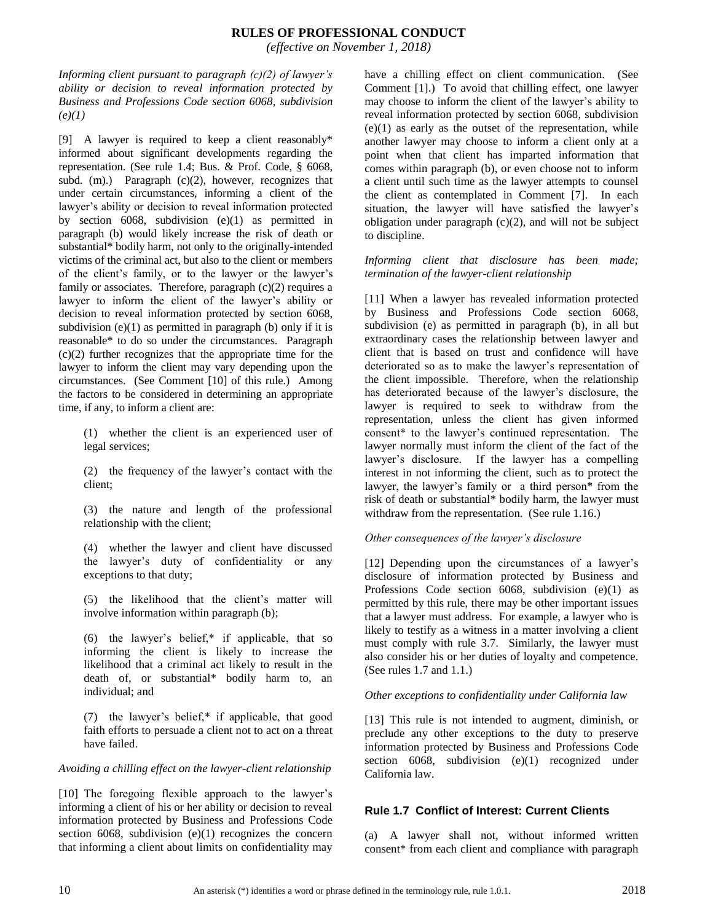*Informing client pursuant to paragraph (c)(2) of lawyer's ability or decision to reveal information protected by Business and Professions Code section 6068, subdivision (e)(1)*

[9] A lawyer is required to keep a client reasonably* informed about significant developments regarding the representation. (See rule 1.4; Bus. & Prof. Code, § 6068, subd. (m).) Paragraph (c)(2), however, recognizes that under certain circumstances, informing a client of the lawyer's ability or decision to reveal information protected by section 6068, subdivision (e)(1) as permitted in paragraph (b) would likely increase the risk of death or substantial* bodily harm, not only to the originally-intended victims of the criminal act, but also to the client or members of the client's family, or to the lawyer or the lawyer's family or associates. Therefore, paragraph (c)(2) requires a lawyer to inform the client of the lawyer's ability or decision to reveal information protected by section 6068, subdivision (e)(1) as permitted in paragraph (b) only if it is reasonable* to do so under the circumstances. Paragraph (c)(2) further recognizes that the appropriate time for the lawyer to inform the client may vary depending upon the circumstances. (See Comment [10] of this rule.) Among the factors to be considered in determining an appropriate time, if any, to inform a client are:

(1) whether the client is an experienced user of legal services;

(2) the frequency of the lawyer's contact with the client;

(3) the nature and length of the professional relationship with the client;

(4) whether the lawyer and client have discussed the lawyer's duty of confidentiality or any exceptions to that duty;

(5) the likelihood that the client's matter will involve information within paragraph (b);

(6) the lawyer's belief,* if applicable, that so informing the client is likely to increase the likelihood that a criminal act likely to result in the death of, or substantial* bodily harm to, an individual; and

(7) the lawyer's belief,* if applicable, that good faith efforts to persuade a client not to act on a threat have failed.

*Avoiding a chilling effect on the lawyer-client relationship*

[10] The foregoing flexible approach to the lawyer's informing a client of his or her ability or decision to reveal information protected by Business and Professions Code section 6068, subdivision (e)(1) recognizes the concern that informing a client about limits on confidentiality may have a chilling effect on client communication. (See Comment [1].) To avoid that chilling effect, one lawyer may choose to inform the client of the lawyer's ability to reveal information protected by section 6068, subdivision (e)(1) as early as the outset of the representation, while another lawyer may choose to inform a client only at a point when that client has imparted information that comes within paragraph (b), or even choose not to inform a client until such time as the lawyer attempts to counsel the client as contemplated in Comment [7]. In each situation, the lawyer will have satisfied the lawyer's obligation under paragraph (c)(2), and will not be subject to discipline.

*Informing client that disclosure has been made; termination of the lawyer-client relationship*

[11] When a lawyer has revealed information protected by Business and Professions Code section 6068, subdivision (e) as permitted in paragraph (b), in all but extraordinary cases the relationship between lawyer and client that is based on trust and confidence will have deteriorated so as to make the lawyer's representation of the client impossible. Therefore, when the relationship has deteriorated because of the lawyer's disclosure, the lawyer is required to seek to withdraw from the representation, unless the client has given informed consent* to the lawyer's continued representation. The lawyer normally must inform the client of the fact of the lawyer's disclosure. If the lawyer has a compelling interest in not informing the client, such as to protect the lawyer, the lawyer's family or a third person* from the risk of death or substantial* bodily harm, the lawyer must withdraw from the representation. (See rule 1.16.)

*Other consequences of the lawyer's disclosure*

[12] Depending upon the circumstances of a lawyer's disclosure of information protected by Business and Professions Code section 6068, subdivision (e)(1) as permitted by this rule, there may be other important issues that a lawyer must address. For example, a lawyer who is likely to testify as a witness in a matter involving a client must comply with rule 3.7. Similarly, the lawyer must also consider his or her duties of loyalty and competence. (See rules 1.7 and 1.1.)

*Other exceptions to confidentiality under California law*

[13] This rule is not intended to augment, diminish, or preclude any other exceptions to the duty to preserve information protected by Business and Professions Code section 6068, subdivision (e)(1) recognized under California law.

## Rule 1.7 Conflict of Interest: Current Clients

(a) A lawyer shall not, without informed written consent* from each client and compliance with paragraph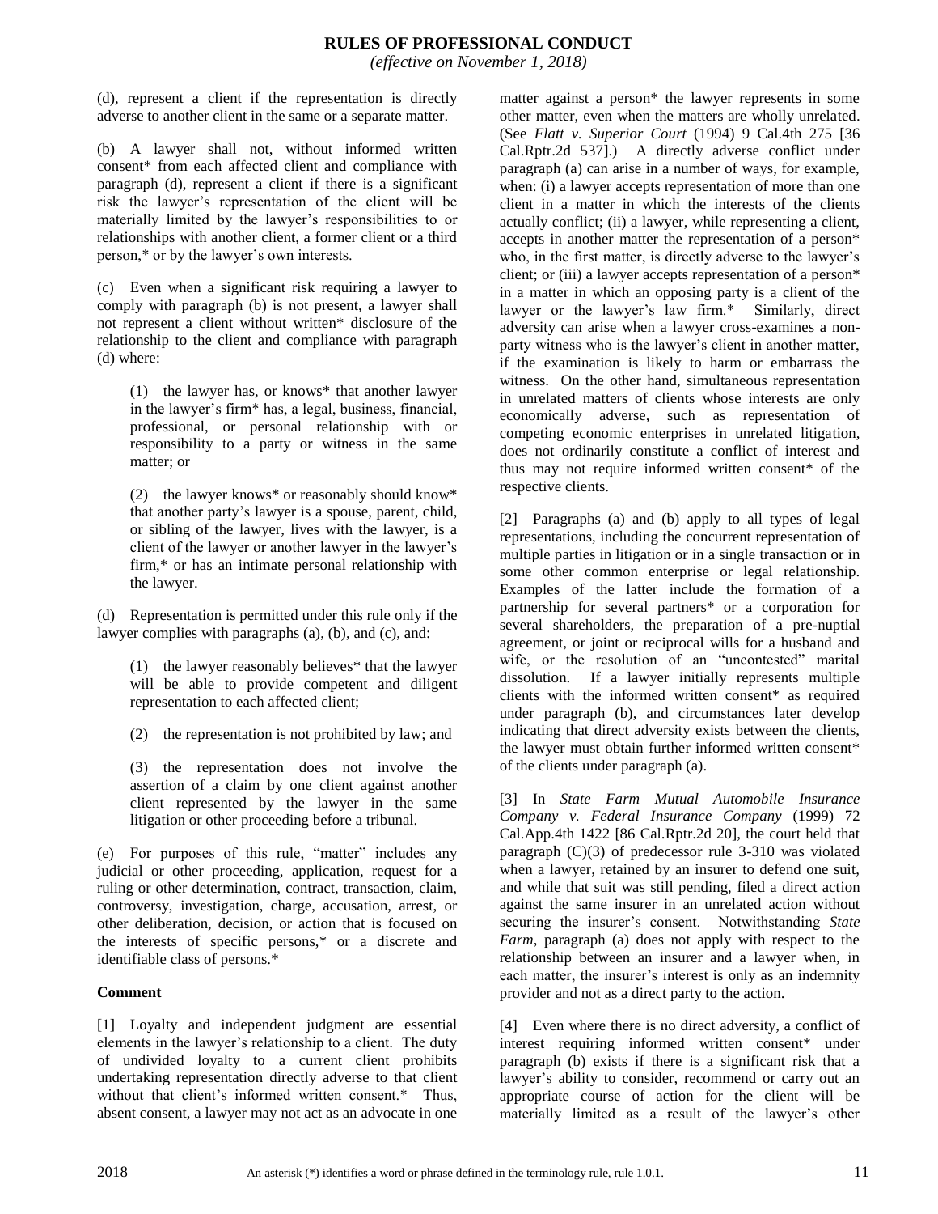(d), represent a client if the representation is directly adverse to another client in the same or a separate matter.

(b) A lawyer shall not, without informed written consent* from each affected client and compliance with paragraph (d), represent a client if there is a significant risk the lawyer's representation of the client will be materially limited by the lawyer's responsibilities to or relationships with another client, a former client or a third person,* or by the lawyer's own interests.

(c) Even when a significant risk requiring a lawyer to comply with paragraph (b) is not present, a lawyer shall not represent a client without written* disclosure of the relationship to the client and compliance with paragraph (d) where:

(1) the lawyer has, or knows* that another lawyer in the lawyer's firm* has, a legal, business, financial, professional, or personal relationship with or responsibility to a party or witness in the same matter; or

(2) the lawyer knows* or reasonably should know* that another party's lawyer is a spouse, parent, child, or sibling of the lawyer, lives with the lawyer, is a client of the lawyer or another lawyer in the lawyer's firm,* or has an intimate personal relationship with the lawyer.

(d) Representation is permitted under this rule only if the lawyer complies with paragraphs (a), (b), and (c), and:

(1) the lawyer reasonably believes* that the lawyer will be able to provide competent and diligent representation to each affected client;

(2) the representation is not prohibited by law; and

(3) the representation does not involve the assertion of a claim by one client against another client represented by the lawyer in the same litigation or other proceeding before a tribunal.

(e) For purposes of this rule, "matter" includes any judicial or other proceeding, application, request for a ruling or other determination, contract, transaction, claim, controversy, investigation, charge, accusation, arrest, or other deliberation, decision, or action that is focused on the interests of specific persons,* or a discrete and identifiable class of persons.*

**Comment**

[1] Loyalty and independent judgment are essential elements in the lawyer's relationship to a client. The duty of undivided loyalty to a current client prohibits undertaking representation directly adverse to that client without that client's informed written consent.* Thus, absent consent, a lawyer may not act as an advocate in one matter against a person* the lawyer represents in some other matter, even when the matters are wholly unrelated. (See *Flatt v. Superior Court* (1994) 9 Cal.4th 275 [36 Cal.Rptr.2d 537].) A directly adverse conflict under paragraph (a) can arise in a number of ways, for example, when: (i) a lawyer accepts representation of more than one client in a matter in which the interests of the clients actually conflict; (ii) a lawyer, while representing a client, accepts in another matter the representation of a person* who, in the first matter, is directly adverse to the lawyer's client; or (iii) a lawyer accepts representation of a person* in a matter in which an opposing party is a client of the lawyer or the lawyer's law firm.* Similarly, direct adversity can arise when a lawyer cross-examines a non-party witness who is the lawyer's client in another matter, if the examination is likely to harm or embarrass the witness. On the other hand, simultaneous representation in unrelated matters of clients whose interests are only economically adverse, such as representation of competing economic enterprises in unrelated litigation, does not ordinarily constitute a conflict of interest and thus may not require informed written consent* of the respective clients.

[2] Paragraphs (a) and (b) apply to all types of legal representations, including the concurrent representation of multiple parties in litigation or in a single transaction or in some other common enterprise or legal relationship. Examples of the latter include the formation of a partnership for several partners* or a corporation for several shareholders, the preparation of a pre-nuptial agreement, or joint or reciprocal wills for a husband and wife, or the resolution of an "uncontested" marital dissolution. If a lawyer initially represents multiple clients with the informed written consent* as required under paragraph (b), and circumstances later develop indicating that direct adversity exists between the clients, the lawyer must obtain further informed written consent* of the clients under paragraph (a).

[3] In *State Farm Mutual Automobile Insurance Company v. Federal Insurance Company* (1999) 72 Cal.App.4th 1422 [86 Cal.Rptr.2d 20], the court held that paragraph (C)(3) of predecessor rule 3-310 was violated when a lawyer, retained by an insurer to defend one suit, and while that suit was still pending, filed a direct action against the same insurer in an unrelated action without securing the insurer's consent. Notwithstanding *State Farm*, paragraph (a) does not apply with respect to the relationship between an insurer and a lawyer when, in each matter, the insurer's interest is only as an indemnity provider and not as a direct party to the action.

[4] Even where there is no direct adversity, a conflict of interest requiring informed written consent* under paragraph (b) exists if there is a significant risk that a lawyer's ability to consider, recommend or carry out an appropriate course of action for the client will be materially limited as a result of the lawyer's other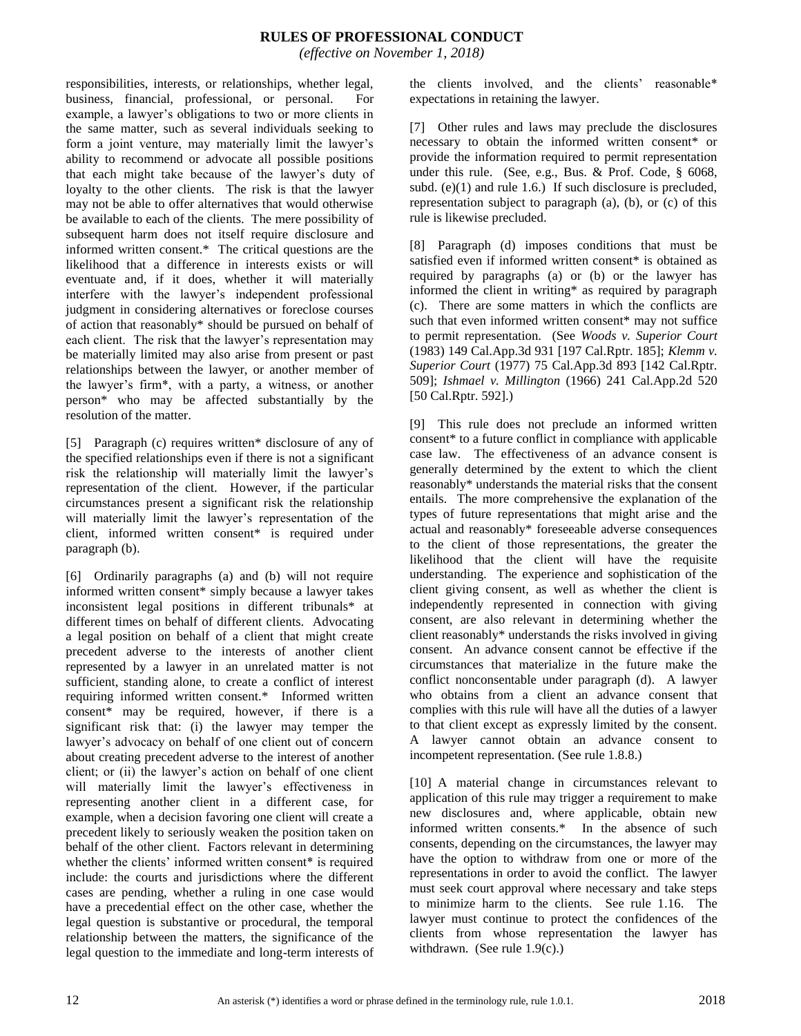responsibilities, interests, or relationships, whether legal, business, financial, professional, or personal. For example, a lawyer's obligations to two or more clients in the same matter, such as several individuals seeking to form a joint venture, may materially limit the lawyer's ability to recommend or advocate all possible positions that each might take because of the lawyer's duty of loyalty to the other clients. The risk is that the lawyer may not be able to offer alternatives that would otherwise be available to each of the clients. The mere possibility of subsequent harm does not itself require disclosure and informed written consent.* The critical questions are the likelihood that a difference in interests exists or will eventuate and, if it does, whether it will materially interfere with the lawyer's independent professional judgment in considering alternatives or foreclose courses of action that reasonably* should be pursued on behalf of each client. The risk that the lawyer's representation may be materially limited may also arise from present or past relationships between the lawyer, or another member of the lawyer's firm*, with a party, a witness, or another person* who may be affected substantially by the resolution of the matter.

[5] Paragraph (c) requires written* disclosure of any of the specified relationships even if there is not a significant risk the relationship will materially limit the lawyer's representation of the client. However, if the particular circumstances present a significant risk the relationship will materially limit the lawyer's representation of the client, informed written consent* is required under paragraph (b).

[6] Ordinarily paragraphs (a) and (b) will not require informed written consent* simply because a lawyer takes inconsistent legal positions in different tribunals* at different times on behalf of different clients. Advocating a legal position on behalf of a client that might create precedent adverse to the interests of another client represented by a lawyer in an unrelated matter is not sufficient, standing alone, to create a conflict of interest requiring informed written consent.* Informed written consent* may be required, however, if there is a significant risk that: (i) the lawyer may temper the lawyer's advocacy on behalf of one client out of concern about creating precedent adverse to the interest of another client; or (ii) the lawyer's action on behalf of one client will materially limit the lawyer's effectiveness in representing another client in a different case, for example, when a decision favoring one client will create a precedent likely to seriously weaken the position taken on behalf of the other client. Factors relevant in determining whether the clients' informed written consent* is required include: the courts and jurisdictions where the different cases are pending, whether a ruling in one case would have a precedential effect on the other case, whether the legal question is substantive or procedural, the temporal relationship between the matters, the significance of the legal question to the immediate and long-term interests of the clients involved, and the clients' reasonable* expectations in retaining the lawyer.

[7] Other rules and laws may preclude the disclosures necessary to obtain the informed written consent* or provide the information required to permit representation under this rule. (See, e.g., Bus. & Prof. Code, § 6068, subd. (e)(1) and rule 1.6.) If such disclosure is precluded, representation subject to paragraph (a), (b), or (c) of this rule is likewise precluded.

[8] Paragraph (d) imposes conditions that must be satisfied even if informed written consent* is obtained as required by paragraphs (a) or (b) or the lawyer has informed the client in writing* as required by paragraph (c). There are some matters in which the conflicts are such that even informed written consent* may not suffice to permit representation. (See *Woods v. Superior Court* (1983) 149 Cal.App.3d 931 [197 Cal.Rptr. 185]; *Klemm v. Superior Court* (1977) 75 Cal.App.3d 893 [142 Cal.Rptr. 509]; *Ishmael v. Millington* (1966) 241 Cal.App.2d 520 [50 Cal.Rptr. 592].)

[9] This rule does not preclude an informed written consent* to a future conflict in compliance with applicable case law. The effectiveness of an advance consent is generally determined by the extent to which the client reasonably* understands the material risks that the consent entails. The more comprehensive the explanation of the types of future representations that might arise and the actual and reasonably* foreseeable adverse consequences to the client of those representations, the greater the likelihood that the client will have the requisite understanding. The experience and sophistication of the client giving consent, as well as whether the client is independently represented in connection with giving consent, are also relevant in determining whether the client reasonably* understands the risks involved in giving consent. An advance consent cannot be effective if the circumstances that materialize in the future make the conflict nonconsentable under paragraph (d). A lawyer who obtains from a client an advance consent that complies with this rule will have all the duties of a lawyer to that client except as expressly limited by the consent. A lawyer cannot obtain an advance consent to incompetent representation. (See rule 1.8.8.)

[10] A material change in circumstances relevant to application of this rule may trigger a requirement to make new disclosures and, where applicable, obtain new informed written consents.* In the absence of such consents, depending on the circumstances, the lawyer may have the option to withdraw from one or more of the representations in order to avoid the conflict. The lawyer must seek court approval where necessary and take steps to minimize harm to the clients. See rule 1.16. The lawyer must continue to protect the confidences of the clients from whose representation the lawyer has withdrawn. (See rule 1.9(c).)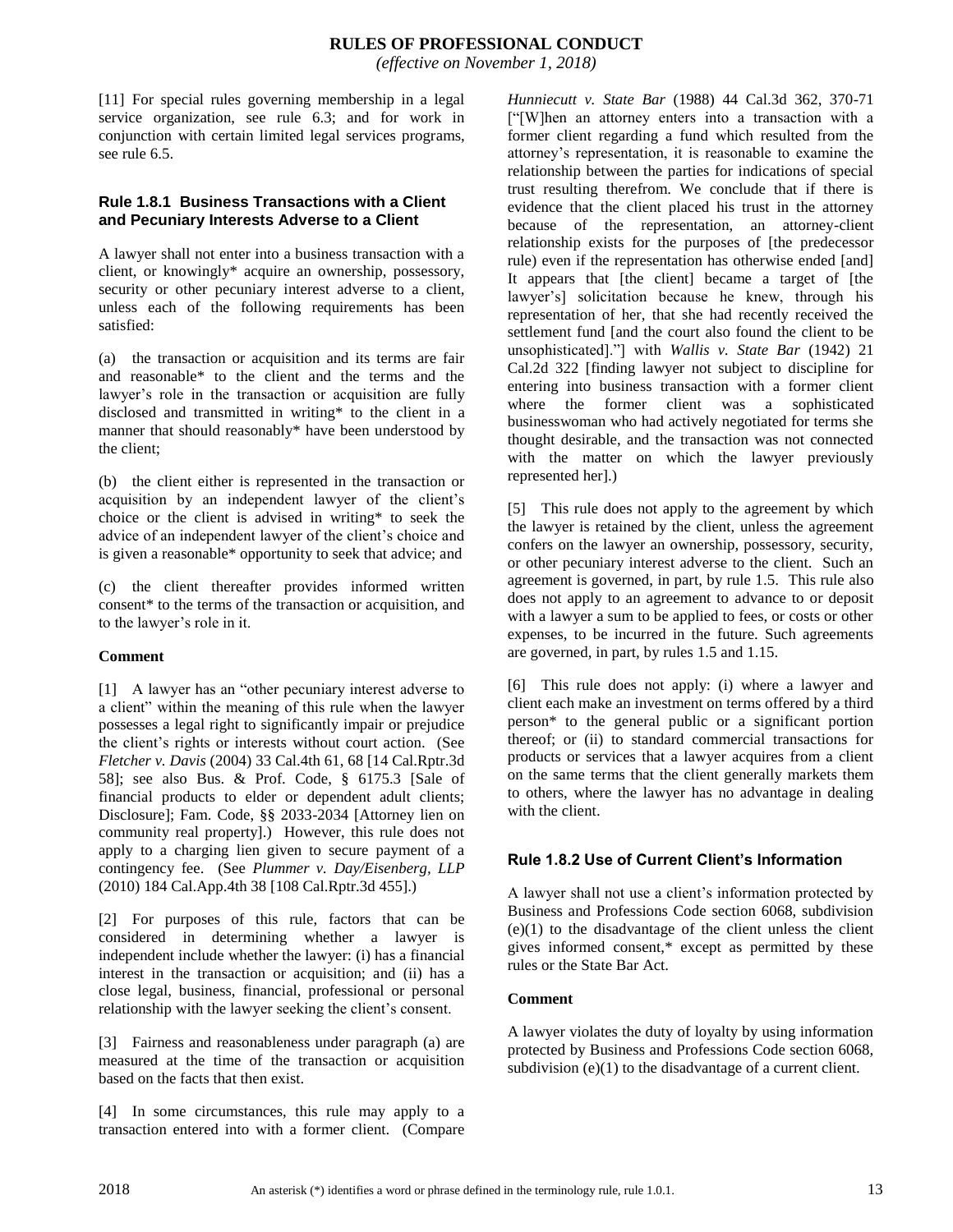[11] For special rules governing membership in a legal service organization, see rule 6.3; and for work in conjunction with certain limited legal services programs, see rule 6.5.

## Rule 1.8.1 Business Transactions with a Client and Pecuniary Interests Adverse to a Client

A lawyer shall not enter into a business transaction with a client, or knowingly* acquire an ownership, possessory, security or other pecuniary interest adverse to a client, unless each of the following requirements has been satisfied:

(a) the transaction or acquisition and its terms are fair and reasonable* to the client and the terms and the lawyer's role in the transaction or acquisition are fully disclosed and transmitted in writing* to the client in a manner that should reasonably* have been understood by the client;

(b) the client either is represented in the transaction or acquisition by an independent lawyer of the client's choice or the client is advised in writing* to seek the advice of an independent lawyer of the client's choice and is given a reasonable* opportunity to seek that advice; and

(c) the client thereafter provides informed written consent* to the terms of the transaction or acquisition, and to the lawyer's role in it.

**Comment**

[1] A lawyer has an "other pecuniary interest adverse to a client" within the meaning of this rule when the lawyer possesses a legal right to significantly impair or prejudice the client's rights or interests without court action. (See *Fletcher v. Davis* (2004) 33 Cal.4th 61, 68 [14 Cal.Rptr.3d 58]; see also Bus. & Prof. Code, § 6175.3 [Sale of financial products to elder or dependent adult clients; Disclosure]; Fam. Code, §§ 2033-2034 [Attorney lien on community real property].) However, this rule does not apply to a charging lien given to secure payment of a contingency fee. (See *Plummer v. Day/Eisenberg, LLP* (2010) 184 Cal.App.4th 38 [108 Cal.Rptr.3d 455].)

[2] For purposes of this rule, factors that can be considered in determining whether a lawyer is independent include whether the lawyer: (i) has a financial interest in the transaction or acquisition; and (ii) has a close legal, business, financial, professional or personal relationship with the lawyer seeking the client's consent.

[3] Fairness and reasonableness under paragraph (a) are measured at the time of the transaction or acquisition based on the facts that then exist.

[4] In some circumstances, this rule may apply to a transaction entered into with a former client. (Compare *Hunniecutt v. State Bar* (1988) 44 Cal.3d 362, 370-71 ["[W]hen an attorney enters into a transaction with a former client regarding a fund which resulted from the attorney's representation, it is reasonable to examine the relationship between the parties for indications of special trust resulting therefrom. We conclude that if there is evidence that the client placed his trust in the attorney because of the representation, an attorney-client relationship exists for the purposes of [the predecessor rule) even if the representation has otherwise ended [and] It appears that [the client] became a target of [the lawyer's] solicitation because he knew, through his representation of her, that she had recently received the settlement fund [and the court also found the client to be unsophisticated]."] with *Wallis v. State Bar* (1942) 21 Cal.2d 322 [finding lawyer not subject to discipline for entering into business transaction with a former client where the former client was a sophisticated businesswoman who had actively negotiated for terms she thought desirable, and the transaction was not connected with the matter on which the lawyer previously represented her].)

[5] This rule does not apply to the agreement by which the lawyer is retained by the client, unless the agreement confers on the lawyer an ownership, possessory, security, or other pecuniary interest adverse to the client. Such an agreement is governed, in part, by rule 1.5. This rule also does not apply to an agreement to advance to or deposit with a lawyer a sum to be applied to fees, or costs or other expenses, to be incurred in the future. Such agreements are governed, in part, by rules 1.5 and 1.15.

[6] This rule does not apply: (i) where a lawyer and client each make an investment on terms offered by a third person* to the general public or a significant portion thereof; or (ii) to standard commercial transactions for products or services that a lawyer acquires from a client on the same terms that the client generally markets them to others, where the lawyer has no advantage in dealing with the client.

## Rule 1.8.2 Use of Current Client's Information

A lawyer shall not use a client's information protected by Business and Professions Code section 6068, subdivision (e)(1) to the disadvantage of the client unless the client gives informed consent,* except as permitted by these rules or the State Bar Act.

**Comment**

A lawyer violates the duty of loyalty by using information protected by Business and Professions Code section 6068, subdivision (e)(1) to the disadvantage of a current client.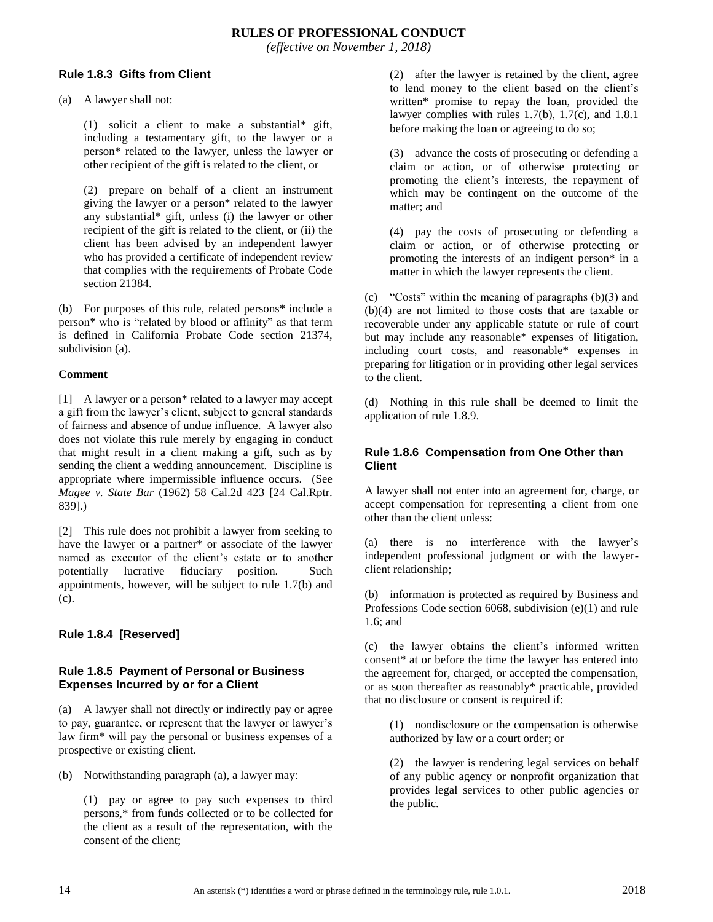### Rule 1.8.3 Gifts from Client

(a) A lawyer shall not:

(1) solicit a client to make a substantial* gift, including a testamentary gift, to the lawyer or a person* related to the lawyer, unless the lawyer or other recipient of the gift is related to the client, or

(2) prepare on behalf of a client an instrument giving the lawyer or a person* related to the lawyer any substantial* gift, unless (i) the lawyer or other recipient of the gift is related to the client, or (ii) the client has been advised by an independent lawyer who has provided a certificate of independent review that complies with the requirements of Probate Code section 21384.

(b) For purposes of this rule, related persons* include a person* who is "related by blood or affinity" as that term is defined in California Probate Code section 21374, subdivision (a).

**Comment**

[1] A lawyer or a person* related to a lawyer may accept a gift from the lawyer's client, subject to general standards of fairness and absence of undue influence. A lawyer also does not violate this rule merely by engaging in conduct that might result in a client making a gift, such as by sending the client a wedding announcement. Discipline is appropriate where impermissible influence occurs. (See *Magee v. State Bar* (1962) 58 Cal.2d 423 [24 Cal.Rptr. 839].)

[2] This rule does not prohibit a lawyer from seeking to have the lawyer or a partner* or associate of the lawyer named as executor of the client's estate or to another potentially lucrative fiduciary position. Such appointments, however, will be subject to rule 1.7(b) and (c).

### Rule 1.8.4 [Reserved]

### Rule 1.8.5 Payment of Personal or Business Expenses Incurred by or for a Client

(a) A lawyer shall not directly or indirectly pay or agree to pay, guarantee, or represent that the lawyer or lawyer's law firm* will pay the personal or business expenses of a prospective or existing client.

(b) Notwithstanding paragraph (a), a lawyer may:

(1) pay or agree to pay such expenses to third persons,* from funds collected or to be collected for the client as a result of the representation, with the consent of the client;

(2) after the lawyer is retained by the client, agree to lend money to the client based on the client's written* promise to repay the loan, provided the lawyer complies with rules 1.7(b), 1.7(c), and 1.8.1 before making the loan or agreeing to do so;

(3) advance the costs of prosecuting or defending a claim or action, or of otherwise protecting or promoting the client's interests, the repayment of which may be contingent on the outcome of the matter; and

(4) pay the costs of prosecuting or defending a claim or action, or of otherwise protecting or promoting the interests of an indigent person* in a matter in which the lawyer represents the client.

(c) "Costs" within the meaning of paragraphs (b)(3) and (b)(4) are not limited to those costs that are taxable or recoverable under any applicable statute or rule of court but may include any reasonable* expenses of litigation, including court costs, and reasonable* expenses in preparing for litigation or in providing other legal services to the client.

(d) Nothing in this rule shall be deemed to limit the application of rule 1.8.9.

### Rule 1.8.6 Compensation from One Other than Client

A lawyer shall not enter into an agreement for, charge, or accept compensation for representing a client from one other than the client unless:

(a) there is no interference with the lawyer's independent professional judgment or with the lawyer-client relationship;

(b) information is protected as required by Business and Professions Code section 6068, subdivision (e)(1) and rule 1.6; and

(c) the lawyer obtains the client's informed written consent* at or before the time the lawyer has entered into the agreement for, charged, or accepted the compensation, or as soon thereafter as reasonably* practicable, provided that no disclosure or consent is required if:

(1) nondisclosure or the compensation is otherwise authorized by law or a court order; or

(2) the lawyer is rendering legal services on behalf of any public agency or nonprofit organization that provides legal services to other public agencies or the public.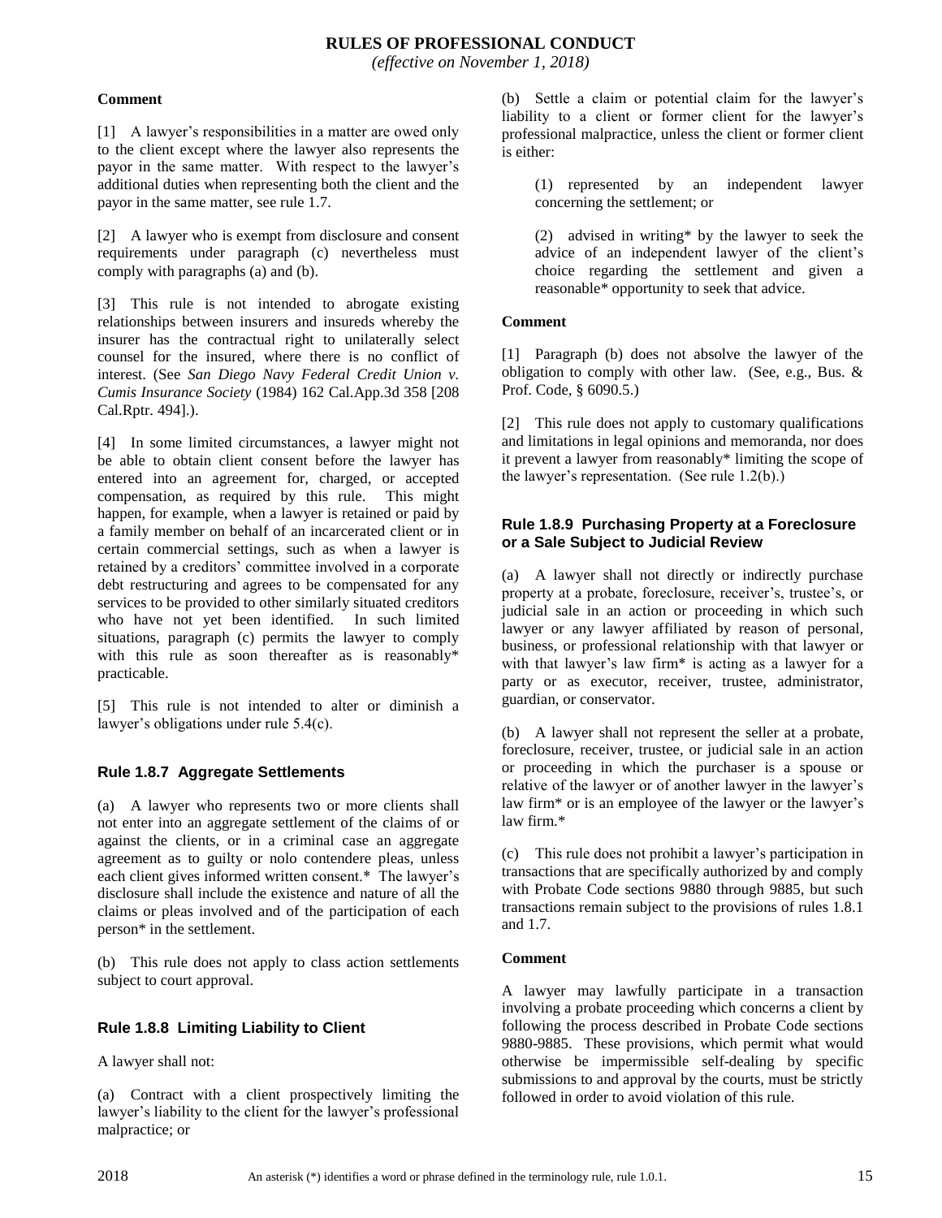#### Comment

[1] A lawyer's responsibilities in a matter are owed only to the client except where the lawyer also represents the payor in the same matter. With respect to the lawyer's additional duties when representing both the client and the payor in the same matter, see rule 1.7.

[2] A lawyer who is exempt from disclosure and consent requirements under paragraph (c) nevertheless must comply with paragraphs (a) and (b).

[3] This rule is not intended to abrogate existing relationships between insurers and insureds whereby the insurer has the contractual right to unilaterally select counsel for the insured, where there is no conflict of interest. (See *San Diego Navy Federal Credit Union v. Cumis Insurance Society* (1984) 162 Cal.App.3d 358 [208 Cal.Rptr. 494].).

[4] In some limited circumstances, a lawyer might not be able to obtain client consent before the lawyer has entered into an agreement for, charged, or accepted compensation, as required by this rule. This might happen, for example, when a lawyer is retained or paid by a family member on behalf of an incarcerated client or in certain commercial settings, such as when a lawyer is retained by a creditors' committee involved in a corporate debt restructuring and agrees to be compensated for any services to be provided to other similarly situated creditors who have not yet been identified. In such limited situations, paragraph (c) permits the lawyer to comply with this rule as soon thereafter as is reasonably* practicable.

[5] This rule is not intended to alter or diminish a lawyer's obligations under rule 5.4(c).

### Rule 1.8.7 Aggregate Settlements

(a) A lawyer who represents two or more clients shall not enter into an aggregate settlement of the claims of or against the clients, or in a criminal case an aggregate agreement as to guilty or nolo contendere pleas, unless each client gives informed written consent.* The lawyer's disclosure shall include the existence and nature of all the claims or pleas involved and of the participation of each person* in the settlement.

(b) This rule does not apply to class action settlements subject to court approval.

### Rule 1.8.8 Limiting Liability to Client

A lawyer shall not:

(a) Contract with a client prospectively limiting the lawyer's liability to the client for the lawyer's professional malpractice; or

(b) Settle a claim or potential claim for the lawyer's liability to a client or former client for the lawyer's professional malpractice, unless the client or former client is either:

> (1) represented by an independent lawyer concerning the settlement; or
>
> (2) advised in writing* by the lawyer to seek the advice of an independent lawyer of the client's choice regarding the settlement and given a reasonable* opportunity to seek that advice.

#### Comment

[1] Paragraph (b) does not absolve the lawyer of the obligation to comply with other law. (See, e.g., Bus. & Prof. Code, § 6090.5.)

[2] This rule does not apply to customary qualifications and limitations in legal opinions and memoranda, nor does it prevent a lawyer from reasonably* limiting the scope of the lawyer's representation. (See rule 1.2(b).)

### Rule 1.8.9 Purchasing Property at a Foreclosure or a Sale Subject to Judicial Review

(a) A lawyer shall not directly or indirectly purchase property at a probate, foreclosure, receiver's, trustee's, or judicial sale in an action or proceeding in which such lawyer or any lawyer affiliated by reason of personal, business, or professional relationship with that lawyer or with that lawyer's law firm* is acting as a lawyer for a party or as executor, receiver, trustee, administrator, guardian, or conservator.

(b) A lawyer shall not represent the seller at a probate, foreclosure, receiver, trustee, or judicial sale in an action or proceeding in which the purchaser is a spouse or relative of the lawyer or of another lawyer in the lawyer's law firm* or is an employee of the lawyer or the lawyer's law firm.*

(c) This rule does not prohibit a lawyer's participation in transactions that are specifically authorized by and comply with Probate Code sections 9880 through 9885, but such transactions remain subject to the provisions of rules 1.8.1 and 1.7.

#### Comment

A lawyer may lawfully participate in a transaction involving a probate proceeding which concerns a client by following the process described in Probate Code sections 9880-9885. These provisions, which permit what would otherwise be impermissible self-dealing by specific submissions to and approval by the courts, must be strictly followed in order to avoid violation of this rule.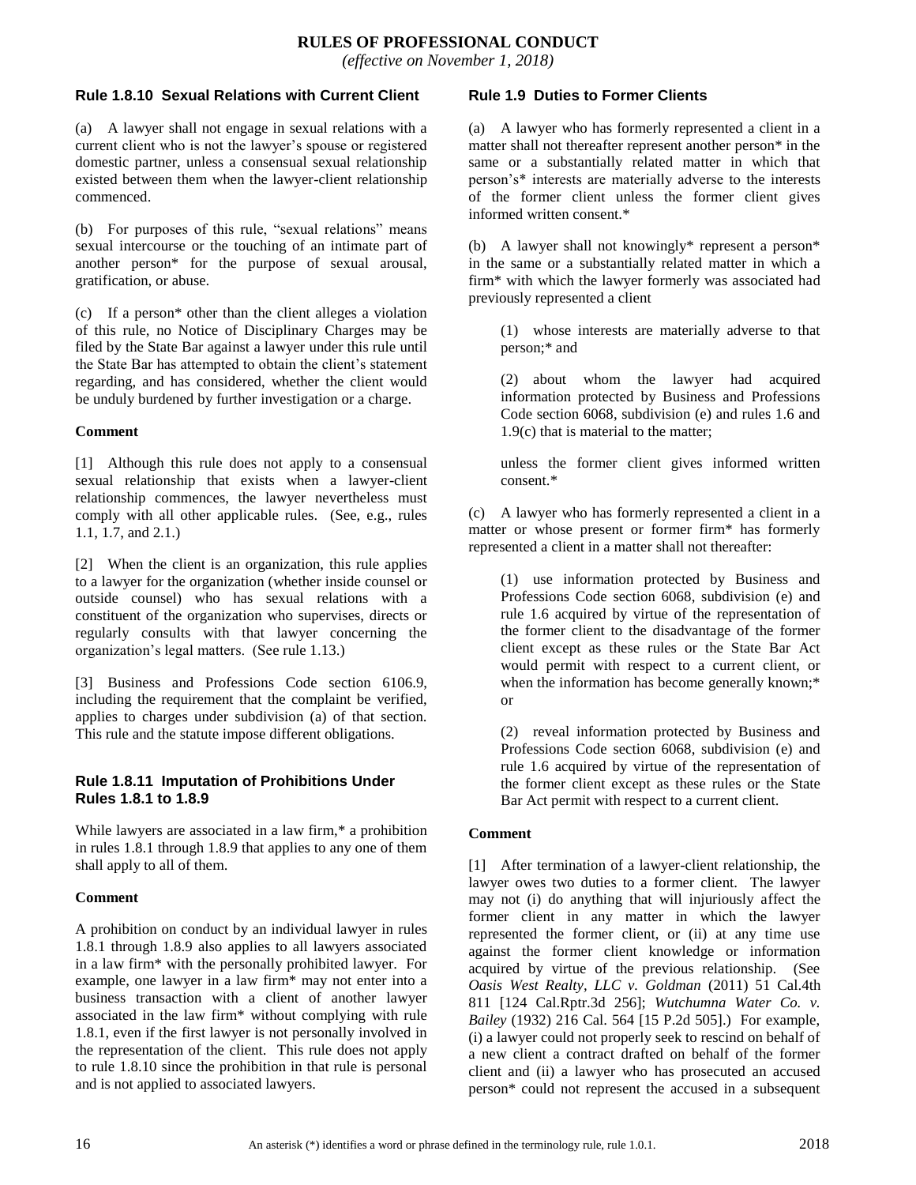## Rule 1.8.10 Sexual Relations with Current Client

(a) A lawyer shall not engage in sexual relations with a current client who is not the lawyer's spouse or registered domestic partner, unless a consensual sexual relationship existed between them when the lawyer-client relationship commenced.

(b) For purposes of this rule, "sexual relations" means sexual intercourse or the touching of an intimate part of another person* for the purpose of sexual arousal, gratification, or abuse.

(c) If a person* other than the client alleges a violation of this rule, no Notice of Disciplinary Charges may be filed by the State Bar against a lawyer under this rule until the State Bar has attempted to obtain the client's statement regarding, and has considered, whether the client would be unduly burdened by further investigation or a charge.

**Comment**

[1] Although this rule does not apply to a consensual sexual relationship that exists when a lawyer-client relationship commences, the lawyer nevertheless must comply with all other applicable rules. (See, e.g., rules 1.1, 1.7, and 2.1.)

[2] When the client is an organization, this rule applies to a lawyer for the organization (whether inside counsel or outside counsel) who has sexual relations with a constituent of the organization who supervises, directs or regularly consults with that lawyer concerning the organization's legal matters. (See rule 1.13.)

[3] Business and Professions Code section 6106.9, including the requirement that the complaint be verified, applies to charges under subdivision (a) of that section. This rule and the statute impose different obligations.

## Rule 1.8.11 Imputation of Prohibitions Under Rules 1.8.1 to 1.8.9

While lawyers are associated in a law firm,* a prohibition in rules 1.8.1 through 1.8.9 that applies to any one of them shall apply to all of them.

**Comment**

A prohibition on conduct by an individual lawyer in rules 1.8.1 through 1.8.9 also applies to all lawyers associated in a law firm* with the personally prohibited lawyer. For example, one lawyer in a law firm* may not enter into a business transaction with a client of another lawyer associated in the law firm* without complying with rule 1.8.1, even if the first lawyer is not personally involved in the representation of the client. This rule does not apply to rule 1.8.10 since the prohibition in that rule is personal and is not applied to associated lawyers.

## Rule 1.9 Duties to Former Clients

(a) A lawyer who has formerly represented a client in a matter shall not thereafter represent another person* in the same or a substantially related matter in which that person's* interests are materially adverse to the interests of the former client unless the former client gives informed written consent.*

(b) A lawyer shall not knowingly* represent a person* in the same or a substantially related matter in which a firm* with which the lawyer formerly was associated had previously represented a client

> (1) whose interests are materially adverse to that person;* and
>
> (2) about whom the lawyer had acquired information protected by Business and Professions Code section 6068, subdivision (e) and rules 1.6 and 1.9(c) that is material to the matter;
>
> unless the former client gives informed written consent.*

(c) A lawyer who has formerly represented a client in a matter or whose present or former firm* has formerly represented a client in a matter shall not thereafter:

> (1) use information protected by Business and Professions Code section 6068, subdivision (e) and rule 1.6 acquired by virtue of the representation of the former client to the disadvantage of the former client except as these rules or the State Bar Act would permit with respect to a current client, or when the information has become generally known;* or
>
> (2) reveal information protected by Business and Professions Code section 6068, subdivision (e) and rule 1.6 acquired by virtue of the representation of the former client except as these rules or the State Bar Act permit with respect to a current client.

**Comment**

[1] After termination of a lawyer-client relationship, the lawyer owes two duties to a former client. The lawyer may not (i) do anything that will injuriously affect the former client in any matter in which the lawyer represented the former client, or (ii) at any time use against the former client knowledge or information acquired by virtue of the previous relationship. (See *Oasis West Realty, LLC v. Goldman* (2011) 51 Cal.4th 811 [124 Cal.Rptr.3d 256]; *Wutchumna Water Co. v. Bailey* (1932) 216 Cal. 564 [15 P.2d 505].) For example, (i) a lawyer could not properly seek to rescind on behalf of a new client a contract drafted on behalf of the former client and (ii) a lawyer who has prosecuted an accused person* could not represent the accused in a subsequent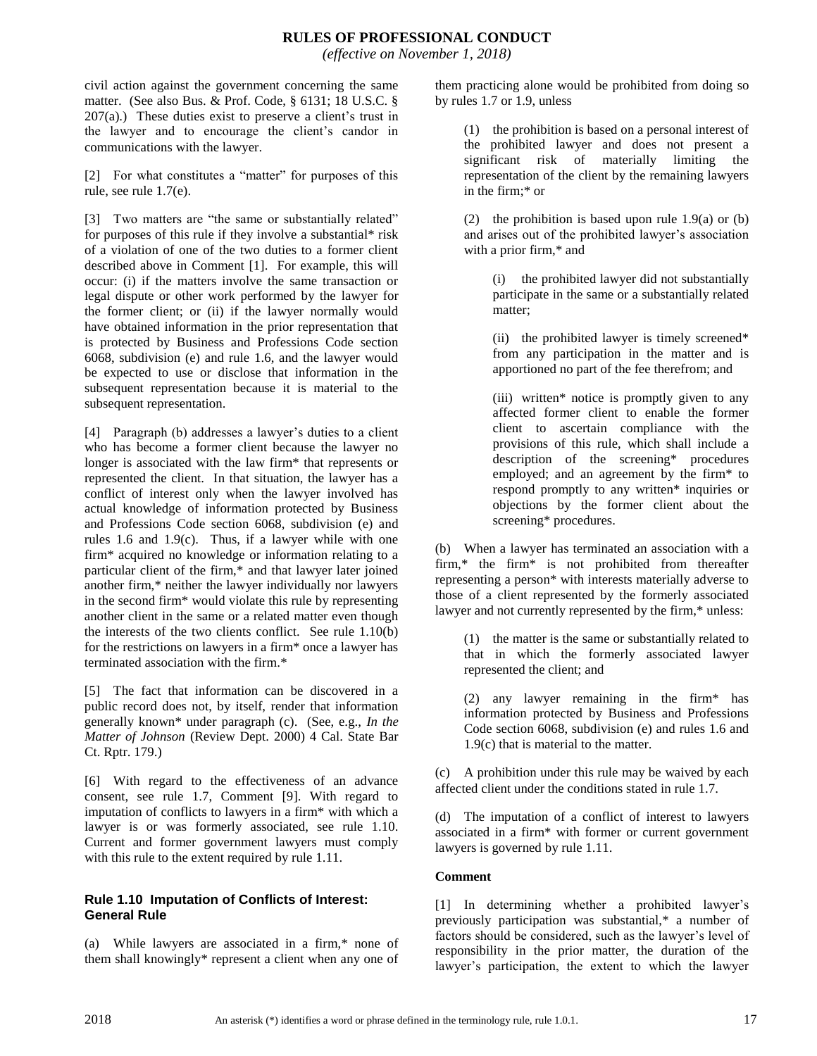civil action against the government concerning the same matter. (See also Bus. & Prof. Code, § 6131; 18 U.S.C. § 207(a).) These duties exist to preserve a client's trust in the lawyer and to encourage the client's candor in communications with the lawyer.

[2] For what constitutes a "matter" for purposes of this rule, see rule 1.7(e).

[3] Two matters are "the same or substantially related" for purposes of this rule if they involve a substantial* risk of a violation of one of the two duties to a former client described above in Comment [1]. For example, this will occur: (i) if the matters involve the same transaction or legal dispute or other work performed by the lawyer for the former client; or (ii) if the lawyer normally would have obtained information in the prior representation that is protected by Business and Professions Code section 6068, subdivision (e) and rule 1.6, and the lawyer would be expected to use or disclose that information in the subsequent representation because it is material to the subsequent representation.

[4] Paragraph (b) addresses a lawyer's duties to a client who has become a former client because the lawyer no longer is associated with the law firm* that represents or represented the client. In that situation, the lawyer has a conflict of interest only when the lawyer involved has actual knowledge of information protected by Business and Professions Code section 6068, subdivision (e) and rules 1.6 and 1.9(c). Thus, if a lawyer while with one firm* acquired no knowledge or information relating to a particular client of the firm,* and that lawyer later joined another firm,* neither the lawyer individually nor lawyers in the second firm* would violate this rule by representing another client in the same or a related matter even though the interests of the two clients conflict. See rule 1.10(b) for the restrictions on lawyers in a firm* once a lawyer has terminated association with the firm.*

[5] The fact that information can be discovered in a public record does not, by itself, render that information generally known* under paragraph (c). (See, e.g., *In the Matter of Johnson* (Review Dept. 2000) 4 Cal. State Bar Ct. Rptr. 179.)

[6] With regard to the effectiveness of an advance consent, see rule 1.7, Comment [9]. With regard to imputation of conflicts to lawyers in a firm* with which a lawyer is or was formerly associated, see rule 1.10. Current and former government lawyers must comply with this rule to the extent required by rule 1.11.

### Rule 1.10 Imputation of Conflicts of Interest: General Rule

(a) While lawyers are associated in a firm,* none of them shall knowingly* represent a client when any one of them practicing alone would be prohibited from doing so by rules 1.7 or 1.9, unless

> (1) the prohibition is based on a personal interest of the prohibited lawyer and does not present a significant risk of materially limiting the representation of the client by the remaining lawyers in the firm;* or
>
> (2) the prohibition is based upon rule 1.9(a) or (b) and arises out of the prohibited lawyer's association with a prior firm,* and
>
> > (i) the prohibited lawyer did not substantially participate in the same or a substantially related matter;
> >
> > (ii) the prohibited lawyer is timely screened* from any participation in the matter and is apportioned no part of the fee therefrom; and
> >
> > (iii) written* notice is promptly given to any affected former client to enable the former client to ascertain compliance with the provisions of this rule, which shall include a description of the screening* procedures employed; and an agreement by the firm* to respond promptly to any written* inquiries or objections by the former client about the screening* procedures.

(b) When a lawyer has terminated an association with a firm,* the firm* is not prohibited from thereafter representing a person* with interests materially adverse to those of a client represented by the formerly associated lawyer and not currently represented by the firm,* unless:

> (1) the matter is the same or substantially related to that in which the formerly associated lawyer represented the client; and
>
> (2) any lawyer remaining in the firm* has information protected by Business and Professions Code section 6068, subdivision (e) and rules 1.6 and 1.9(c) that is material to the matter.

(c) A prohibition under this rule may be waived by each affected client under the conditions stated in rule 1.7.

(d) The imputation of a conflict of interest to lawyers associated in a firm* with former or current government lawyers is governed by rule 1.11.

**Comment**

[1] In determining whether a prohibited lawyer's previously participation was substantial,* a number of factors should be considered, such as the lawyer's level of responsibility in the prior matter, the duration of the lawyer's participation, the extent to which the lawyer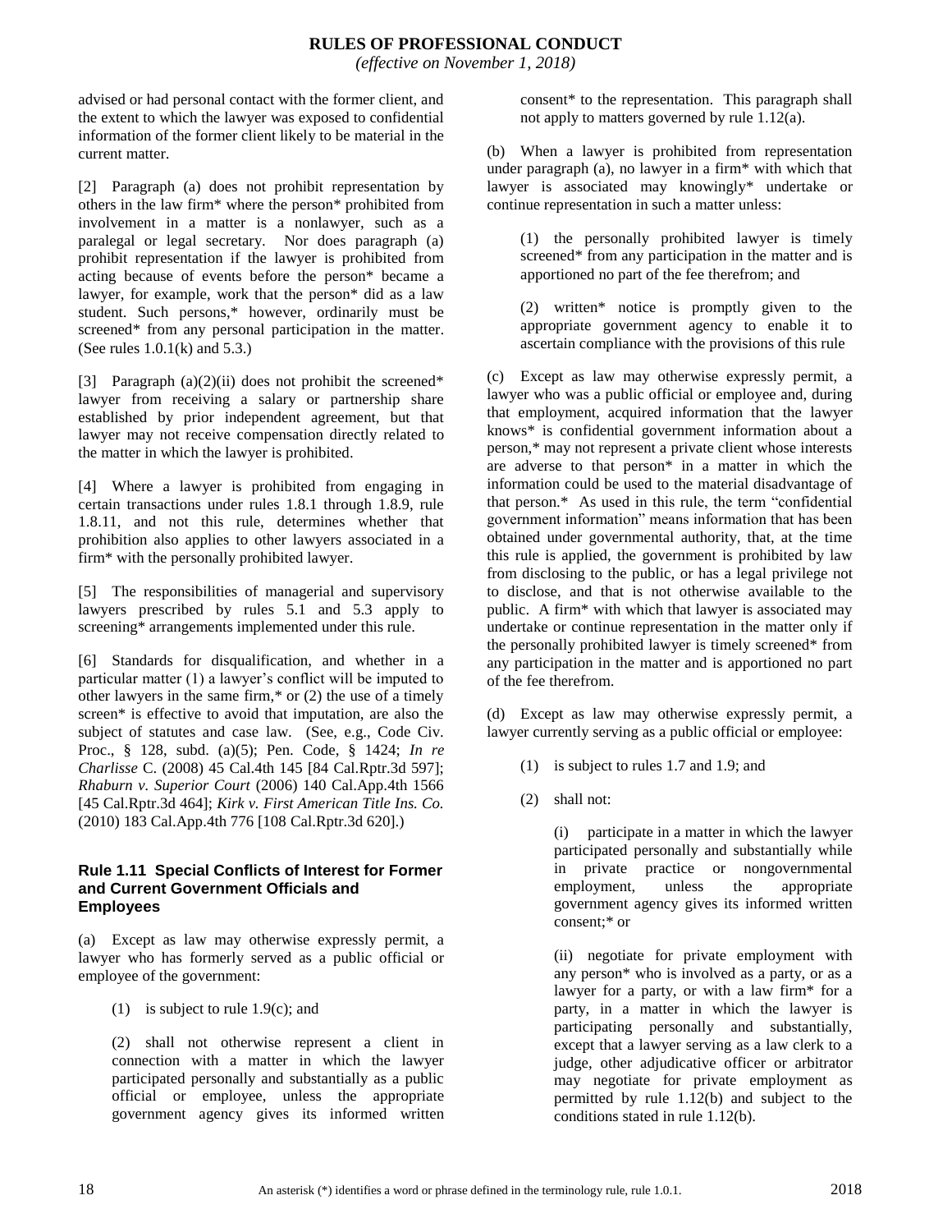advised or had personal contact with the former client, and the extent to which the lawyer was exposed to confidential information of the former client likely to be material in the current matter.

[2] Paragraph (a) does not prohibit representation by others in the law firm* where the person* prohibited from involvement in a matter is a nonlawyer, such as a paralegal or legal secretary. Nor does paragraph (a) prohibit representation if the lawyer is prohibited from acting because of events before the person* became a lawyer, for example, work that the person* did as a law student. Such persons,* however, ordinarily must be screened* from any personal participation in the matter. (See rules 1.0.1(k) and 5.3.)

[3] Paragraph (a)(2)(ii) does not prohibit the screened* lawyer from receiving a salary or partnership share established by prior independent agreement, but that lawyer may not receive compensation directly related to the matter in which the lawyer is prohibited.

[4] Where a lawyer is prohibited from engaging in certain transactions under rules 1.8.1 through 1.8.9, rule 1.8.11, and not this rule, determines whether that prohibition also applies to other lawyers associated in a firm* with the personally prohibited lawyer.

[5] The responsibilities of managerial and supervisory lawyers prescribed by rules 5.1 and 5.3 apply to screening* arrangements implemented under this rule.

[6] Standards for disqualification, and whether in a particular matter (1) a lawyer's conflict will be imputed to other lawyers in the same firm,* or (2) the use of a timely screen* is effective to avoid that imputation, are also the subject of statutes and case law. (See, e.g., Code Civ. Proc., § 128, subd. (a)(5); Pen. Code, § 1424; *In re Charlisse* C. (2008) 45 Cal.4th 145 [84 Cal.Rptr.3d 597]; *Rhaburn v. Superior Court* (2006) 140 Cal.App.4th 1566 [45 Cal.Rptr.3d 464]; *Kirk v. First American Title Ins. Co.* (2010) 183 Cal.App.4th 776 [108 Cal.Rptr.3d 620].)

### Rule 1.11 Special Conflicts of Interest for Former and Current Government Officials and Employees

(a) Except as law may otherwise expressly permit, a lawyer who has formerly served as a public official or employee of the government:

(1) is subject to rule 1.9(c); and

(2) shall not otherwise represent a client in connection with a matter in which the lawyer participated personally and substantially as a public official or employee, unless the appropriate government agency gives its informed written consent* to the representation. This paragraph shall not apply to matters governed by rule 1.12(a).

(b) When a lawyer is prohibited from representation under paragraph (a), no lawyer in a firm* with which that lawyer is associated may knowingly* undertake or continue representation in such a matter unless:

(1) the personally prohibited lawyer is timely screened* from any participation in the matter and is apportioned no part of the fee therefrom; and

(2) written* notice is promptly given to the appropriate government agency to enable it to ascertain compliance with the provisions of this rule

(c) Except as law may otherwise expressly permit, a lawyer who was a public official or employee and, during that employment, acquired information that the lawyer knows* is confidential government information about a person,* may not represent a private client whose interests are adverse to that person* in a matter in which the information could be used to the material disadvantage of that person.* As used in this rule, the term "confidential government information" means information that has been obtained under governmental authority, that, at the time this rule is applied, the government is prohibited by law from disclosing to the public, or has a legal privilege not to disclose, and that is not otherwise available to the public. A firm* with which that lawyer is associated may undertake or continue representation in the matter only if the personally prohibited lawyer is timely screened* from any participation in the matter and is apportioned no part of the fee therefrom.

(d) Except as law may otherwise expressly permit, a lawyer currently serving as a public official or employee:

(1) is subject to rules 1.7 and 1.9; and

(2) shall not:

(i) participate in a matter in which the lawyer participated personally and substantially while in private practice or nongovernmental employment, unless the appropriate government agency gives its informed written consent;* or

(ii) negotiate for private employment with any person* who is involved as a party, or as a lawyer for a party, or with a law firm* for a party, in a matter in which the lawyer is participating personally and substantially, except that a lawyer serving as a law clerk to a judge, other adjudicative officer or arbitrator may negotiate for private employment as permitted by rule 1.12(b) and subject to the conditions stated in rule 1.12(b).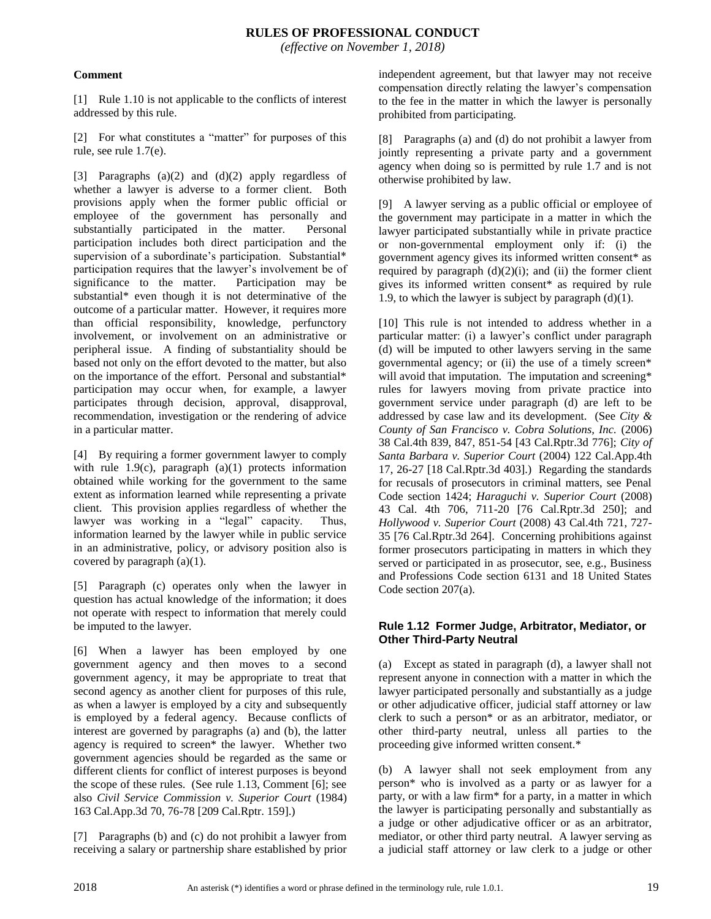### Comment

[1] Rule 1.10 is not applicable to the conflicts of interest addressed by this rule.

[2] For what constitutes a "matter" for purposes of this rule, see rule 1.7(e).

[3] Paragraphs (a)(2) and (d)(2) apply regardless of whether a lawyer is adverse to a former client. Both provisions apply when the former public official or employee of the government has personally and substantially participated in the matter. Personal participation includes both direct participation and the supervision of a subordinate's participation. Substantial* participation requires that the lawyer's involvement be of significance to the matter. Participation may be substantial* even though it is not determinative of the outcome of a particular matter. However, it requires more than official responsibility, knowledge, perfunctory involvement, or involvement on an administrative or peripheral issue. A finding of substantiality should be based not only on the effort devoted to the matter, but also on the importance of the effort. Personal and substantial* participation may occur when, for example, a lawyer participates through decision, approval, disapproval, recommendation, investigation or the rendering of advice in a particular matter.

[4] By requiring a former government lawyer to comply with rule 1.9(c), paragraph (a)(1) protects information obtained while working for the government to the same extent as information learned while representing a private client. This provision applies regardless of whether the lawyer was working in a "legal" capacity. Thus, information learned by the lawyer while in public service in an administrative, policy, or advisory position also is covered by paragraph (a)(1).

[5] Paragraph (c) operates only when the lawyer in question has actual knowledge of the information; it does not operate with respect to information that merely could be imputed to the lawyer.

[6] When a lawyer has been employed by one government agency and then moves to a second government agency, it may be appropriate to treat that second agency as another client for purposes of this rule, as when a lawyer is employed by a city and subsequently is employed by a federal agency. Because conflicts of interest are governed by paragraphs (a) and (b), the latter agency is required to screen* the lawyer. Whether two government agencies should be regarded as the same or different clients for conflict of interest purposes is beyond the scope of these rules. (See rule 1.13, Comment [6]; see also *Civil Service Commission v. Superior Court* (1984) 163 Cal.App.3d 70, 76-78 [209 Cal.Rptr. 159].)

[7] Paragraphs (b) and (c) do not prohibit a lawyer from receiving a salary or partnership share established by prior independent agreement, but that lawyer may not receive compensation directly relating the lawyer's compensation to the fee in the matter in which the lawyer is personally prohibited from participating.

[8] Paragraphs (a) and (d) do not prohibit a lawyer from jointly representing a private party and a government agency when doing so is permitted by rule 1.7 and is not otherwise prohibited by law.

[9] A lawyer serving as a public official or employee of the government may participate in a matter in which the lawyer participated substantially while in private practice or non-governmental employment only if: (i) the government agency gives its informed written consent* as required by paragraph (d)(2)(i); and (ii) the former client gives its informed written consent* as required by rule 1.9, to which the lawyer is subject by paragraph (d)(1).

[10] This rule is not intended to address whether in a particular matter: (i) a lawyer's conflict under paragraph (d) will be imputed to other lawyers serving in the same governmental agency; or (ii) the use of a timely screen* will avoid that imputation. The imputation and screening* rules for lawyers moving from private practice into government service under paragraph (d) are left to be addressed by case law and its development. (See *City & County of San Francisco v. Cobra Solutions, Inc.* (2006) 38 Cal.4th 839, 847, 851-54 [43 Cal.Rptr.3d 776]; *City of Santa Barbara v. Superior Court* (2004) 122 Cal.App.4th 17, 26-27 [18 Cal.Rptr.3d 403].) Regarding the standards for recusals of prosecutors in criminal matters, see Penal Code section 1424; *Haraguchi v. Superior Court* (2008) 43 Cal. 4th 706, 711-20 [76 Cal.Rptr.3d 250]; and *Hollywood v. Superior Court* (2008) 43 Cal.4th 721, 727-35 [76 Cal.Rptr.3d 264]. Concerning prohibitions against former prosecutors participating in matters in which they served or participated in as prosecutor, see, e.g., Business and Professions Code section 6131 and 18 United States Code section 207(a).

## Rule 1.12 Former Judge, Arbitrator, Mediator, or Other Third-Party Neutral

(a) Except as stated in paragraph (d), a lawyer shall not represent anyone in connection with a matter in which the lawyer participated personally and substantially as a judge or other adjudicative officer, judicial staff attorney or law clerk to such a person* or as an arbitrator, mediator, or other third-party neutral, unless all parties to the proceeding give informed written consent.*

(b) A lawyer shall not seek employment from any person* who is involved as a party or as lawyer for a party, or with a law firm* for a party, in a matter in which the lawyer is participating personally and substantially as a judge or other adjudicative officer or as an arbitrator, mediator, or other third party neutral. A lawyer serving as a judicial staff attorney or law clerk to a judge or other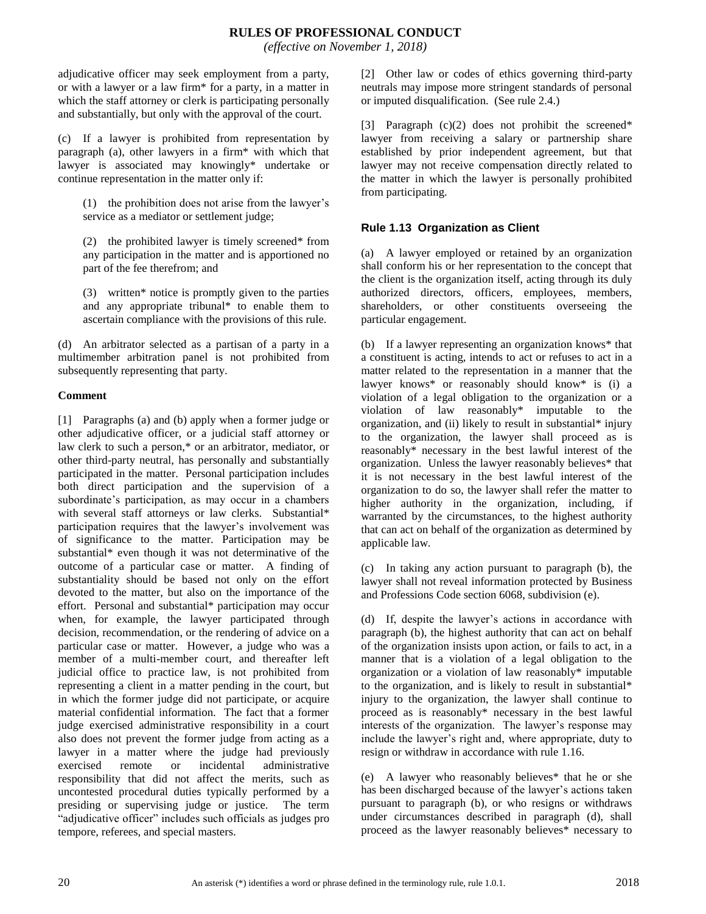adjudicative officer may seek employment from a party, or with a lawyer or a law firm* for a party, in a matter in which the staff attorney or clerk is participating personally and substantially, but only with the approval of the court.

(c) If a lawyer is prohibited from representation by paragraph (a), other lawyers in a firm* with which that lawyer is associated may knowingly* undertake or continue representation in the matter only if:

(1) the prohibition does not arise from the lawyer's service as a mediator or settlement judge;

(2) the prohibited lawyer is timely screened* from any participation in the matter and is apportioned no part of the fee therefrom; and

(3) written* notice is promptly given to the parties and any appropriate tribunal* to enable them to ascertain compliance with the provisions of this rule.

(d) An arbitrator selected as a partisan of a party in a multimember arbitration panel is not prohibited from subsequently representing that party.

**Comment**

[1] Paragraphs (a) and (b) apply when a former judge or other adjudicative officer, or a judicial staff attorney or law clerk to such a person,* or an arbitrator, mediator, or other third-party neutral, has personally and substantially participated in the matter. Personal participation includes both direct participation and the supervision of a subordinate's participation, as may occur in a chambers with several staff attorneys or law clerks. Substantial* participation requires that the lawyer's involvement was of significance to the matter. Participation may be substantial* even though it was not determinative of the outcome of a particular case or matter. A finding of substantiality should be based not only on the effort devoted to the matter, but also on the importance of the effort. Personal and substantial* participation may occur when, for example, the lawyer participated through decision, recommendation, or the rendering of advice on a particular case or matter. However, a judge who was a member of a multi-member court, and thereafter left judicial office to practice law, is not prohibited from representing a client in a matter pending in the court, but in which the former judge did not participate, or acquire material confidential information. The fact that a former judge exercised administrative responsibility in a court also does not prevent the former judge from acting as a lawyer in a matter where the judge had previously exercised remote or incidental administrative responsibility that did not affect the merits, such as uncontested procedural duties typically performed by a presiding or supervising judge or justice. The term "adjudicative officer" includes such officials as judges pro tempore, referees, and special masters.

[2] Other law or codes of ethics governing third-party neutrals may impose more stringent standards of personal or imputed disqualification. (See rule 2.4.)

[3] Paragraph (c)(2) does not prohibit the screened* lawyer from receiving a salary or partnership share established by prior independent agreement, but that lawyer may not receive compensation directly related to the matter in which the lawyer is personally prohibited from participating.

## Rule 1.13 Organization as Client

(a) A lawyer employed or retained by an organization shall conform his or her representation to the concept that the client is the organization itself, acting through its duly authorized directors, officers, employees, members, shareholders, or other constituents overseeing the particular engagement.

(b) If a lawyer representing an organization knows* that a constituent is acting, intends to act or refuses to act in a matter related to the representation in a manner that the lawyer knows* or reasonably should know* is (i) a violation of a legal obligation to the organization or a violation of law reasonably* imputable to the organization, and (ii) likely to result in substantial* injury to the organization, the lawyer shall proceed as is reasonably* necessary in the best lawful interest of the organization. Unless the lawyer reasonably believes* that it is not necessary in the best lawful interest of the organization to do so, the lawyer shall refer the matter to higher authority in the organization, including, if warranted by the circumstances, to the highest authority that can act on behalf of the organization as determined by applicable law.

(c) In taking any action pursuant to paragraph (b), the lawyer shall not reveal information protected by Business and Professions Code section 6068, subdivision (e).

(d) If, despite the lawyer's actions in accordance with paragraph (b), the highest authority that can act on behalf of the organization insists upon action, or fails to act, in a manner that is a violation of a legal obligation to the organization or a violation of law reasonably* imputable to the organization, and is likely to result in substantial* injury to the organization, the lawyer shall continue to proceed as is reasonably* necessary in the best lawful interests of the organization. The lawyer's response may include the lawyer's right and, where appropriate, duty to resign or withdraw in accordance with rule 1.16.

(e) A lawyer who reasonably believes* that he or she has been discharged because of the lawyer's actions taken pursuant to paragraph (b), or who resigns or withdraws under circumstances described in paragraph (d), shall proceed as the lawyer reasonably believes* necessary to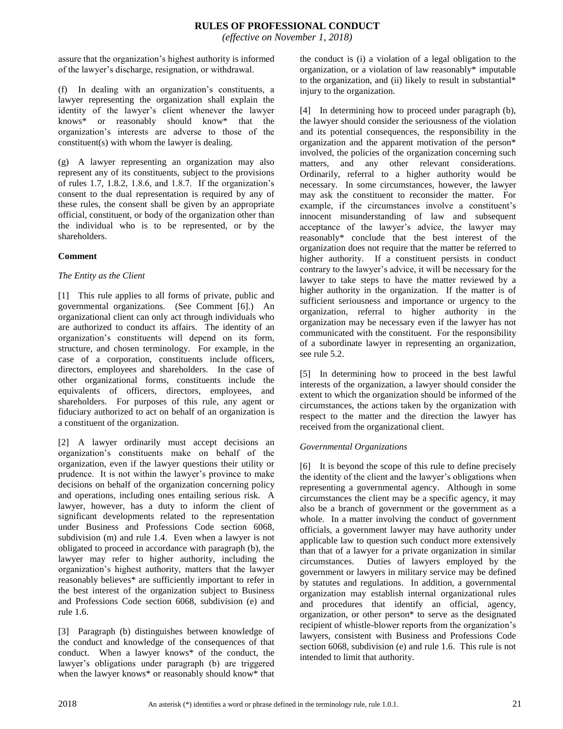assure that the organization's highest authority is informed of the lawyer's discharge, resignation, or withdrawal.

(f) In dealing with an organization's constituents, a lawyer representing the organization shall explain the identity of the lawyer's client whenever the lawyer knows* or reasonably should know* that the organization's interests are adverse to those of the constituent(s) with whom the lawyer is dealing.

(g) A lawyer representing an organization may also represent any of its constituents, subject to the provisions of rules 1.7, 1.8.2, 1.8.6, and 1.8.7. If the organization's consent to the dual representation is required by any of these rules, the consent shall be given by an appropriate official, constituent, or body of the organization other than the individual who is to be represented, or by the shareholders.

**Comment**

*The Entity as the Client*

[1] This rule applies to all forms of private, public and governmental organizations. (See Comment [6].) An organizational client can only act through individuals who are authorized to conduct its affairs. The identity of an organization's constituents will depend on its form, structure, and chosen terminology. For example, in the case of a corporation, constituents include officers, directors, employees and shareholders. In the case of other organizational forms, constituents include the equivalents of officers, directors, employees, and shareholders. For purposes of this rule, any agent or fiduciary authorized to act on behalf of an organization is a constituent of the organization.

[2] A lawyer ordinarily must accept decisions an organization's constituents make on behalf of the organization, even if the lawyer questions their utility or prudence. It is not within the lawyer's province to make decisions on behalf of the organization concerning policy and operations, including ones entailing serious risk. A lawyer, however, has a duty to inform the client of significant developments related to the representation under Business and Professions Code section 6068, subdivision (m) and rule 1.4. Even when a lawyer is not obligated to proceed in accordance with paragraph (b), the lawyer may refer to higher authority, including the organization's highest authority, matters that the lawyer reasonably believes* are sufficiently important to refer in the best interest of the organization subject to Business and Professions Code section 6068, subdivision (e) and rule 1.6.

[3] Paragraph (b) distinguishes between knowledge of the conduct and knowledge of the consequences of that conduct. When a lawyer knows* of the conduct, the lawyer's obligations under paragraph (b) are triggered when the lawyer knows* or reasonably should know* that the conduct is (i) a violation of a legal obligation to the organization, or a violation of law reasonably* imputable to the organization, and (ii) likely to result in substantial* injury to the organization.

[4] In determining how to proceed under paragraph (b), the lawyer should consider the seriousness of the violation and its potential consequences, the responsibility in the organization and the apparent motivation of the person* involved, the policies of the organization concerning such matters, and any other relevant considerations. Ordinarily, referral to a higher authority would be necessary. In some circumstances, however, the lawyer may ask the constituent to reconsider the matter. For example, if the circumstances involve a constituent's innocent misunderstanding of law and subsequent acceptance of the lawyer's advice, the lawyer may reasonably* conclude that the best interest of the organization does not require that the matter be referred to higher authority. If a constituent persists in conduct contrary to the lawyer's advice, it will be necessary for the lawyer to take steps to have the matter reviewed by a higher authority in the organization. If the matter is of sufficient seriousness and importance or urgency to the organization, referral to higher authority in the organization may be necessary even if the lawyer has not communicated with the constituent. For the responsibility of a subordinate lawyer in representing an organization, see rule 5.2.

[5] In determining how to proceed in the best lawful interests of the organization, a lawyer should consider the extent to which the organization should be informed of the circumstances, the actions taken by the organization with respect to the matter and the direction the lawyer has received from the organizational client.

*Governmental Organizations*

[6] It is beyond the scope of this rule to define precisely the identity of the client and the lawyer's obligations when representing a governmental agency. Although in some circumstances the client may be a specific agency, it may also be a branch of government or the government as a whole. In a matter involving the conduct of government officials, a government lawyer may have authority under applicable law to question such conduct more extensively than that of a lawyer for a private organization in similar circumstances. Duties of lawyers employed by the government or lawyers in military service may be defined by statutes and regulations. In addition, a governmental organization may establish internal organizational rules and procedures that identify an official, agency, organization, or other person* to serve as the designated recipient of whistle-blower reports from the organization's lawyers, consistent with Business and Professions Code section 6068, subdivision (e) and rule 1.6. This rule is not intended to limit that authority.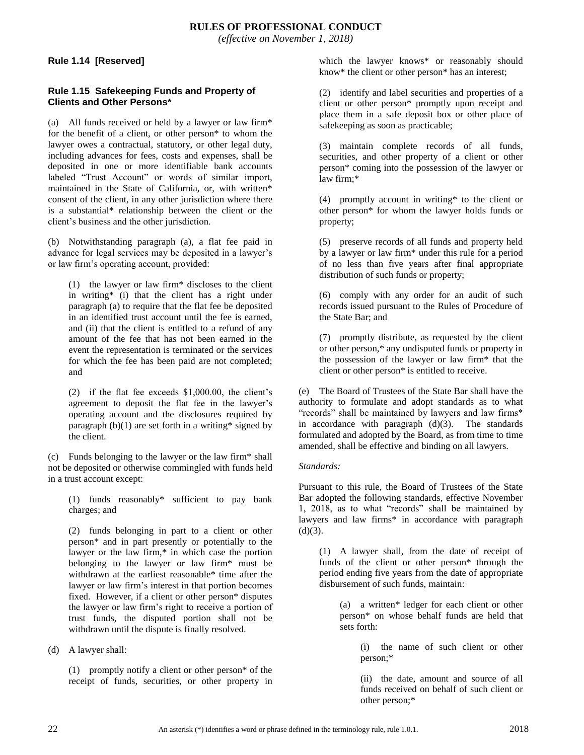### Rule 1.14 [Reserved]

### Rule 1.15 Safekeeping Funds and Property of Clients and Other Persons*

(a) All funds received or held by a lawyer or law firm* for the benefit of a client, or other person* to whom the lawyer owes a contractual, statutory, or other legal duty, including advances for fees, costs and expenses, shall be deposited in one or more identifiable bank accounts labeled "Trust Account" or words of similar import, maintained in the State of California, or, with written* consent of the client, in any other jurisdiction where there is a substantial* relationship between the client or the client's business and the other jurisdiction.

(b) Notwithstanding paragraph (a), a flat fee paid in advance for legal services may be deposited in a lawyer's or law firm's operating account, provided:

(1) the lawyer or law firm* discloses to the client in writing* (i) that the client has a right under paragraph (a) to require that the flat fee be deposited in an identified trust account until the fee is earned, and (ii) that the client is entitled to a refund of any amount of the fee that has not been earned in the event the representation is terminated or the services for which the fee has been paid are not completed; and

(2) if the flat fee exceeds $1,000.00, the client's agreement to deposit the flat fee in the lawyer's operating account and the disclosures required by paragraph (b)(1) are set forth in a writing* signed by the client.

(c) Funds belonging to the lawyer or the law firm* shall not be deposited or otherwise commingled with funds held in a trust account except:

(1) funds reasonably* sufficient to pay bank charges; and

(2) funds belonging in part to a client or other person* and in part presently or potentially to the lawyer or the law firm,* in which case the portion belonging to the lawyer or law firm* must be withdrawn at the earliest reasonable* time after the lawyer or law firm's interest in that portion becomes fixed. However, if a client or other person* disputes the lawyer or law firm's right to receive a portion of trust funds, the disputed portion shall not be withdrawn until the dispute is finally resolved.

(d) A lawyer shall:

(1) promptly notify a client or other person* of the receipt of funds, securities, or other property in which the lawyer knows* or reasonably should know* the client or other person* has an interest;

(2) identify and label securities and properties of a client or other person* promptly upon receipt and place them in a safe deposit box or other place of safekeeping as soon as practicable;

(3) maintain complete records of all funds, securities, and other property of a client or other person* coming into the possession of the lawyer or law firm;*

(4) promptly account in writing* to the client or other person* for whom the lawyer holds funds or property;

(5) preserve records of all funds and property held by a lawyer or law firm* under this rule for a period of no less than five years after final appropriate distribution of such funds or property;

(6) comply with any order for an audit of such records issued pursuant to the Rules of Procedure of the State Bar; and

(7) promptly distribute, as requested by the client or other person,* any undisputed funds or property in the possession of the lawyer or law firm* that the client or other person* is entitled to receive.

(e) The Board of Trustees of the State Bar shall have the authority to formulate and adopt standards as to what "records" shall be maintained by lawyers and law firms* in accordance with paragraph (d)(3). The standards formulated and adopted by the Board, as from time to time amended, shall be effective and binding on all lawyers.

*Standards:*

Pursuant to this rule, the Board of Trustees of the State Bar adopted the following standards, effective November 1, 2018, as to what "records" shall be maintained by lawyers and law firms* in accordance with paragraph (d)(3).

(1) A lawyer shall, from the date of receipt of funds of the client or other person* through the period ending five years from the date of appropriate disbursement of such funds, maintain:

(a) a written* ledger for each client or other person* on whose behalf funds are held that sets forth:

(i) the name of such client or other person;*

(ii) the date, amount and source of all funds received on behalf of such client or other person;*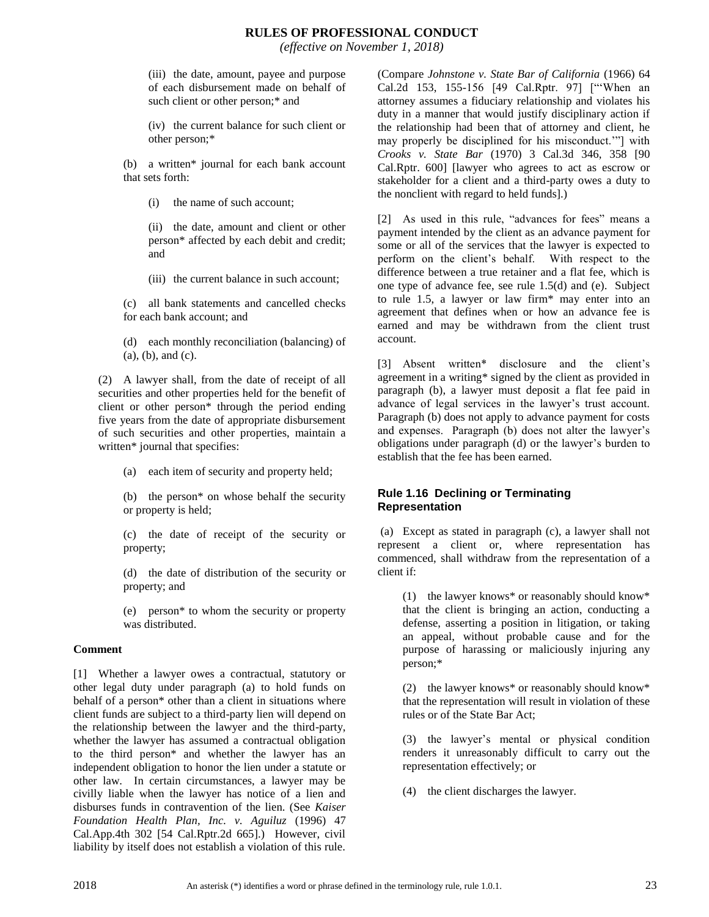(iii) the date, amount, payee and purpose of each disbursement made on behalf of such client or other person;* and

(iv) the current balance for such client or other person;*

(b) a written* journal for each bank account that sets forth:

(i) the name of such account;

(ii) the date, amount and client or other person* affected by each debit and credit; and

(iii) the current balance in such account;

(c) all bank statements and cancelled checks for each bank account; and

(d) each monthly reconciliation (balancing) of (a), (b), and (c).

(2) A lawyer shall, from the date of receipt of all securities and other properties held for the benefit of client or other person* through the period ending five years from the date of appropriate disbursement of such securities and other properties, maintain a written* journal that specifies:

(a) each item of security and property held;

(b) the person* on whose behalf the security or property is held;

(c) the date of receipt of the security or property;

(d) the date of distribution of the security or property; and

(e) person* to whom the security or property was distributed.

**Comment**

[1] Whether a lawyer owes a contractual, statutory or other legal duty under paragraph (a) to hold funds on behalf of a person* other than a client in situations where client funds are subject to a third-party lien will depend on the relationship between the lawyer and the third-party, whether the lawyer has assumed a contractual obligation to the third person* and whether the lawyer has an independent obligation to honor the lien under a statute or other law. In certain circumstances, a lawyer may be civilly liable when the lawyer has notice of a lien and disburses funds in contravention of the lien. (See *Kaiser Foundation Health Plan, Inc. v. Aguiluz* (1996) 47 Cal.App.4th 302 [54 Cal.Rptr.2d 665].) However, civil liability by itself does not establish a violation of this rule. (Compare *Johnstone v. State Bar of California* (1966) 64 Cal.2d 153, 155-156 [49 Cal.Rptr. 97] ["'When an attorney assumes a fiduciary relationship and violates his duty in a manner that would justify disciplinary action if the relationship had been that of attorney and client, he may properly be disciplined for his misconduct.'"] with *Crooks v. State Bar* (1970) 3 Cal.3d 346, 358 [90 Cal.Rptr. 600] [lawyer who agrees to act as escrow or stakeholder for a client and a third-party owes a duty to the nonclient with regard to held funds].)

[2] As used in this rule, "advances for fees" means a payment intended by the client as an advance payment for some or all of the services that the lawyer is expected to perform on the client's behalf. With respect to the difference between a true retainer and a flat fee, which is one type of advance fee, see rule 1.5(d) and (e). Subject to rule 1.5, a lawyer or law firm* may enter into an agreement that defines when or how an advance fee is earned and may be withdrawn from the client trust account.

[3] Absent written* disclosure and the client's agreement in a writing* signed by the client as provided in paragraph (b), a lawyer must deposit a flat fee paid in advance of legal services in the lawyer's trust account. Paragraph (b) does not apply to advance payment for costs and expenses. Paragraph (b) does not alter the lawyer's obligations under paragraph (d) or the lawyer's burden to establish that the fee has been earned.

## Rule 1.16 Declining or Terminating Representation

(a) Except as stated in paragraph (c), a lawyer shall not represent a client or, where representation has commenced, shall withdraw from the representation of a client if:

(1) the lawyer knows* or reasonably should know* that the client is bringing an action, conducting a defense, asserting a position in litigation, or taking an appeal, without probable cause and for the purpose of harassing or maliciously injuring any person;*

(2) the lawyer knows* or reasonably should know* that the representation will result in violation of these rules or of the State Bar Act;

(3) the lawyer's mental or physical condition renders it unreasonably difficult to carry out the representation effectively; or

(4) the client discharges the lawyer.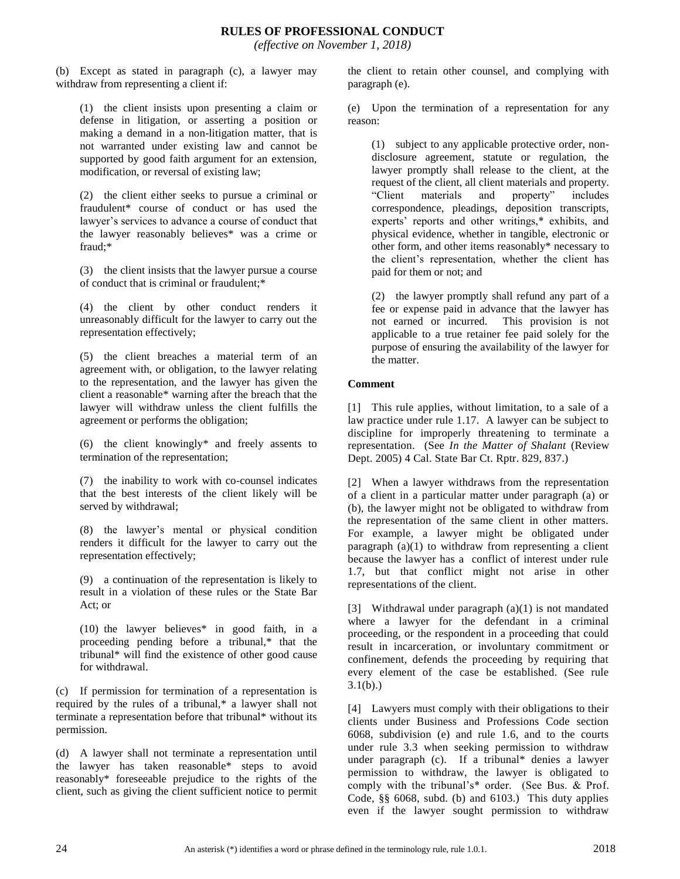(b) Except as stated in paragraph (c), a lawyer may withdraw from representing a client if:

(1) the client insists upon presenting a claim or defense in litigation, or asserting a position or making a demand in a non-litigation matter, that is not warranted under existing law and cannot be supported by good faith argument for an extension, modification, or reversal of existing law;

(2) the client either seeks to pursue a criminal or fraudulent* course of conduct or has used the lawyer's services to advance a course of conduct that the lawyer reasonably believes* was a crime or fraud;*

(3) the client insists that the lawyer pursue a course of conduct that is criminal or fraudulent;*

(4) the client by other conduct renders it unreasonably difficult for the lawyer to carry out the representation effectively;

(5) the client breaches a material term of an agreement with, or obligation, to the lawyer relating to the representation, and the lawyer has given the client a reasonable* warning after the breach that the lawyer will withdraw unless the client fulfills the agreement or performs the obligation;

(6) the client knowingly* and freely assents to termination of the representation;

(7) the inability to work with co-counsel indicates that the best interests of the client likely will be served by withdrawal;

(8) the lawyer's mental or physical condition renders it difficult for the lawyer to carry out the representation effectively;

(9) a continuation of the representation is likely to result in a violation of these rules or the State Bar Act; or

(10) the lawyer believes* in good faith, in a proceeding pending before a tribunal,* that the tribunal* will find the existence of other good cause for withdrawal.

(c) If permission for termination of a representation is required by the rules of a tribunal,* a lawyer shall not terminate a representation before that tribunal* without its permission.

(d) A lawyer shall not terminate a representation until the lawyer has taken reasonable* steps to avoid reasonably* foreseeable prejudice to the rights of the client, such as giving the client sufficient notice to permit the client to retain other counsel, and complying with paragraph (e).

(e) Upon the termination of a representation for any reason:

(1) subject to any applicable protective order, non-disclosure agreement, statute or regulation, the lawyer promptly shall release to the client, at the request of the client, all client materials and property. "Client materials and property" includes correspondence, pleadings, deposition transcripts, experts' reports and other writings,* exhibits, and physical evidence, whether in tangible, electronic or other form, and other items reasonably* necessary to the client's representation, whether the client has paid for them or not; and

(2) the lawyer promptly shall refund any part of a fee or expense paid in advance that the lawyer has not earned or incurred. This provision is not applicable to a true retainer fee paid solely for the purpose of ensuring the availability of the lawyer for the matter.

**Comment**

[1] This rule applies, without limitation, to a sale of a law practice under rule 1.17. A lawyer can be subject to discipline for improperly threatening to terminate a representation. (See *In the Matter of Shalant* (Review Dept. 2005) 4 Cal. State Bar Ct. Rptr. 829, 837.)

[2] When a lawyer withdraws from the representation of a client in a particular matter under paragraph (a) or (b), the lawyer might not be obligated to withdraw from the representation of the same client in other matters. For example, a lawyer might be obligated under paragraph (a)(1) to withdraw from representing a client because the lawyer has a conflict of interest under rule 1.7, but that conflict might not arise in other representations of the client.

[3] Withdrawal under paragraph (a)(1) is not mandated where a lawyer for the defendant in a criminal proceeding, or the respondent in a proceeding that could result in incarceration, or involuntary commitment or confinement, defends the proceeding by requiring that every element of the case be established. (See rule 3.1(b).)

[4] Lawyers must comply with their obligations to their clients under Business and Professions Code section 6068, subdivision (e) and rule 1.6, and to the courts under rule 3.3 when seeking permission to withdraw under paragraph (c). If a tribunal* denies a lawyer permission to withdraw, the lawyer is obligated to comply with the tribunal's* order. (See Bus. & Prof. Code, §§ 6068, subd. (b) and 6103.) This duty applies even if the lawyer sought permission to withdraw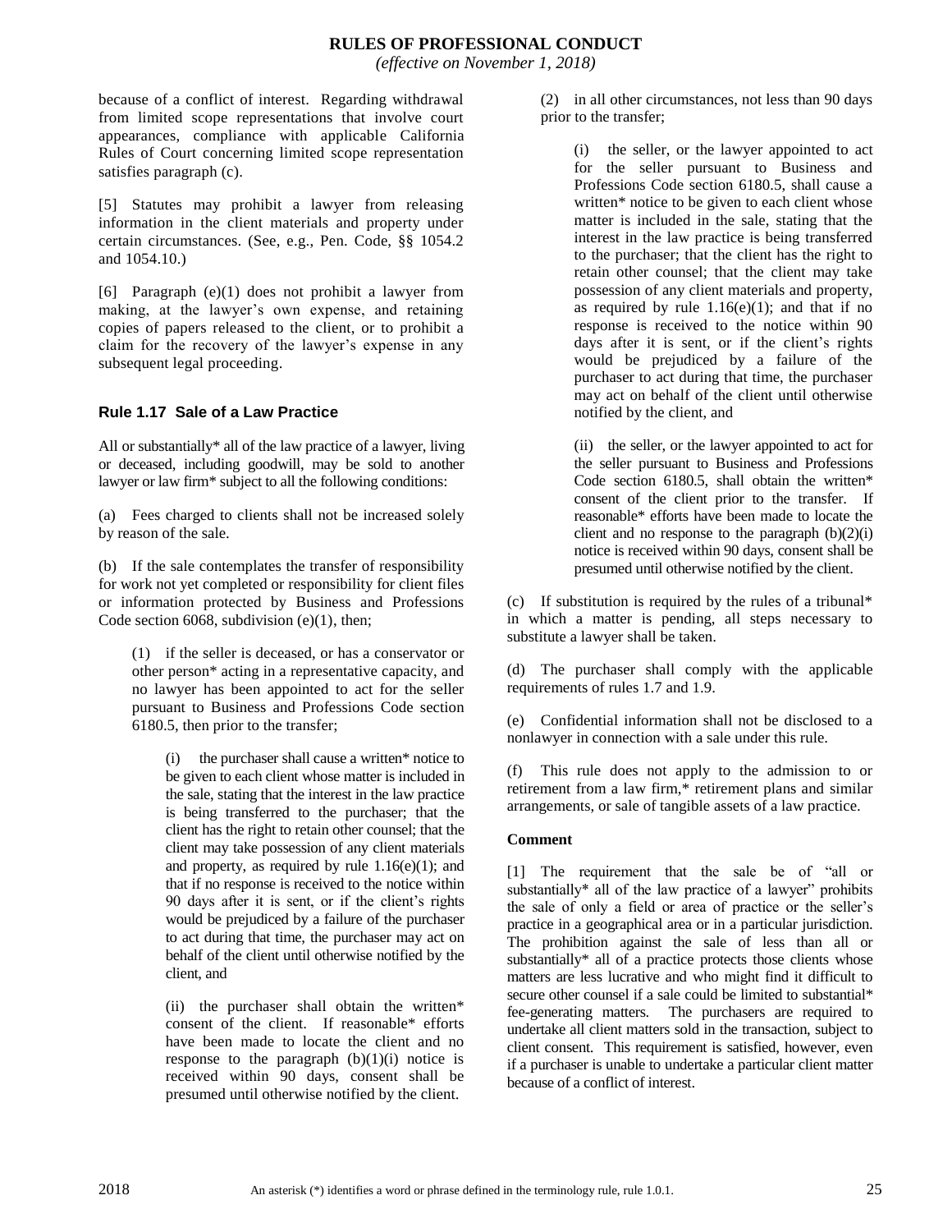because of a conflict of interest. Regarding withdrawal from limited scope representations that involve court appearances, compliance with applicable California Rules of Court concerning limited scope representation satisfies paragraph (c).

[5] Statutes may prohibit a lawyer from releasing information in the client materials and property under certain circumstances. (See, e.g., Pen. Code, §§ 1054.2 and 1054.10.)

[6] Paragraph (e)(1) does not prohibit a lawyer from making, at the lawyer's own expense, and retaining copies of papers released to the client, or to prohibit a claim for the recovery of the lawyer's expense in any subsequent legal proceeding.

### Rule 1.17 Sale of a Law Practice

All or substantially* all of the law practice of a lawyer, living or deceased, including goodwill, may be sold to another lawyer or law firm* subject to all the following conditions:

(a) Fees charged to clients shall not be increased solely by reason of the sale.

(b) If the sale contemplates the transfer of responsibility for work not yet completed or responsibility for client files or information protected by Business and Professions Code section 6068, subdivision (e)(1), then;

> (1) if the seller is deceased, or has a conservator or other person* acting in a representative capacity, and no lawyer has been appointed to act for the seller pursuant to Business and Professions Code section 6180.5, then prior to the transfer;
>
> > (i) the purchaser shall cause a written* notice to be given to each client whose matter is included in the sale, stating that the interest in the law practice is being transferred to the purchaser; that the client has the right to retain other counsel; that the client may take possession of any client materials and property, as required by rule 1.16(e)(1); and that if no response is received to the notice within 90 days after it is sent, or if the client's rights would be prejudiced by a failure of the purchaser to act during that time, the purchaser may act on behalf of the client until otherwise notified by the client, and
> >
> > (ii) the purchaser shall obtain the written* consent of the client. If reasonable* efforts have been made to locate the client and no response to the paragraph (b)(1)(i) notice is received within 90 days, consent shall be presumed until otherwise notified by the client.
>
> (2) in all other circumstances, not less than 90 days prior to the transfer;
>
> > (i) the seller, or the lawyer appointed to act for the seller pursuant to Business and Professions Code section 6180.5, shall cause a written* notice to be given to each client whose matter is included in the sale, stating that the interest in the law practice is being transferred to the purchaser; that the client has the right to retain other counsel; that the client may take possession of any client materials and property, as required by rule 1.16(e)(1); and that if no response is received to the notice within 90 days after it is sent, or if the client's rights would be prejudiced by a failure of the purchaser to act during that time, the purchaser may act on behalf of the client until otherwise notified by the client, and
> >
> > (ii) the seller, or the lawyer appointed to act for the seller pursuant to Business and Professions Code section 6180.5, shall obtain the written* consent of the client prior to the transfer. If reasonable* efforts have been made to locate the client and no response to the paragraph (b)(2)(i) notice is received within 90 days, consent shall be presumed until otherwise notified by the client.

(c) If substitution is required by the rules of a tribunal* in which a matter is pending, all steps necessary to substitute a lawyer shall be taken.

(d) The purchaser shall comply with the applicable requirements of rules 1.7 and 1.9.

(e) Confidential information shall not be disclosed to a nonlawyer in connection with a sale under this rule.

(f) This rule does not apply to the admission to or retirement from a law firm,* retirement plans and similar arrangements, or sale of tangible assets of a law practice.

**Comment**

[1] The requirement that the sale be of "all or substantially* all of the law practice of a lawyer" prohibits the sale of only a field or area of practice or the seller's practice in a geographical area or in a particular jurisdiction. The prohibition against the sale of less than all or substantially* all of a practice protects those clients whose matters are less lucrative and who might find it difficult to secure other counsel if a sale could be limited to substantial* fee-generating matters. The purchasers are required to undertake all client matters sold in the transaction, subject to client consent. This requirement is satisfied, however, even if a purchaser is unable to undertake a particular client matter because of a conflict of interest.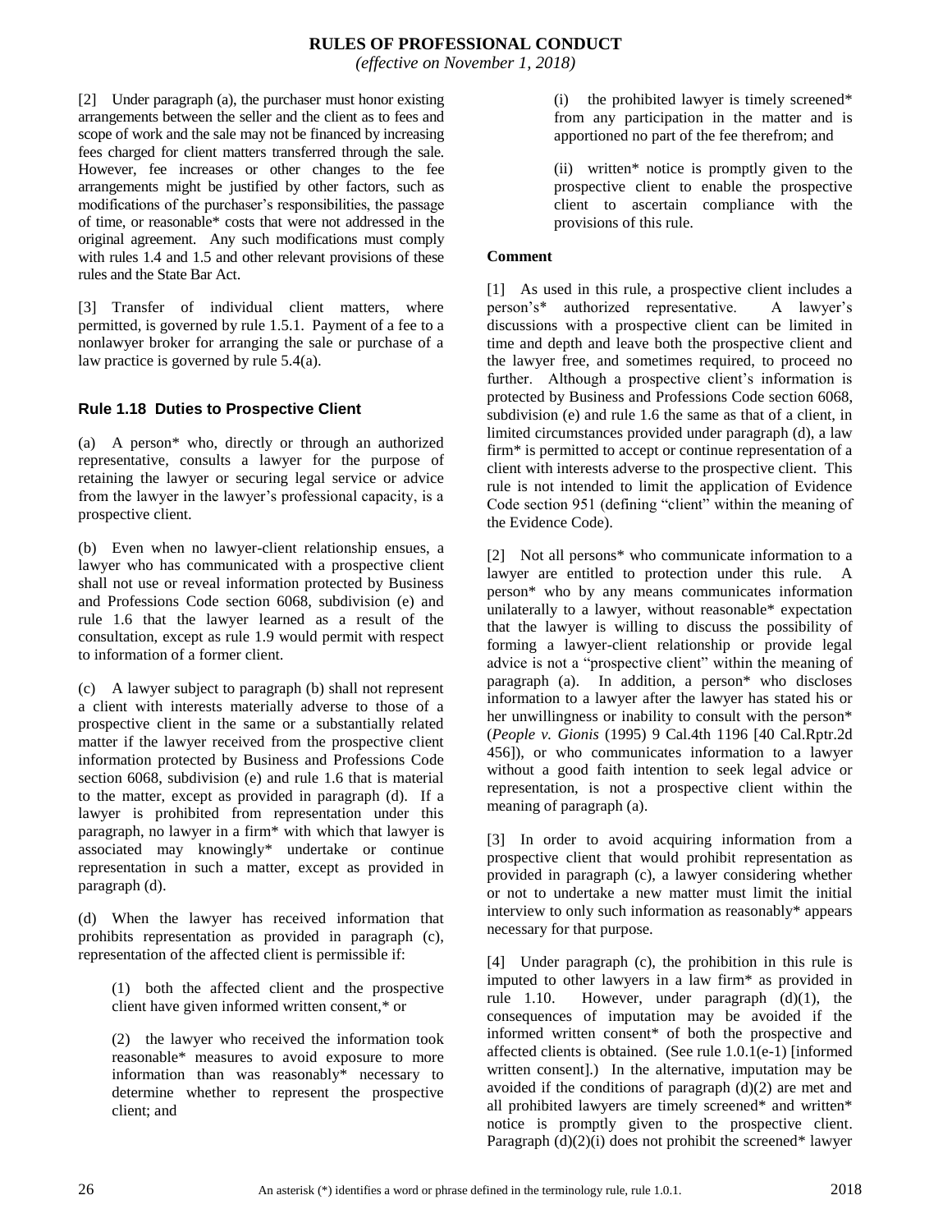[2] Under paragraph (a), the purchaser must honor existing arrangements between the seller and the client as to fees and scope of work and the sale may not be financed by increasing fees charged for client matters transferred through the sale. However, fee increases or other changes to the fee arrangements might be justified by other factors, such as modifications of the purchaser's responsibilities, the passage of time, or reasonable* costs that were not addressed in the original agreement. Any such modifications must comply with rules 1.4 and 1.5 and other relevant provisions of these rules and the State Bar Act.

[3] Transfer of individual client matters, where permitted, is governed by rule 1.5.1. Payment of a fee to a nonlawyer broker for arranging the sale or purchase of a law practice is governed by rule 5.4(a).

### Rule 1.18 Duties to Prospective Client

(a) A person* who, directly or through an authorized representative, consults a lawyer for the purpose of retaining the lawyer or securing legal service or advice from the lawyer in the lawyer's professional capacity, is a prospective client.

(b) Even when no lawyer-client relationship ensues, a lawyer who has communicated with a prospective client shall not use or reveal information protected by Business and Professions Code section 6068, subdivision (e) and rule 1.6 that the lawyer learned as a result of the consultation, except as rule 1.9 would permit with respect to information of a former client.

(c) A lawyer subject to paragraph (b) shall not represent a client with interests materially adverse to those of a prospective client in the same or a substantially related matter if the lawyer received from the prospective client information protected by Business and Professions Code section 6068, subdivision (e) and rule 1.6 that is material to the matter, except as provided in paragraph (d). If a lawyer is prohibited from representation under this paragraph, no lawyer in a firm* with which that lawyer is associated may knowingly* undertake or continue representation in such a matter, except as provided in paragraph (d).

(d) When the lawyer has received information that prohibits representation as provided in paragraph (c), representation of the affected client is permissible if:

(1) both the affected client and the prospective client have given informed written consent,* or

(2) the lawyer who received the information took reasonable* measures to avoid exposure to more information than was reasonably* necessary to determine whether to represent the prospective client; and

(i) the prohibited lawyer is timely screened* from any participation in the matter and is apportioned no part of the fee therefrom; and

(ii) written* notice is promptly given to the prospective client to enable the prospective client to ascertain compliance with the provisions of this rule.

**Comment**

[1] As used in this rule, a prospective client includes a person's* authorized representative. A lawyer's discussions with a prospective client can be limited in time and depth and leave both the prospective client and the lawyer free, and sometimes required, to proceed no further. Although a prospective client's information is protected by Business and Professions Code section 6068, subdivision (e) and rule 1.6 the same as that of a client, in limited circumstances provided under paragraph (d), a law firm* is permitted to accept or continue representation of a client with interests adverse to the prospective client. This rule is not intended to limit the application of Evidence Code section 951 (defining "client" within the meaning of the Evidence Code).

[2] Not all persons* who communicate information to a lawyer are entitled to protection under this rule. A person* who by any means communicates information unilaterally to a lawyer, without reasonable* expectation that the lawyer is willing to discuss the possibility of forming a lawyer-client relationship or provide legal advice is not a "prospective client" within the meaning of paragraph (a). In addition, a person* who discloses information to a lawyer after the lawyer has stated his or her unwillingness or inability to consult with the person* (*People v. Gionis* (1995) 9 Cal.4th 1196 [40 Cal.Rptr.2d 456]), or who communicates information to a lawyer without a good faith intention to seek legal advice or representation, is not a prospective client within the meaning of paragraph (a).

[3] In order to avoid acquiring information from a prospective client that would prohibit representation as provided in paragraph (c), a lawyer considering whether or not to undertake a new matter must limit the initial interview to only such information as reasonably* appears necessary for that purpose.

[4] Under paragraph (c), the prohibition in this rule is imputed to other lawyers in a law firm* as provided in rule 1.10. However, under paragraph (d)(1), the consequences of imputation may be avoided if the informed written consent* of both the prospective and affected clients is obtained. (See rule 1.0.1(e-1) [informed written consent].) In the alternative, imputation may be avoided if the conditions of paragraph (d)(2) are met and all prohibited lawyers are timely screened* and written* notice is promptly given to the prospective client. Paragraph (d)(2)(i) does not prohibit the screened* lawyer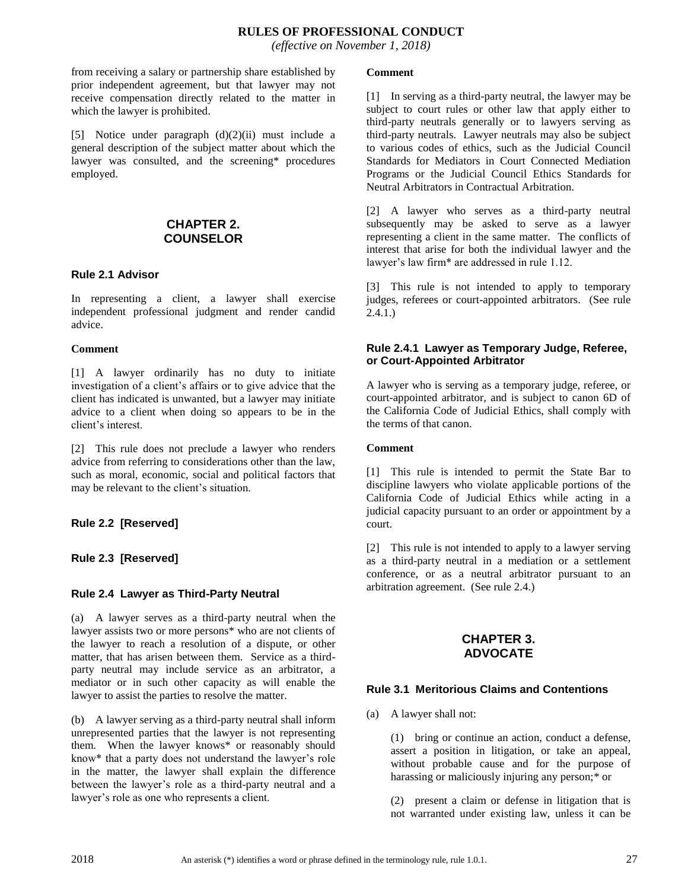from receiving a salary or partnership share established by prior independent agreement, but that lawyer may not receive compensation directly related to the matter in which the lawyer is prohibited.

[5] Notice under paragraph (d)(2)(ii) must include a general description of the subject matter about which the lawyer was consulted, and the screening* procedures employed.

## CHAPTER 2. COUNSELOR

### Rule 2.1 Advisor

In representing a client, a lawyer shall exercise independent professional judgment and render candid advice.

**Comment**

[1] A lawyer ordinarily has no duty to initiate investigation of a client's affairs or to give advice that the client has indicated is unwanted, but a lawyer may initiate advice to a client when doing so appears to be in the client's interest.

[2] This rule does not preclude a lawyer who renders advice from referring to considerations other than the law, such as moral, economic, social and political factors that may be relevant to the client's situation.

### Rule 2.2 [Reserved]

### Rule 2.3 [Reserved]

### Rule 2.4 Lawyer as Third-Party Neutral

(a) A lawyer serves as a third-party neutral when the lawyer assists two or more persons* who are not clients of the lawyer to reach a resolution of a dispute, or other matter, that has arisen between them. Service as a third-party neutral may include service as an arbitrator, a mediator or in such other capacity as will enable the lawyer to assist the parties to resolve the matter.

(b) A lawyer serving as a third-party neutral shall inform unrepresented parties that the lawyer is not representing them. When the lawyer knows* or reasonably should know* that a party does not understand the lawyer's role in the matter, the lawyer shall explain the difference between the lawyer's role as a third-party neutral and a lawyer's role as one who represents a client.

**Comment**

[1] In serving as a third-party neutral, the lawyer may be subject to court rules or other law that apply either to third-party neutrals generally or to lawyers serving as third-party neutrals. Lawyer neutrals may also be subject to various codes of ethics, such as the Judicial Council Standards for Mediators in Court Connected Mediation Programs or the Judicial Council Ethics Standards for Neutral Arbitrators in Contractual Arbitration.

[2] A lawyer who serves as a third-party neutral subsequently may be asked to serve as a lawyer representing a client in the same matter. The conflicts of interest that arise for both the individual lawyer and the lawyer's law firm* are addressed in rule 1.12.

[3] This rule is not intended to apply to temporary judges, referees or court-appointed arbitrators. (See rule 2.4.1.)

### Rule 2.4.1 Lawyer as Temporary Judge, Referee, or Court-Appointed Arbitrator

A lawyer who is serving as a temporary judge, referee, or court-appointed arbitrator, and is subject to canon 6D of the California Code of Judicial Ethics, shall comply with the terms of that canon.

**Comment**

[1] This rule is intended to permit the State Bar to discipline lawyers who violate applicable portions of the California Code of Judicial Ethics while acting in a judicial capacity pursuant to an order or appointment by a court.

[2] This rule is not intended to apply to a lawyer serving as a third-party neutral in a mediation or a settlement conference, or as a neutral arbitrator pursuant to an arbitration agreement. (See rule 2.4.)

## CHAPTER 3. ADVOCATE

### Rule 3.1 Meritorious Claims and Contentions

(a) A lawyer shall not:

(1) bring or continue an action, conduct a defense, assert a position in litigation, or take an appeal, without probable cause and for the purpose of harassing or maliciously injuring any person;* or

(2) present a claim or defense in litigation that is not warranted under existing law, unless it can be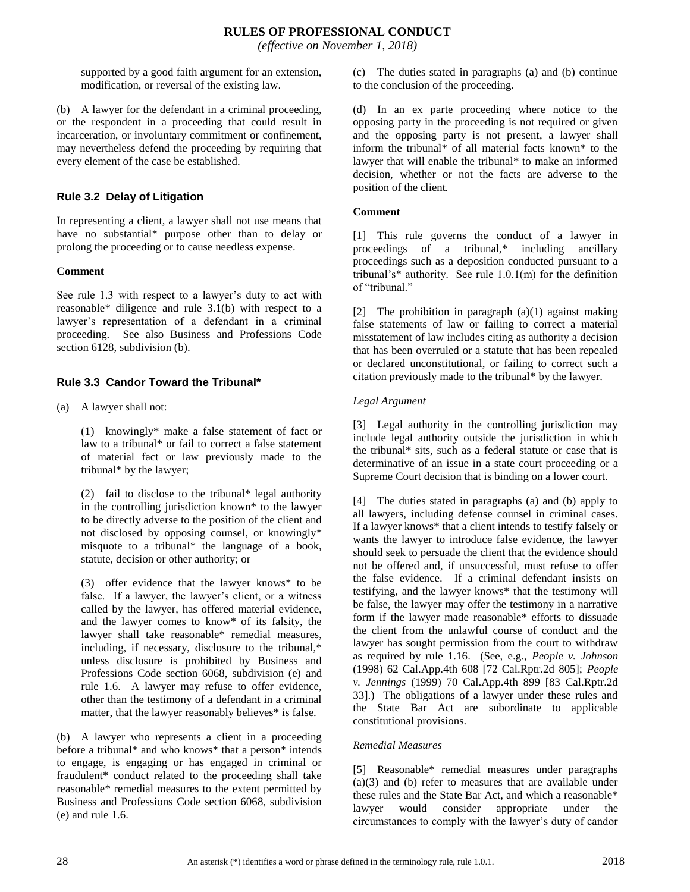supported by a good faith argument for an extension, modification, or reversal of the existing law.

(b) A lawyer for the defendant in a criminal proceeding, or the respondent in a proceeding that could result in incarceration, or involuntary commitment or confinement, may nevertheless defend the proceeding by requiring that every element of the case be established.

### Rule 3.2 Delay of Litigation

In representing a client, a lawyer shall not use means that have no substantial* purpose other than to delay or prolong the proceeding or to cause needless expense.

**Comment**

See rule 1.3 with respect to a lawyer's duty to act with reasonable* diligence and rule 3.1(b) with respect to a lawyer's representation of a defendant in a criminal proceeding. See also Business and Professions Code section 6128, subdivision (b).

### Rule 3.3 Candor Toward the Tribunal*

(a) A lawyer shall not:

(1) knowingly* make a false statement of fact or law to a tribunal* or fail to correct a false statement of material fact or law previously made to the tribunal* by the lawyer;

(2) fail to disclose to the tribunal* legal authority in the controlling jurisdiction known* to the lawyer to be directly adverse to the position of the client and not disclosed by opposing counsel, or knowingly* misquote to a tribunal* the language of a book, statute, decision or other authority; or

(3) offer evidence that the lawyer knows* to be false. If a lawyer, the lawyer's client, or a witness called by the lawyer, has offered material evidence, and the lawyer comes to know* of its falsity, the lawyer shall take reasonable* remedial measures, including, if necessary, disclosure to the tribunal,* unless disclosure is prohibited by Business and Professions Code section 6068, subdivision (e) and rule 1.6. A lawyer may refuse to offer evidence, other than the testimony of a defendant in a criminal matter, that the lawyer reasonably believes* is false.

(b) A lawyer who represents a client in a proceeding before a tribunal* and who knows* that a person* intends to engage, is engaging or has engaged in criminal or fraudulent* conduct related to the proceeding shall take reasonable* remedial measures to the extent permitted by Business and Professions Code section 6068, subdivision (e) and rule 1.6.

(c) The duties stated in paragraphs (a) and (b) continue to the conclusion of the proceeding.

(d) In an ex parte proceeding where notice to the opposing party in the proceeding is not required or given and the opposing party is not present, a lawyer shall inform the tribunal* of all material facts known* to the lawyer that will enable the tribunal* to make an informed decision, whether or not the facts are adverse to the position of the client.

**Comment**

[1] This rule governs the conduct of a lawyer in proceedings of a tribunal,* including ancillary proceedings such as a deposition conducted pursuant to a tribunal's* authority. See rule 1.0.1(m) for the definition of "tribunal."

[2] The prohibition in paragraph (a)(1) against making false statements of law or failing to correct a material misstatement of law includes citing as authority a decision that has been overruled or a statute that has been repealed or declared unconstitutional, or failing to correct such a citation previously made to the tribunal* by the lawyer.

*Legal Argument*

[3] Legal authority in the controlling jurisdiction may include legal authority outside the jurisdiction in which the tribunal* sits, such as a federal statute or case that is determinative of an issue in a state court proceeding or a Supreme Court decision that is binding on a lower court.

[4] The duties stated in paragraphs (a) and (b) apply to all lawyers, including defense counsel in criminal cases. If a lawyer knows* that a client intends to testify falsely or wants the lawyer to introduce false evidence, the lawyer should seek to persuade the client that the evidence should not be offered and, if unsuccessful, must refuse to offer the false evidence. If a criminal defendant insists on testifying, and the lawyer knows* that the testimony will be false, the lawyer may offer the testimony in a narrative form if the lawyer made reasonable* efforts to dissuade the client from the unlawful course of conduct and the lawyer has sought permission from the court to withdraw as required by rule 1.16. (See, e.g., *People v. Johnson* (1998) 62 Cal.App.4th 608 [72 Cal.Rptr.2d 805]; *People v. Jennings* (1999) 70 Cal.App.4th 899 [83 Cal.Rptr.2d 33].) The obligations of a lawyer under these rules and the State Bar Act are subordinate to applicable constitutional provisions.

*Remedial Measures*

[5] Reasonable* remedial measures under paragraphs (a)(3) and (b) refer to measures that are available under these rules and the State Bar Act, and which a reasonable* lawyer would consider appropriate under the circumstances to comply with the lawyer's duty of candor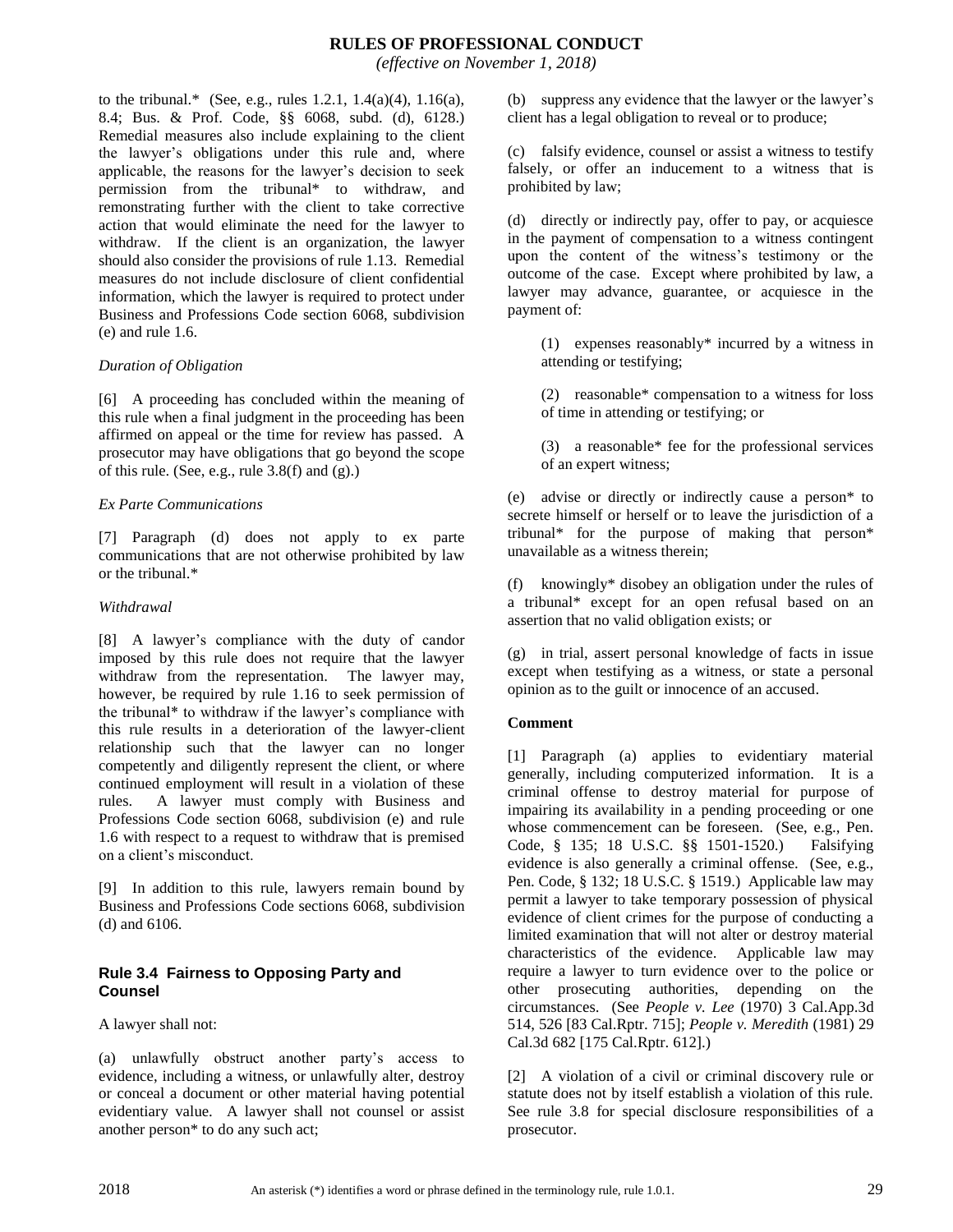to the tribunal.* (See, e.g., rules 1.2.1, 1.4(a)(4), 1.16(a), 8.4; Bus. & Prof. Code, §§ 6068, subd. (d), 6128.) Remedial measures also include explaining to the client the lawyer's obligations under this rule and, where applicable, the reasons for the lawyer's decision to seek permission from the tribunal* to withdraw, and remonstrating further with the client to take corrective action that would eliminate the need for the lawyer to withdraw. If the client is an organization, the lawyer should also consider the provisions of rule 1.13. Remedial measures do not include disclosure of client confidential information, which the lawyer is required to protect under Business and Professions Code section 6068, subdivision (e) and rule 1.6.

*Duration of Obligation*

[6] A proceeding has concluded within the meaning of this rule when a final judgment in the proceeding has been affirmed on appeal or the time for review has passed. A prosecutor may have obligations that go beyond the scope of this rule. (See, e.g., rule 3.8(f) and (g).)

*Ex Parte Communications*

[7] Paragraph (d) does not apply to ex parte communications that are not otherwise prohibited by law or the tribunal.*

*Withdrawal*

[8] A lawyer's compliance with the duty of candor imposed by this rule does not require that the lawyer withdraw from the representation. The lawyer may, however, be required by rule 1.16 to seek permission of the tribunal* to withdraw if the lawyer's compliance with this rule results in a deterioration of the lawyer-client relationship such that the lawyer can no longer competently and diligently represent the client, or where continued employment will result in a violation of these rules. A lawyer must comply with Business and Professions Code section 6068, subdivision (e) and rule 1.6 with respect to a request to withdraw that is premised on a client's misconduct.

[9] In addition to this rule, lawyers remain bound by Business and Professions Code sections 6068, subdivision (d) and 6106.

## Rule 3.4 Fairness to Opposing Party and Counsel

A lawyer shall not:

(a) unlawfully obstruct another party's access to evidence, including a witness, or unlawfully alter, destroy or conceal a document or other material having potential evidentiary value. A lawyer shall not counsel or assist another person* to do any such act;

(b) suppress any evidence that the lawyer or the lawyer's client has a legal obligation to reveal or to produce;

(c) falsify evidence, counsel or assist a witness to testify falsely, or offer an inducement to a witness that is prohibited by law;

(d) directly or indirectly pay, offer to pay, or acquiesce in the payment of compensation to a witness contingent upon the content of the witness's testimony or the outcome of the case. Except where prohibited by law, a lawyer may advance, guarantee, or acquiesce in the payment of:

> (1) expenses reasonably* incurred by a witness in attending or testifying;
>
> (2) reasonable* compensation to a witness for loss of time in attending or testifying; or
>
> (3) a reasonable* fee for the professional services of an expert witness;

(e) advise or directly or indirectly cause a person* to secrete himself or herself or to leave the jurisdiction of a tribunal* for the purpose of making that person* unavailable as a witness therein;

(f) knowingly* disobey an obligation under the rules of a tribunal* except for an open refusal based on an assertion that no valid obligation exists; or

(g) in trial, assert personal knowledge of facts in issue except when testifying as a witness, or state a personal opinion as to the guilt or innocence of an accused.

**Comment**

[1] Paragraph (a) applies to evidentiary material generally, including computerized information. It is a criminal offense to destroy material for purpose of impairing its availability in a pending proceeding or one whose commencement can be foreseen. (See, e.g., Pen. Code, § 135; 18 U.S.C. §§ 1501-1520.) Falsifying evidence is also generally a criminal offense. (See, e.g., Pen. Code, § 132; 18 U.S.C. § 1519.) Applicable law may permit a lawyer to take temporary possession of physical evidence of client crimes for the purpose of conducting a limited examination that will not alter or destroy material characteristics of the evidence. Applicable law may require a lawyer to turn evidence over to the police or other prosecuting authorities, depending on the circumstances. (See *People v. Lee* (1970) 3 Cal.App.3d 514, 526 [83 Cal.Rptr. 715]; *People v. Meredith* (1981) 29 Cal.3d 682 [175 Cal.Rptr. 612].)

[2] A violation of a civil or criminal discovery rule or statute does not by itself establish a violation of this rule. See rule 3.8 for special disclosure responsibilities of a prosecutor.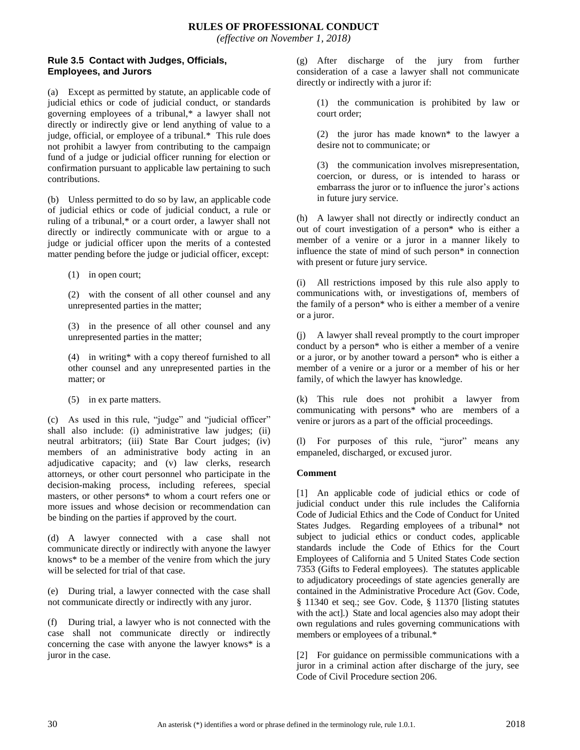### Rule 3.5 Contact with Judges, Officials, Employees, and Jurors

(a) Except as permitted by statute, an applicable code of judicial ethics or code of judicial conduct, or standards governing employees of a tribunal,* a lawyer shall not directly or indirectly give or lend anything of value to a judge, official, or employee of a tribunal.* This rule does not prohibit a lawyer from contributing to the campaign fund of a judge or judicial officer running for election or confirmation pursuant to applicable law pertaining to such contributions.

(b) Unless permitted to do so by law, an applicable code of judicial ethics or code of judicial conduct, a rule or ruling of a tribunal,* or a court order, a lawyer shall not directly or indirectly communicate with or argue to a judge or judicial officer upon the merits of a contested matter pending before the judge or judicial officer, except:

(1) in open court;

(2) with the consent of all other counsel and any unrepresented parties in the matter;

(3) in the presence of all other counsel and any unrepresented parties in the matter;

(4) in writing* with a copy thereof furnished to all other counsel and any unrepresented parties in the matter; or

(5) in ex parte matters.

(c) As used in this rule, "judge" and "judicial officer" shall also include: (i) administrative law judges; (ii) neutral arbitrators; (iii) State Bar Court judges; (iv) members of an administrative body acting in an adjudicative capacity; and (v) law clerks, research attorneys, or other court personnel who participate in the decision-making process, including referees, special masters, or other persons* to whom a court refers one or more issues and whose decision or recommendation can be binding on the parties if approved by the court.

(d) A lawyer connected with a case shall not communicate directly or indirectly with anyone the lawyer knows* to be a member of the venire from which the jury will be selected for trial of that case.

(e) During trial, a lawyer connected with the case shall not communicate directly or indirectly with any juror.

(f) During trial, a lawyer who is not connected with the case shall not communicate directly or indirectly concerning the case with anyone the lawyer knows* is a juror in the case.

(g) After discharge of the jury from further consideration of a case a lawyer shall not communicate directly or indirectly with a juror if:

(1) the communication is prohibited by law or court order;

(2) the juror has made known* to the lawyer a desire not to communicate; or

(3) the communication involves misrepresentation, coercion, or duress, or is intended to harass or embarrass the juror or to influence the juror's actions in future jury service.

(h) A lawyer shall not directly or indirectly conduct an out of court investigation of a person* who is either a member of a venire or a juror in a manner likely to influence the state of mind of such person* in connection with present or future jury service.

(i) All restrictions imposed by this rule also apply to communications with, or investigations of, members of the family of a person* who is either a member of a venire or a juror.

(j) A lawyer shall reveal promptly to the court improper conduct by a person* who is either a member of a venire or a juror, or by another toward a person* who is either a member of a venire or a juror or a member of his or her family, of which the lawyer has knowledge.

(k) This rule does not prohibit a lawyer from communicating with persons* who are members of a venire or jurors as a part of the official proceedings.

(l) For purposes of this rule, "juror" means any empaneled, discharged, or excused juror.

**Comment**

[1] An applicable code of judicial ethics or code of judicial conduct under this rule includes the California Code of Judicial Ethics and the Code of Conduct for United States Judges. Regarding employees of a tribunal* not subject to judicial ethics or conduct codes, applicable standards include the Code of Ethics for the Court Employees of California and 5 United States Code section 7353 (Gifts to Federal employees). The statutes applicable to adjudicatory proceedings of state agencies generally are contained in the Administrative Procedure Act (Gov. Code, § 11340 et seq.; see Gov. Code, § 11370 [listing statutes with the act].) State and local agencies also may adopt their own regulations and rules governing communications with members or employees of a tribunal.*

[2] For guidance on permissible communications with a juror in a criminal action after discharge of the jury, see Code of Civil Procedure section 206.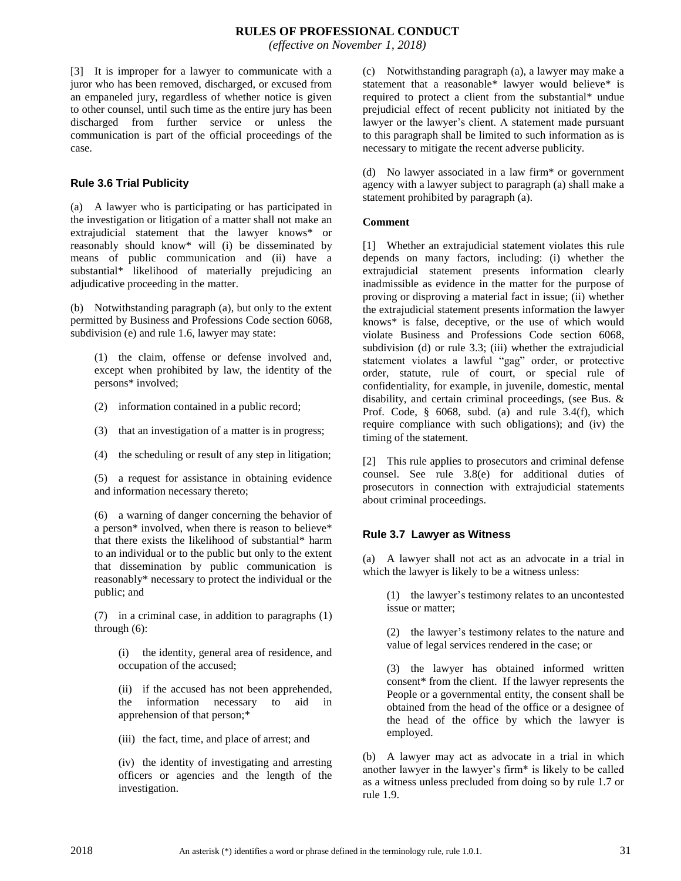[3] It is improper for a lawyer to communicate with a juror who has been removed, discharged, or excused from an empaneled jury, regardless of whether notice is given to other counsel, until such time as the entire jury has been discharged from further service or unless the communication is part of the official proceedings of the case.

### Rule 3.6 Trial Publicity

(a) A lawyer who is participating or has participated in the investigation or litigation of a matter shall not make an extrajudicial statement that the lawyer knows* or reasonably should know* will (i) be disseminated by means of public communication and (ii) have a substantial* likelihood of materially prejudicing an adjudicative proceeding in the matter.

(b) Notwithstanding paragraph (a), but only to the extent permitted by Business and Professions Code section 6068, subdivision (e) and rule 1.6, lawyer may state:

> (1) the claim, offense or defense involved and, except when prohibited by law, the identity of the persons* involved;
>
> (2) information contained in a public record;
>
> (3) that an investigation of a matter is in progress;
>
> (4) the scheduling or result of any step in litigation;
>
> (5) a request for assistance in obtaining evidence and information necessary thereto;
>
> (6) a warning of danger concerning the behavior of a person* involved, when there is reason to believe* that there exists the likelihood of substantial* harm to an individual or to the public but only to the extent that dissemination by public communication is reasonably* necessary to protect the individual or the public; and
>
> (7) in a criminal case, in addition to paragraphs (1) through (6):
>
> > (i) the identity, general area of residence, and occupation of the accused;
> >
> > (ii) if the accused has not been apprehended, the information necessary to aid in apprehension of that person;*
> >
> > (iii) the fact, time, and place of arrest; and
> >
> > (iv) the identity of investigating and arresting officers or agencies and the length of the investigation.

(c) Notwithstanding paragraph (a), a lawyer may make a statement that a reasonable* lawyer would believe* is required to protect a client from the substantial* undue prejudicial effect of recent publicity not initiated by the lawyer or the lawyer's client. A statement made pursuant to this paragraph shall be limited to such information as is necessary to mitigate the recent adverse publicity.

(d) No lawyer associated in a law firm* or government agency with a lawyer subject to paragraph (a) shall make a statement prohibited by paragraph (a).

**Comment**

[1] Whether an extrajudicial statement violates this rule depends on many factors, including: (i) whether the extrajudicial statement presents information clearly inadmissible as evidence in the matter for the purpose of proving or disproving a material fact in issue; (ii) whether the extrajudicial statement presents information the lawyer knows* is false, deceptive, or the use of which would violate Business and Professions Code section 6068, subdivision (d) or rule 3.3; (iii) whether the extrajudicial statement violates a lawful "gag" order, or protective order, statute, rule of court, or special rule of confidentiality, for example, in juvenile, domestic, mental disability, and certain criminal proceedings, (see Bus. & Prof. Code, § 6068, subd. (a) and rule 3.4(f), which require compliance with such obligations); and (iv) the timing of the statement.

[2] This rule applies to prosecutors and criminal defense counsel. See rule 3.8(e) for additional duties of prosecutors in connection with extrajudicial statements about criminal proceedings.

### Rule 3.7 Lawyer as Witness

(a) A lawyer shall not act as an advocate in a trial in which the lawyer is likely to be a witness unless:

> (1) the lawyer's testimony relates to an uncontested issue or matter;
>
> (2) the lawyer's testimony relates to the nature and value of legal services rendered in the case; or
>
> (3) the lawyer has obtained informed written consent* from the client. If the lawyer represents the People or a governmental entity, the consent shall be obtained from the head of the office or a designee of the head of the office by which the lawyer is employed.

(b) A lawyer may act as advocate in a trial in which another lawyer in the lawyer's firm* is likely to be called as a witness unless precluded from doing so by rule 1.7 or rule 1.9.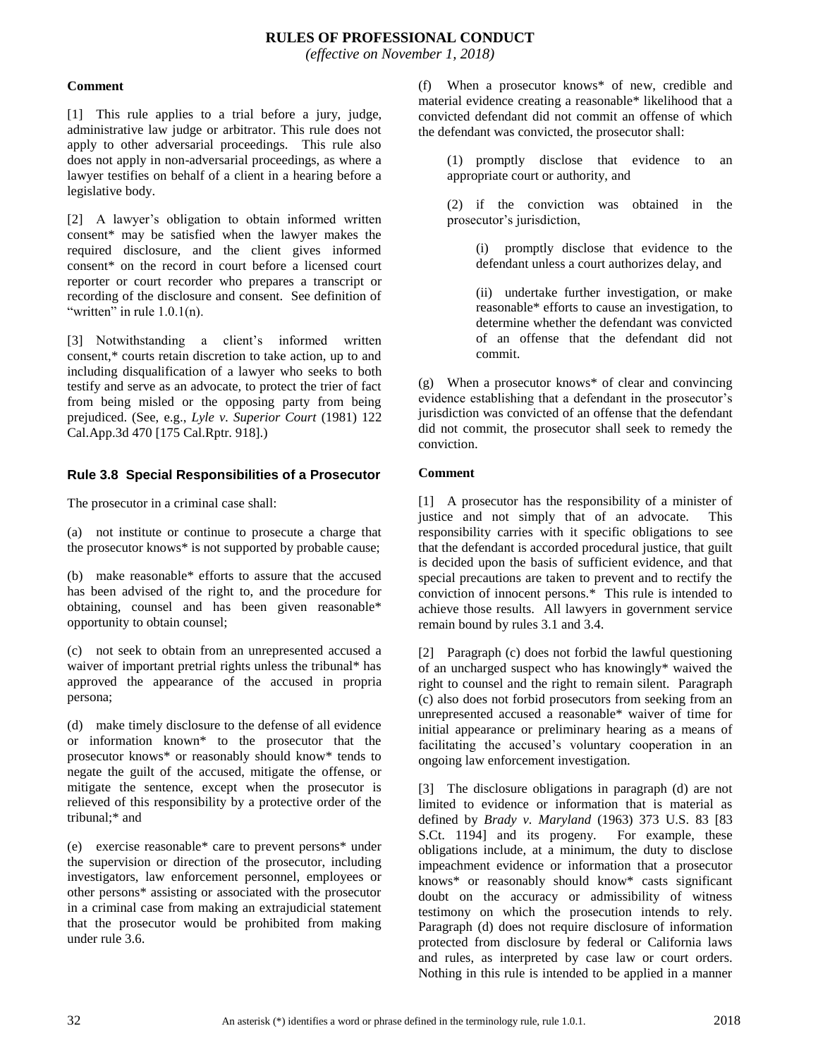**Comment**

[1] This rule applies to a trial before a jury, judge, administrative law judge or arbitrator. This rule does not apply to other adversarial proceedings. This rule also does not apply in non-adversarial proceedings, as where a lawyer testifies on behalf of a client in a hearing before a legislative body.

[2] A lawyer's obligation to obtain informed written consent* may be satisfied when the lawyer makes the required disclosure, and the client gives informed consent* on the record in court before a licensed court reporter or court recorder who prepares a transcript or recording of the disclosure and consent. See definition of "written" in rule 1.0.1(n).

[3] Notwithstanding a client's informed written consent,* courts retain discretion to take action, up to and including disqualification of a lawyer who seeks to both testify and serve as an advocate, to protect the trier of fact from being misled or the opposing party from being prejudiced. (See, e.g., *Lyle v. Superior Court* (1981) 122 Cal.App.3d 470 [175 Cal.Rptr. 918].)

## Rule 3.8 Special Responsibilities of a Prosecutor

The prosecutor in a criminal case shall:

(a) not institute or continue to prosecute a charge that the prosecutor knows* is not supported by probable cause;

(b) make reasonable* efforts to assure that the accused has been advised of the right to, and the procedure for obtaining, counsel and has been given reasonable* opportunity to obtain counsel;

(c) not seek to obtain from an unrepresented accused a waiver of important pretrial rights unless the tribunal* has approved the appearance of the accused in propria persona;

(d) make timely disclosure to the defense of all evidence or information known* to the prosecutor that the prosecutor knows* or reasonably should know* tends to negate the guilt of the accused, mitigate the offense, or mitigate the sentence, except when the prosecutor is relieved of this responsibility by a protective order of the tribunal;* and

(e) exercise reasonable* care to prevent persons* under the supervision or direction of the prosecutor, including investigators, law enforcement personnel, employees or other persons* assisting or associated with the prosecutor in a criminal case from making an extrajudicial statement that the prosecutor would be prohibited from making under rule 3.6.

(f) When a prosecutor knows* of new, credible and material evidence creating a reasonable* likelihood that a convicted defendant did not commit an offense of which the defendant was convicted, the prosecutor shall:

> (1) promptly disclose that evidence to an appropriate court or authority, and
>
> (2) if the conviction was obtained in the prosecutor's jurisdiction,
>
> > (i) promptly disclose that evidence to the defendant unless a court authorizes delay, and
> >
> > (ii) undertake further investigation, or make reasonable* efforts to cause an investigation, to determine whether the defendant was convicted of an offense that the defendant did not commit.

(g) When a prosecutor knows* of clear and convincing evidence establishing that a defendant in the prosecutor's jurisdiction was convicted of an offense that the defendant did not commit, the prosecutor shall seek to remedy the conviction.

**Comment**

[1] A prosecutor has the responsibility of a minister of justice and not simply that of an advocate. This responsibility carries with it specific obligations to see that the defendant is accorded procedural justice, that guilt is decided upon the basis of sufficient evidence, and that special precautions are taken to prevent and to rectify the conviction of innocent persons.* This rule is intended to achieve those results. All lawyers in government service remain bound by rules 3.1 and 3.4.

[2] Paragraph (c) does not forbid the lawful questioning of an uncharged suspect who has knowingly* waived the right to counsel and the right to remain silent. Paragraph (c) also does not forbid prosecutors from seeking from an unrepresented accused a reasonable* waiver of time for initial appearance or preliminary hearing as a means of facilitating the accused's voluntary cooperation in an ongoing law enforcement investigation.

[3] The disclosure obligations in paragraph (d) are not limited to evidence or information that is material as defined by *Brady v. Maryland* (1963) 373 U.S. 83 [83 S.Ct. 1194] and its progeny. For example, these obligations include, at a minimum, the duty to disclose impeachment evidence or information that a prosecutor knows* or reasonably should know* casts significant doubt on the accuracy or admissibility of witness testimony on which the prosecution intends to rely. Paragraph (d) does not require disclosure of information protected from disclosure by federal or California laws and rules, as interpreted by case law or court orders. Nothing in this rule is intended to be applied in a manner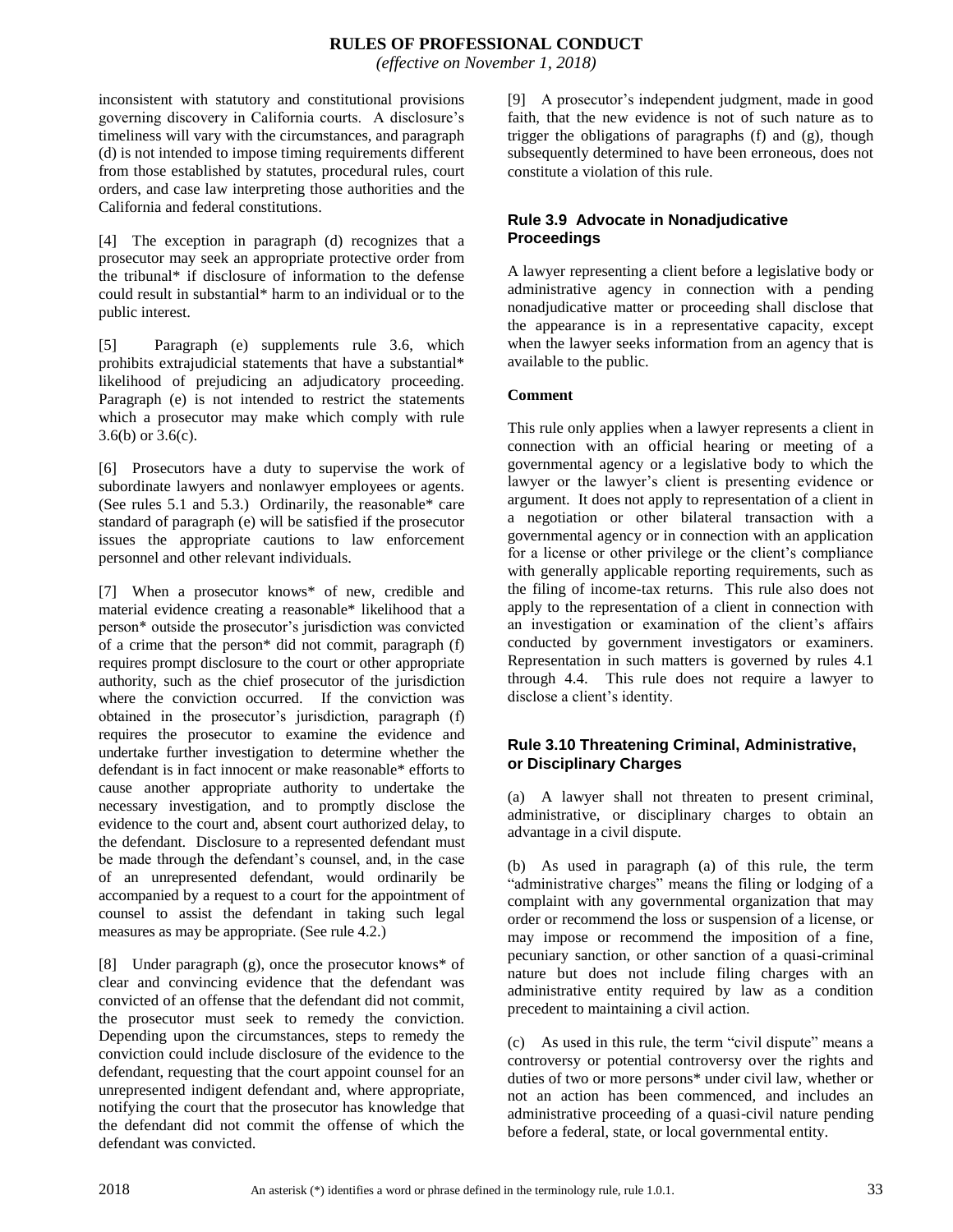inconsistent with statutory and constitutional provisions governing discovery in California courts. A disclosure's timeliness will vary with the circumstances, and paragraph (d) is not intended to impose timing requirements different from those established by statutes, procedural rules, court orders, and case law interpreting those authorities and the California and federal constitutions.

[4] The exception in paragraph (d) recognizes that a prosecutor may seek an appropriate protective order from the tribunal* if disclosure of information to the defense could result in substantial* harm to an individual or to the public interest.

[5] Paragraph (e) supplements rule 3.6, which prohibits extrajudicial statements that have a substantial* likelihood of prejudicing an adjudicatory proceeding. Paragraph (e) is not intended to restrict the statements which a prosecutor may make which comply with rule 3.6(b) or 3.6(c).

[6] Prosecutors have a duty to supervise the work of subordinate lawyers and nonlawyer employees or agents. (See rules 5.1 and 5.3.) Ordinarily, the reasonable* care standard of paragraph (e) will be satisfied if the prosecutor issues the appropriate cautions to law enforcement personnel and other relevant individuals.

[7] When a prosecutor knows* of new, credible and material evidence creating a reasonable* likelihood that a person* outside the prosecutor's jurisdiction was convicted of a crime that the person* did not commit, paragraph (f) requires prompt disclosure to the court or other appropriate authority, such as the chief prosecutor of the jurisdiction where the conviction occurred. If the conviction was obtained in the prosecutor's jurisdiction, paragraph (f) requires the prosecutor to examine the evidence and undertake further investigation to determine whether the defendant is in fact innocent or make reasonable* efforts to cause another appropriate authority to undertake the necessary investigation, and to promptly disclose the evidence to the court and, absent court authorized delay, to the defendant. Disclosure to a represented defendant must be made through the defendant's counsel, and, in the case of an unrepresented defendant, would ordinarily be accompanied by a request to a court for the appointment of counsel to assist the defendant in taking such legal measures as may be appropriate. (See rule 4.2.)

[8] Under paragraph (g), once the prosecutor knows* of clear and convincing evidence that the defendant was convicted of an offense that the defendant did not commit, the prosecutor must seek to remedy the conviction. Depending upon the circumstances, steps to remedy the conviction could include disclosure of the evidence to the defendant, requesting that the court appoint counsel for an unrepresented indigent defendant and, where appropriate, notifying the court that the prosecutor has knowledge that the defendant did not commit the offense of which the defendant was convicted.

[9] A prosecutor's independent judgment, made in good faith, that the new evidence is not of such nature as to trigger the obligations of paragraphs (f) and (g), though subsequently determined to have been erroneous, does not constitute a violation of this rule.

## Rule 3.9 Advocate in Nonadjudicative Proceedings

A lawyer representing a client before a legislative body or administrative agency in connection with a pending nonadjudicative matter or proceeding shall disclose that the appearance is in a representative capacity, except when the lawyer seeks information from an agency that is available to the public.

**Comment**

This rule only applies when a lawyer represents a client in connection with an official hearing or meeting of a governmental agency or a legislative body to which the lawyer or the lawyer's client is presenting evidence or argument. It does not apply to representation of a client in a negotiation or other bilateral transaction with a governmental agency or in connection with an application for a license or other privilege or the client's compliance with generally applicable reporting requirements, such as the filing of income-tax returns. This rule also does not apply to the representation of a client in connection with an investigation or examination of the client's affairs conducted by government investigators or examiners. Representation in such matters is governed by rules 4.1 through 4.4. This rule does not require a lawyer to disclose a client's identity.

## Rule 3.10 Threatening Criminal, Administrative, or Disciplinary Charges

(a) A lawyer shall not threaten to present criminal, administrative, or disciplinary charges to obtain an advantage in a civil dispute.

(b) As used in paragraph (a) of this rule, the term "administrative charges" means the filing or lodging of a complaint with any governmental organization that may order or recommend the loss or suspension of a license, or may impose or recommend the imposition of a fine, pecuniary sanction, or other sanction of a quasi-criminal nature but does not include filing charges with an administrative entity required by law as a condition precedent to maintaining a civil action.

(c) As used in this rule, the term "civil dispute" means a controversy or potential controversy over the rights and duties of two or more persons* under civil law, whether or not an action has been commenced, and includes an administrative proceeding of a quasi-civil nature pending before a federal, state, or local governmental entity.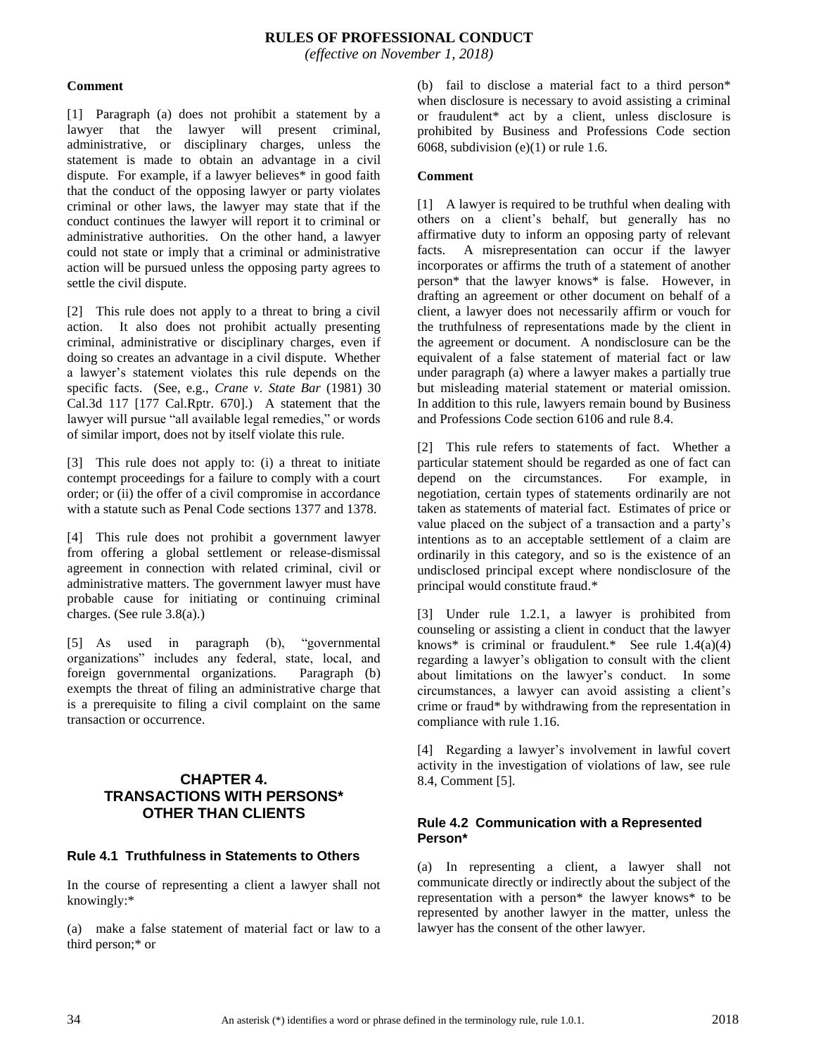**Comment**

[1] Paragraph (a) does not prohibit a statement by a lawyer that the lawyer will present criminal, administrative, or disciplinary charges, unless the statement is made to obtain an advantage in a civil dispute. For example, if a lawyer believes* in good faith that the conduct of the opposing lawyer or party violates criminal or other laws, the lawyer may state that if the conduct continues the lawyer will report it to criminal or administrative authorities. On the other hand, a lawyer could not state or imply that a criminal or administrative action will be pursued unless the opposing party agrees to settle the civil dispute.

[2] This rule does not apply to a threat to bring a civil action. It also does not prohibit actually presenting criminal, administrative or disciplinary charges, even if doing so creates an advantage in a civil dispute. Whether a lawyer's statement violates this rule depends on the specific facts. (See, e.g., *Crane v. State Bar* (1981) 30 Cal.3d 117 [177 Cal.Rptr. 670].) A statement that the lawyer will pursue "all available legal remedies," or words of similar import, does not by itself violate this rule.

[3] This rule does not apply to: (i) a threat to initiate contempt proceedings for a failure to comply with a court order; or (ii) the offer of a civil compromise in accordance with a statute such as Penal Code sections 1377 and 1378.

[4] This rule does not prohibit a government lawyer from offering a global settlement or release-dismissal agreement in connection with related criminal, civil or administrative matters. The government lawyer must have probable cause for initiating or continuing criminal charges. (See rule 3.8(a).)

[5] As used in paragraph (b), "governmental organizations" includes any federal, state, local, and foreign governmental organizations. Paragraph (b) exempts the threat of filing an administrative charge that is a prerequisite to filing a civil complaint on the same transaction or occurrence.

## CHAPTER 4. TRANSACTIONS WITH PERSONS* OTHER THAN CLIENTS

### Rule 4.1 Truthfulness in Statements to Others

In the course of representing a client a lawyer shall not knowingly:*

(a) make a false statement of material fact or law to a third person;* or

(b) fail to disclose a material fact to a third person* when disclosure is necessary to avoid assisting a criminal or fraudulent* act by a client, unless disclosure is prohibited by Business and Professions Code section 6068, subdivision (e)(1) or rule 1.6.

**Comment**

[1] A lawyer is required to be truthful when dealing with others on a client's behalf, but generally has no affirmative duty to inform an opposing party of relevant facts. A misrepresentation can occur if the lawyer incorporates or affirms the truth of a statement of another person* that the lawyer knows* is false. However, in drafting an agreement or other document on behalf of a client, a lawyer does not necessarily affirm or vouch for the truthfulness of representations made by the client in the agreement or document. A nondisclosure can be the equivalent of a false statement of material fact or law under paragraph (a) where a lawyer makes a partially true but misleading material statement or material omission. In addition to this rule, lawyers remain bound by Business and Professions Code section 6106 and rule 8.4.

[2] This rule refers to statements of fact. Whether a particular statement should be regarded as one of fact can depend on the circumstances. For example, in negotiation, certain types of statements ordinarily are not taken as statements of material fact. Estimates of price or value placed on the subject of a transaction and a party's intentions as to an acceptable settlement of a claim are ordinarily in this category, and so is the existence of an undisclosed principal except where nondisclosure of the principal would constitute fraud.*

[3] Under rule 1.2.1, a lawyer is prohibited from counseling or assisting a client in conduct that the lawyer knows* is criminal or fraudulent.* See rule 1.4(a)(4) regarding a lawyer's obligation to consult with the client about limitations on the lawyer's conduct. In some circumstances, a lawyer can avoid assisting a client's crime or fraud* by withdrawing from the representation in compliance with rule 1.16.

[4] Regarding a lawyer's involvement in lawful covert activity in the investigation of violations of law, see rule 8.4, Comment [5].

### Rule 4.2 Communication with a Represented Person*

(a) In representing a client, a lawyer shall not communicate directly or indirectly about the subject of the representation with a person* the lawyer knows* to be represented by another lawyer in the matter, unless the lawyer has the consent of the other lawyer.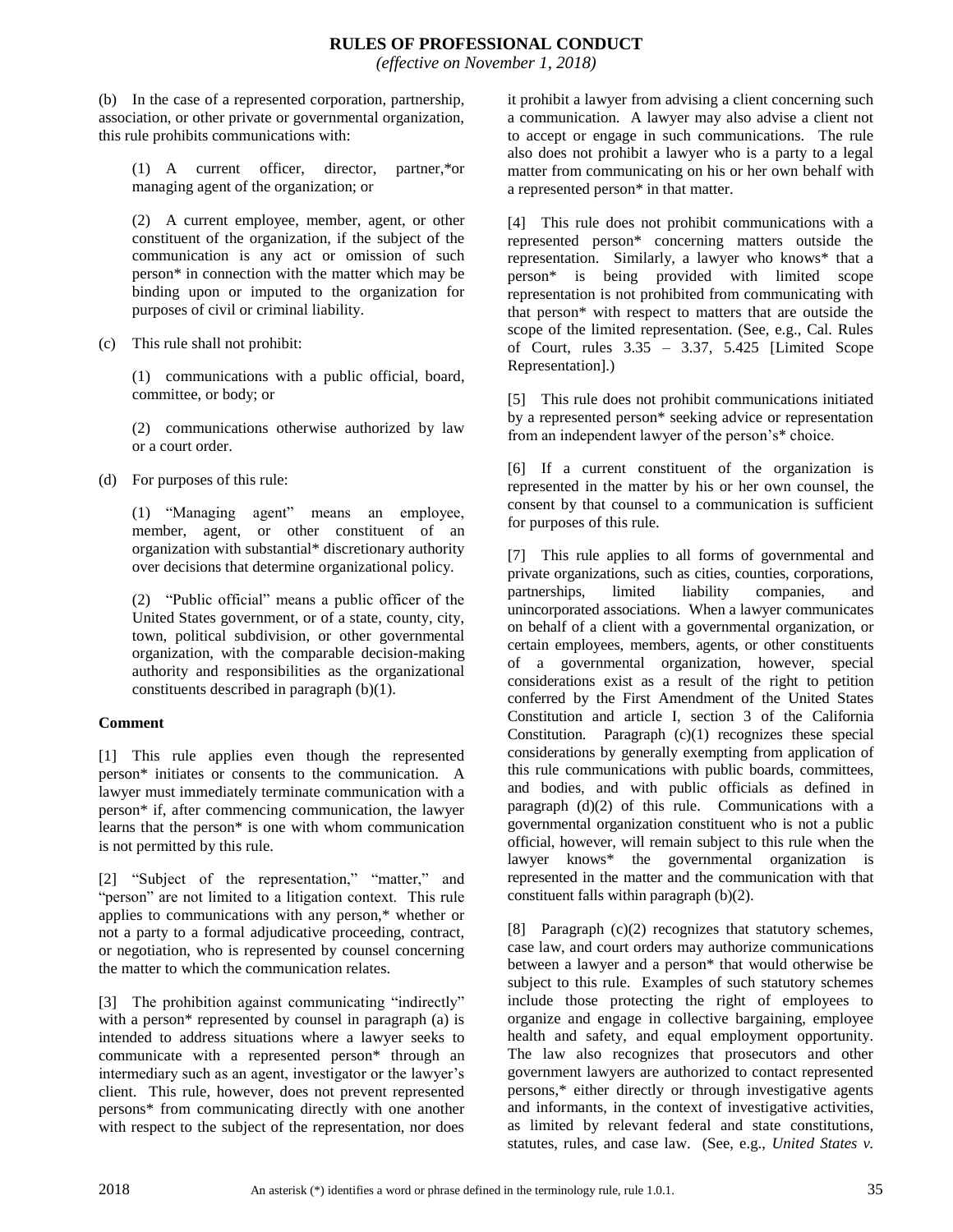(b) In the case of a represented corporation, partnership, association, or other private or governmental organization, this rule prohibits communications with:

(1) A current officer, director, partner,*or managing agent of the organization; or

(2) A current employee, member, agent, or other constituent of the organization, if the subject of the communication is any act or omission of such person* in connection with the matter which may be binding upon or imputed to the organization for purposes of civil or criminal liability.

(c) This rule shall not prohibit:

(1) communications with a public official, board, committee, or body; or

(2) communications otherwise authorized by law or a court order.

(d) For purposes of this rule:

(1) "Managing agent" means an employee, member, agent, or other constituent of an organization with substantial* discretionary authority over decisions that determine organizational policy.

(2) "Public official" means a public officer of the United States government, or of a state, county, city, town, political subdivision, or other governmental organization, with the comparable decision-making authority and responsibilities as the organizational constituents described in paragraph (b)(1).

**Comment**

[1] This rule applies even though the represented person* initiates or consents to the communication. A lawyer must immediately terminate communication with a person* if, after commencing communication, the lawyer learns that the person* is one with whom communication is not permitted by this rule.

[2] "Subject of the representation," "matter," and "person" are not limited to a litigation context. This rule applies to communications with any person,* whether or not a party to a formal adjudicative proceeding, contract, or negotiation, who is represented by counsel concerning the matter to which the communication relates.

[3] The prohibition against communicating "indirectly" with a person* represented by counsel in paragraph (a) is intended to address situations where a lawyer seeks to communicate with a represented person* through an intermediary such as an agent, investigator or the lawyer's client. This rule, however, does not prevent represented persons* from communicating directly with one another with respect to the subject of the representation, nor does it prohibit a lawyer from advising a client concerning such a communication. A lawyer may also advise a client not to accept or engage in such communications. The rule also does not prohibit a lawyer who is a party to a legal matter from communicating on his or her own behalf with a represented person* in that matter.

[4] This rule does not prohibit communications with a represented person* concerning matters outside the representation. Similarly, a lawyer who knows* that a person* is being provided with limited scope representation is not prohibited from communicating with that person* with respect to matters that are outside the scope of the limited representation. (See, e.g., Cal. Rules of Court, rules 3.35 – 3.37, 5.425 [Limited Scope Representation].)

[5] This rule does not prohibit communications initiated by a represented person* seeking advice or representation from an independent lawyer of the person's* choice.

[6] If a current constituent of the organization is represented in the matter by his or her own counsel, the consent by that counsel to a communication is sufficient for purposes of this rule.

[7] This rule applies to all forms of governmental and private organizations, such as cities, counties, corporations, partnerships, limited liability companies, and unincorporated associations. When a lawyer communicates on behalf of a client with a governmental organization, or certain employees, members, agents, or other constituents of a governmental organization, however, special considerations exist as a result of the right to petition conferred by the First Amendment of the United States Constitution and article I, section 3 of the California Constitution. Paragraph (c)(1) recognizes these special considerations by generally exempting from application of this rule communications with public boards, committees, and bodies, and with public officials as defined in paragraph (d)(2) of this rule. Communications with a governmental organization constituent who is not a public official, however, will remain subject to this rule when the lawyer knows* the governmental organization is represented in the matter and the communication with that constituent falls within paragraph (b)(2).

[8] Paragraph (c)(2) recognizes that statutory schemes, case law, and court orders may authorize communications between a lawyer and a person* that would otherwise be subject to this rule. Examples of such statutory schemes include those protecting the right of employees to organize and engage in collective bargaining, employee health and safety, and equal employment opportunity. The law also recognizes that prosecutors and other government lawyers are authorized to contact represented persons,* either directly or through investigative agents and informants, in the context of investigative activities, as limited by relevant federal and state constitutions, statutes, rules, and case law. (See, e.g., *United States v.*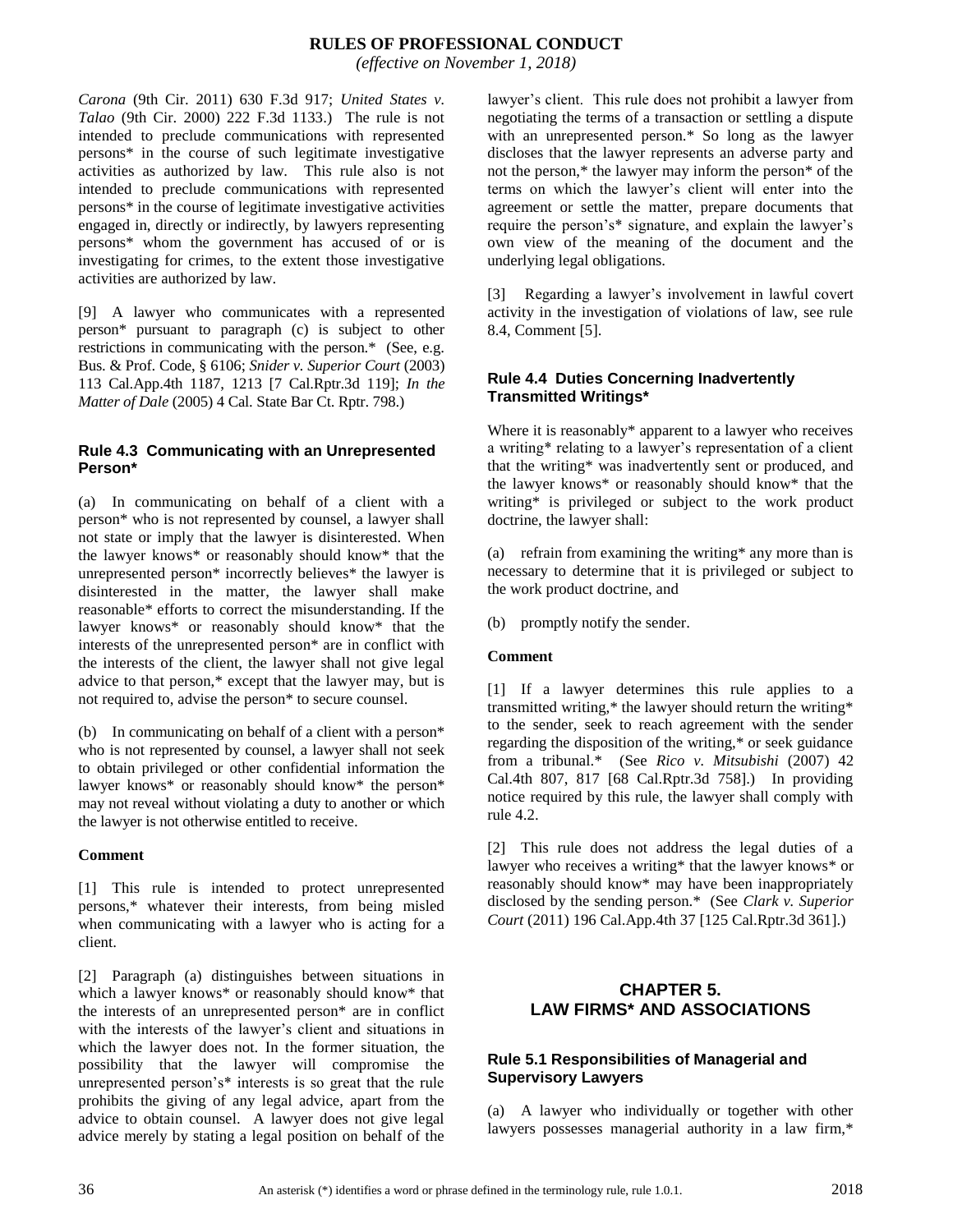*Carona* (9th Cir. 2011) 630 F.3d 917; *United States v. Talao* (9th Cir. 2000) 222 F.3d 1133.) The rule is not intended to preclude communications with represented persons* in the course of such legitimate investigative activities as authorized by law. This rule also is not intended to preclude communications with represented persons* in the course of legitimate investigative activities engaged in, directly or indirectly, by lawyers representing persons* whom the government has accused of or is investigating for crimes, to the extent those investigative activities are authorized by law.

[9] A lawyer who communicates with a represented person* pursuant to paragraph (c) is subject to other restrictions in communicating with the person.* (See, e.g. Bus. & Prof. Code, § 6106; *Snider v. Superior Court* (2003) 113 Cal.App.4th 1187, 1213 [7 Cal.Rptr.3d 119]; *In the Matter of Dale* (2005) 4 Cal. State Bar Ct. Rptr. 798.)

### Rule 4.3 Communicating with an Unrepresented Person*

(a) In communicating on behalf of a client with a person* who is not represented by counsel, a lawyer shall not state or imply that the lawyer is disinterested. When the lawyer knows* or reasonably should know* that the unrepresented person* incorrectly believes* the lawyer is disinterested in the matter, the lawyer shall make reasonable* efforts to correct the misunderstanding. If the lawyer knows* or reasonably should know* that the interests of the unrepresented person* are in conflict with the interests of the client, the lawyer shall not give legal advice to that person,* except that the lawyer may, but is not required to, advise the person* to secure counsel.

(b) In communicating on behalf of a client with a person* who is not represented by counsel, a lawyer shall not seek to obtain privileged or other confidential information the lawyer knows* or reasonably should know* the person* may not reveal without violating a duty to another or which the lawyer is not otherwise entitled to receive.

**Comment**

[1] This rule is intended to protect unrepresented persons,* whatever their interests, from being misled when communicating with a lawyer who is acting for a client.

[2] Paragraph (a) distinguishes between situations in which a lawyer knows* or reasonably should know* that the interests of an unrepresented person* are in conflict with the interests of the lawyer's client and situations in which the lawyer does not. In the former situation, the possibility that the lawyer will compromise the unrepresented person's* interests is so great that the rule prohibits the giving of any legal advice, apart from the advice to obtain counsel. A lawyer does not give legal advice merely by stating a legal position on behalf of the lawyer's client. This rule does not prohibit a lawyer from negotiating the terms of a transaction or settling a dispute with an unrepresented person.* So long as the lawyer discloses that the lawyer represents an adverse party and not the person,* the lawyer may inform the person* of the terms on which the lawyer's client will enter into the agreement or settle the matter, prepare documents that require the person's* signature, and explain the lawyer's own view of the meaning of the document and the underlying legal obligations.

[3] Regarding a lawyer's involvement in lawful covert activity in the investigation of violations of law, see rule 8.4, Comment [5].

### Rule 4.4 Duties Concerning Inadvertently Transmitted Writings*

Where it is reasonably* apparent to a lawyer who receives a writing* relating to a lawyer's representation of a client that the writing* was inadvertently sent or produced, and the lawyer knows* or reasonably should know* that the writing* is privileged or subject to the work product doctrine, the lawyer shall:

(a) refrain from examining the writing* any more than is necessary to determine that it is privileged or subject to the work product doctrine, and

(b) promptly notify the sender.

**Comment**

[1] If a lawyer determines this rule applies to a transmitted writing,* the lawyer should return the writing* to the sender, seek to reach agreement with the sender regarding the disposition of the writing,* or seek guidance from a tribunal.* (See *Rico v. Mitsubishi* (2007) 42 Cal.4th 807, 817 [68 Cal.Rptr.3d 758].) In providing notice required by this rule, the lawyer shall comply with rule 4.2.

[2] This rule does not address the legal duties of a lawyer who receives a writing* that the lawyer knows* or reasonably should know* may have been inappropriately disclosed by the sending person.* (See *Clark v. Superior Court* (2011) 196 Cal.App.4th 37 [125 Cal.Rptr.3d 361].)

## CHAPTER 5. LAW FIRMS* AND ASSOCIATIONS

### Rule 5.1 Responsibilities of Managerial and Supervisory Lawyers

(a) A lawyer who individually or together with other lawyers possesses managerial authority in a law firm,*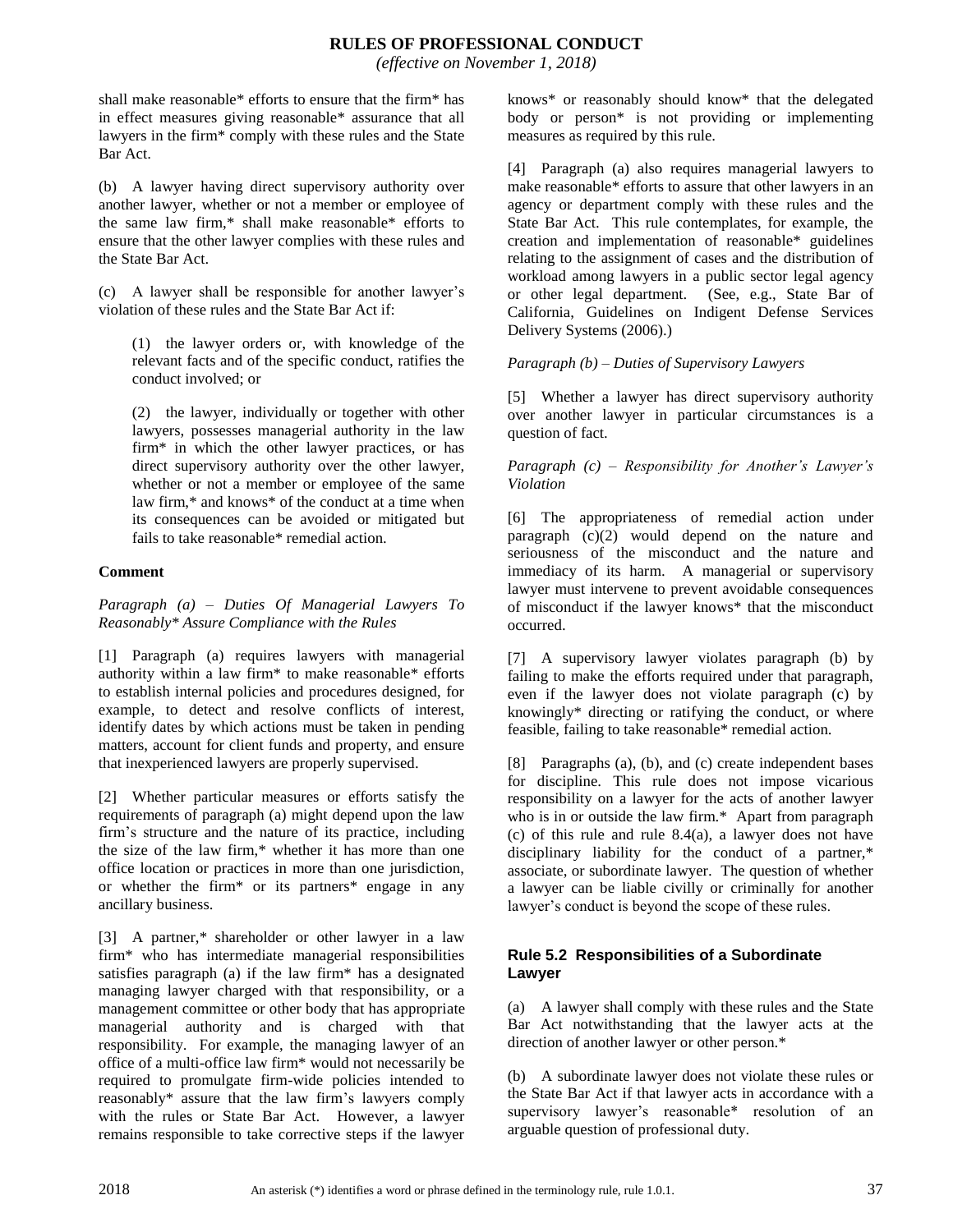shall make reasonable* efforts to ensure that the firm* has in effect measures giving reasonable* assurance that all lawyers in the firm* comply with these rules and the State Bar Act.

(b) A lawyer having direct supervisory authority over another lawyer, whether or not a member or employee of the same law firm,* shall make reasonable* efforts to ensure that the other lawyer complies with these rules and the State Bar Act.

(c) A lawyer shall be responsible for another lawyer's violation of these rules and the State Bar Act if:

(1) the lawyer orders or, with knowledge of the relevant facts and of the specific conduct, ratifies the conduct involved; or

(2) the lawyer, individually or together with other lawyers, possesses managerial authority in the law firm* in which the other lawyer practices, or has direct supervisory authority over the other lawyer, whether or not a member or employee of the same law firm,* and knows* of the conduct at a time when its consequences can be avoided or mitigated but fails to take reasonable* remedial action.

**Comment**

*Paragraph (a) – Duties Of Managerial Lawyers To Reasonably* Assure Compliance with the Rules*

[1] Paragraph (a) requires lawyers with managerial authority within a law firm* to make reasonable* efforts to establish internal policies and procedures designed, for example, to detect and resolve conflicts of interest, identify dates by which actions must be taken in pending matters, account for client funds and property, and ensure that inexperienced lawyers are properly supervised.

[2] Whether particular measures or efforts satisfy the requirements of paragraph (a) might depend upon the law firm's structure and the nature of its practice, including the size of the law firm,* whether it has more than one office location or practices in more than one jurisdiction, or whether the firm* or its partners* engage in any ancillary business.

[3] A partner,* shareholder or other lawyer in a law firm* who has intermediate managerial responsibilities satisfies paragraph (a) if the law firm* has a designated managing lawyer charged with that responsibility, or a management committee or other body that has appropriate managerial authority and is charged with that responsibility. For example, the managing lawyer of an office of a multi-office law firm* would not necessarily be required to promulgate firm-wide policies intended to reasonably* assure that the law firm's lawyers comply with the rules or State Bar Act. However, a lawyer remains responsible to take corrective steps if the lawyer knows* or reasonably should know* that the delegated body or person* is not providing or implementing measures as required by this rule.

[4] Paragraph (a) also requires managerial lawyers to make reasonable* efforts to assure that other lawyers in an agency or department comply with these rules and the State Bar Act. This rule contemplates, for example, the creation and implementation of reasonable* guidelines relating to the assignment of cases and the distribution of workload among lawyers in a public sector legal agency or other legal department. (See, e.g., State Bar of California, Guidelines on Indigent Defense Services Delivery Systems (2006).)

*Paragraph (b) – Duties of Supervisory Lawyers*

[5] Whether a lawyer has direct supervisory authority over another lawyer in particular circumstances is a question of fact.

*Paragraph (c) – Responsibility for Another's Lawyer's Violation*

[6] The appropriateness of remedial action under paragraph (c)(2) would depend on the nature and seriousness of the misconduct and the nature and immediacy of its harm. A managerial or supervisory lawyer must intervene to prevent avoidable consequences of misconduct if the lawyer knows* that the misconduct occurred.

[7] A supervisory lawyer violates paragraph (b) by failing to make the efforts required under that paragraph, even if the lawyer does not violate paragraph (c) by knowingly* directing or ratifying the conduct, or where feasible, failing to take reasonable* remedial action.

[8] Paragraphs (a), (b), and (c) create independent bases for discipline. This rule does not impose vicarious responsibility on a lawyer for the acts of another lawyer who is in or outside the law firm.* Apart from paragraph (c) of this rule and rule 8.4(a), a lawyer does not have disciplinary liability for the conduct of a partner,* associate, or subordinate lawyer. The question of whether a lawyer can be liable civilly or criminally for another lawyer's conduct is beyond the scope of these rules.

## Rule 5.2 Responsibilities of a Subordinate Lawyer

(a) A lawyer shall comply with these rules and the State Bar Act notwithstanding that the lawyer acts at the direction of another lawyer or other person.*

(b) A subordinate lawyer does not violate these rules or the State Bar Act if that lawyer acts in accordance with a supervisory lawyer's reasonable* resolution of an arguable question of professional duty.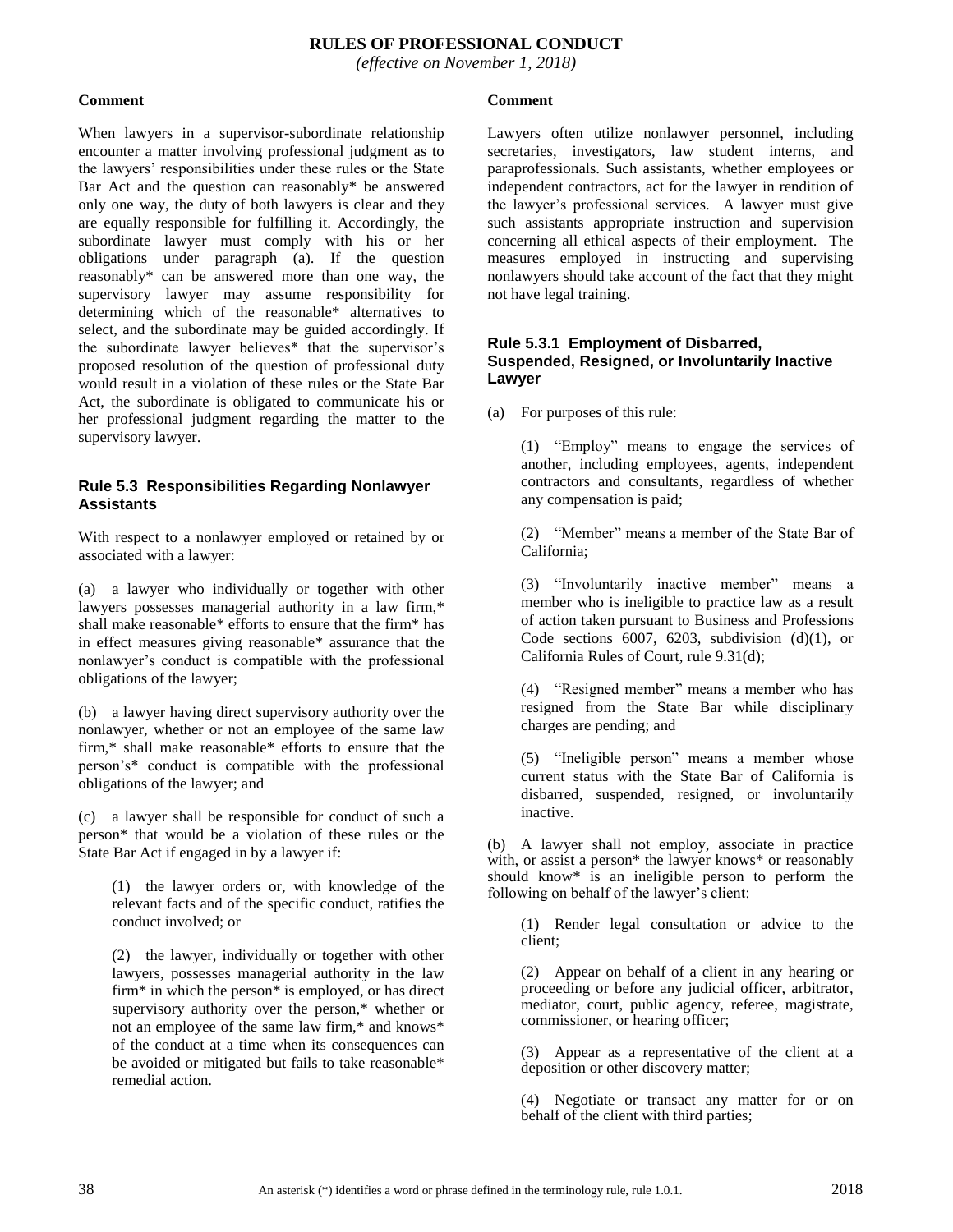**Comment**

When lawyers in a supervisor-subordinate relationship encounter a matter involving professional judgment as to the lawyers' responsibilities under these rules or the State Bar Act and the question can reasonably* be answered only one way, the duty of both lawyers is clear and they are equally responsible for fulfilling it. Accordingly, the subordinate lawyer must comply with his or her obligations under paragraph (a). If the question reasonably* can be answered more than one way, the supervisory lawyer may assume responsibility for determining which of the reasonable* alternatives to select, and the subordinate may be guided accordingly. If the subordinate lawyer believes* that the supervisor's proposed resolution of the question of professional duty would result in a violation of these rules or the State Bar Act, the subordinate is obligated to communicate his or her professional judgment regarding the matter to the supervisory lawyer.

### Rule 5.3 Responsibilities Regarding Nonlawyer Assistants

With respect to a nonlawyer employed or retained by or associated with a lawyer:

(a) a lawyer who individually or together with other lawyers possesses managerial authority in a law firm,* shall make reasonable* efforts to ensure that the firm* has in effect measures giving reasonable* assurance that the nonlawyer's conduct is compatible with the professional obligations of the lawyer;

(b) a lawyer having direct supervisory authority over the nonlawyer, whether or not an employee of the same law firm,* shall make reasonable* efforts to ensure that the person's* conduct is compatible with the professional obligations of the lawyer; and

(c) a lawyer shall be responsible for conduct of such a person* that would be a violation of these rules or the State Bar Act if engaged in by a lawyer if:

(1) the lawyer orders or, with knowledge of the relevant facts and of the specific conduct, ratifies the conduct involved; or

(2) the lawyer, individually or together with other lawyers, possesses managerial authority in the law firm* in which the person* is employed, or has direct supervisory authority over the person,* whether or not an employee of the same law firm,* and knows* of the conduct at a time when its consequences can be avoided or mitigated but fails to take reasonable* remedial action.

**Comment**

Lawyers often utilize nonlawyer personnel, including secretaries, investigators, law student interns, and paraprofessionals. Such assistants, whether employees or independent contractors, act for the lawyer in rendition of the lawyer's professional services. A lawyer must give such assistants appropriate instruction and supervision concerning all ethical aspects of their employment. The measures employed in instructing and supervising nonlawyers should take account of the fact that they might not have legal training.

### Rule 5.3.1 Employment of Disbarred, Suspended, Resigned, or Involuntarily Inactive Lawyer

(a) For purposes of this rule:

(1) "Employ" means to engage the services of another, including employees, agents, independent contractors and consultants, regardless of whether any compensation is paid;

(2) "Member" means a member of the State Bar of California;

(3) "Involuntarily inactive member" means a member who is ineligible to practice law as a result of action taken pursuant to Business and Professions Code sections 6007, 6203, subdivision (d)(1), or California Rules of Court, rule 9.31(d);

(4) "Resigned member" means a member who has resigned from the State Bar while disciplinary charges are pending; and

(5) "Ineligible person" means a member whose current status with the State Bar of California is disbarred, suspended, resigned, or involuntarily inactive.

(b) A lawyer shall not employ, associate in practice with, or assist a person* the lawyer knows* or reasonably should know* is an ineligible person to perform the following on behalf of the lawyer's client:

(1) Render legal consultation or advice to the client;

(2) Appear on behalf of a client in any hearing or proceeding or before any judicial officer, arbitrator, mediator, court, public agency, referee, magistrate, commissioner, or hearing officer;

(3) Appear as a representative of the client at a deposition or other discovery matter;

(4) Negotiate or transact any matter for or on behalf of the client with third parties;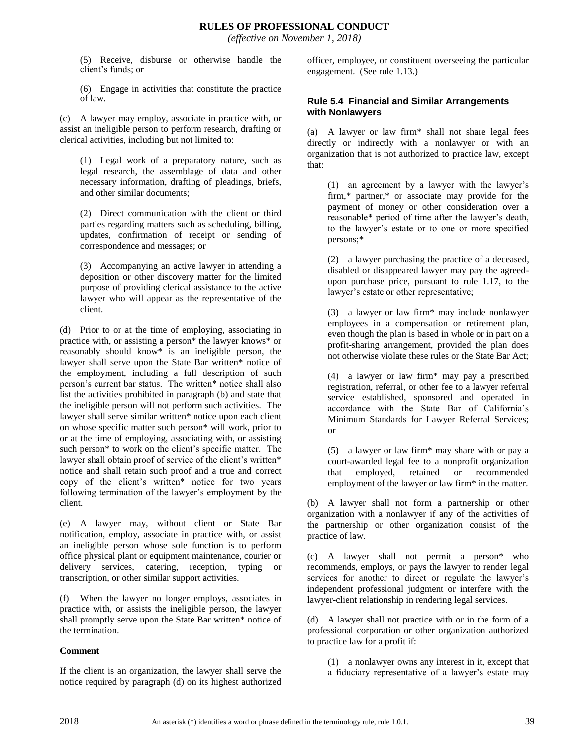(5) Receive, disburse or otherwise handle the client's funds; or

(6) Engage in activities that constitute the practice of law.

(c) A lawyer may employ, associate in practice with, or assist an ineligible person to perform research, drafting or clerical activities, including but not limited to:

(1) Legal work of a preparatory nature, such as legal research, the assemblage of data and other necessary information, drafting of pleadings, briefs, and other similar documents;

(2) Direct communication with the client or third parties regarding matters such as scheduling, billing, updates, confirmation of receipt or sending of correspondence and messages; or

(3) Accompanying an active lawyer in attending a deposition or other discovery matter for the limited purpose of providing clerical assistance to the active lawyer who will appear as the representative of the client.

(d) Prior to or at the time of employing, associating in practice with, or assisting a person* the lawyer knows* or reasonably should know* is an ineligible person, the lawyer shall serve upon the State Bar written* notice of the employment, including a full description of such person's current bar status. The written* notice shall also list the activities prohibited in paragraph (b) and state that the ineligible person will not perform such activities. The lawyer shall serve similar written* notice upon each client on whose specific matter such person* will work, prior to or at the time of employing, associating with, or assisting such person* to work on the client's specific matter. The lawyer shall obtain proof of service of the client's written* notice and shall retain such proof and a true and correct copy of the client's written* notice for two years following termination of the lawyer's employment by the client.

(e) A lawyer may, without client or State Bar notification, employ, associate in practice with, or assist an ineligible person whose sole function is to perform office physical plant or equipment maintenance, courier or delivery services, catering, reception, typing or transcription, or other similar support activities.

(f) When the lawyer no longer employs, associates in practice with, or assists the ineligible person, the lawyer shall promptly serve upon the State Bar written* notice of the termination.

**Comment**

If the client is an organization, the lawyer shall serve the notice required by paragraph (d) on its highest authorized officer, employee, or constituent overseeing the particular engagement. (See rule 1.13.)

### Rule 5.4 Financial and Similar Arrangements with Nonlawyers

(a) A lawyer or law firm* shall not share legal fees directly or indirectly with a nonlawyer or with an organization that is not authorized to practice law, except that:

(1) an agreement by a lawyer with the lawyer's firm,* partner,* or associate may provide for the payment of money or other consideration over a reasonable* period of time after the lawyer's death, to the lawyer's estate or to one or more specified persons;*

(2) a lawyer purchasing the practice of a deceased, disabled or disappeared lawyer may pay the agreed-upon purchase price, pursuant to rule 1.17, to the lawyer's estate or other representative;

(3) a lawyer or law firm* may include nonlawyer employees in a compensation or retirement plan, even though the plan is based in whole or in part on a profit-sharing arrangement, provided the plan does not otherwise violate these rules or the State Bar Act;

(4) a lawyer or law firm* may pay a prescribed registration, referral, or other fee to a lawyer referral service established, sponsored and operated in accordance with the State Bar of California's Minimum Standards for Lawyer Referral Services; or

(5) a lawyer or law firm* may share with or pay a court-awarded legal fee to a nonprofit organization that employed, retained or recommended employment of the lawyer or law firm* in the matter.

(b) A lawyer shall not form a partnership or other organization with a nonlawyer if any of the activities of the partnership or other organization consist of the practice of law.

(c) A lawyer shall not permit a person* who recommends, employs, or pays the lawyer to render legal services for another to direct or regulate the lawyer's independent professional judgment or interfere with the lawyer-client relationship in rendering legal services.

(d) A lawyer shall not practice with or in the form of a professional corporation or other organization authorized to practice law for a profit if:

(1) a nonlawyer owns any interest in it, except that a fiduciary representative of a lawyer's estate may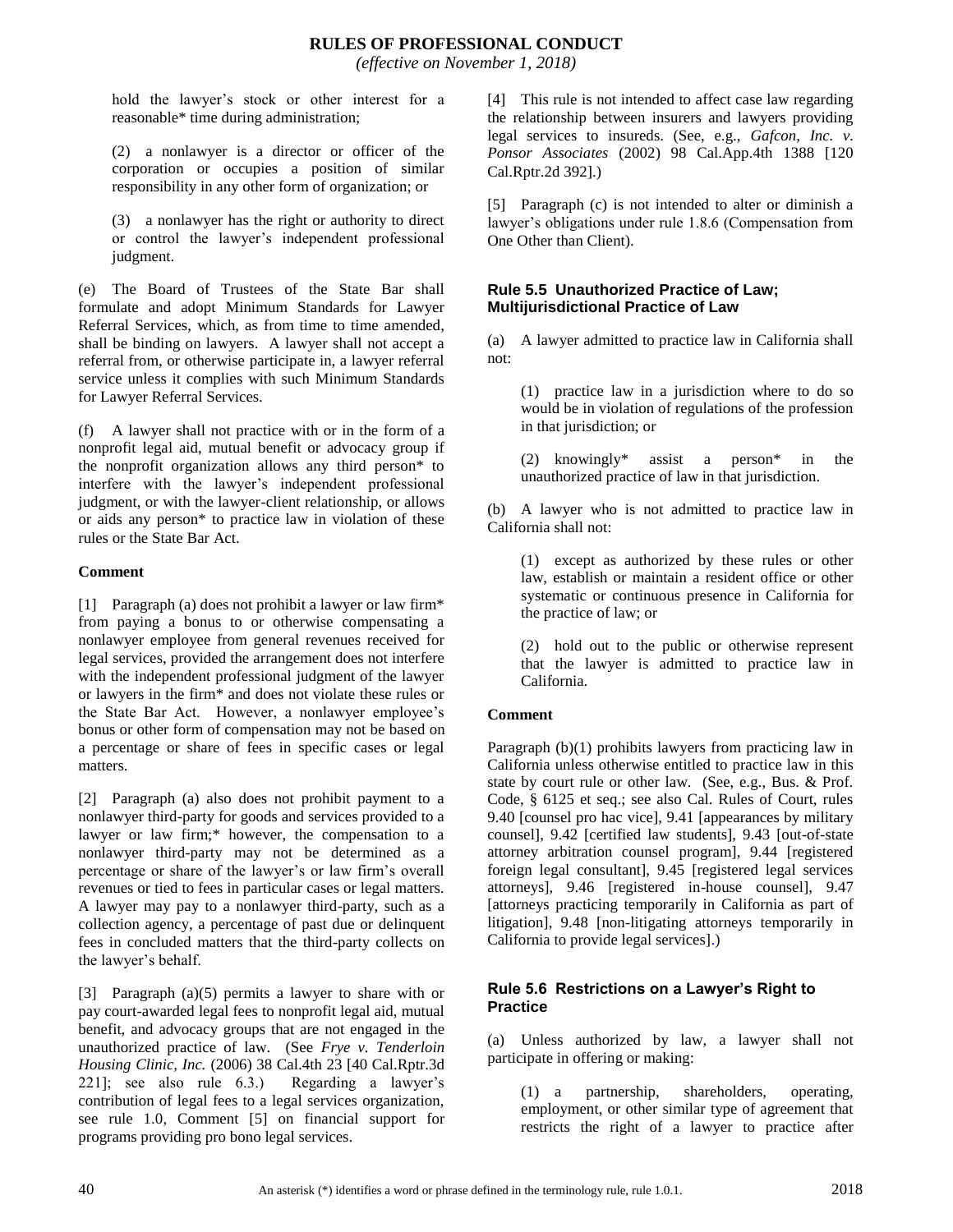hold the lawyer's stock or other interest for a reasonable* time during administration;

(2) a nonlawyer is a director or officer of the corporation or occupies a position of similar responsibility in any other form of organization; or

(3) a nonlawyer has the right or authority to direct or control the lawyer's independent professional judgment.

(e) The Board of Trustees of the State Bar shall formulate and adopt Minimum Standards for Lawyer Referral Services, which, as from time to time amended, shall be binding on lawyers. A lawyer shall not accept a referral from, or otherwise participate in, a lawyer referral service unless it complies with such Minimum Standards for Lawyer Referral Services.

(f) A lawyer shall not practice with or in the form of a nonprofit legal aid, mutual benefit or advocacy group if the nonprofit organization allows any third person* to interfere with the lawyer's independent professional judgment, or with the lawyer-client relationship, or allows or aids any person* to practice law in violation of these rules or the State Bar Act.

**Comment**

[1] Paragraph (a) does not prohibit a lawyer or law firm* from paying a bonus to or otherwise compensating a nonlawyer employee from general revenues received for legal services, provided the arrangement does not interfere with the independent professional judgment of the lawyer or lawyers in the firm* and does not violate these rules or the State Bar Act. However, a nonlawyer employee's bonus or other form of compensation may not be based on a percentage or share of fees in specific cases or legal matters.

[2] Paragraph (a) also does not prohibit payment to a nonlawyer third-party for goods and services provided to a lawyer or law firm;* however, the compensation to a nonlawyer third-party may not be determined as a percentage or share of the lawyer's or law firm's overall revenues or tied to fees in particular cases or legal matters. A lawyer may pay to a nonlawyer third-party, such as a collection agency, a percentage of past due or delinquent fees in concluded matters that the third-party collects on the lawyer's behalf.

[3] Paragraph (a)(5) permits a lawyer to share with or pay court-awarded legal fees to nonprofit legal aid, mutual benefit, and advocacy groups that are not engaged in the unauthorized practice of law. (See *Frye v. Tenderloin Housing Clinic, Inc.* (2006) 38 Cal.4th 23 [40 Cal.Rptr.3d 221]; see also rule 6.3.) Regarding a lawyer's contribution of legal fees to a legal services organization, see rule 1.0, Comment [5] on financial support for programs providing pro bono legal services.

[4] This rule is not intended to affect case law regarding the relationship between insurers and lawyers providing legal services to insureds. (See, e.g., *Gafcon, Inc. v. Ponsor Associates* (2002) 98 Cal.App.4th 1388 [120 Cal.Rptr.2d 392].)

[5] Paragraph (c) is not intended to alter or diminish a lawyer's obligations under rule 1.8.6 (Compensation from One Other than Client).

### Rule 5.5 Unauthorized Practice of Law; Multijurisdictional Practice of Law

(a) A lawyer admitted to practice law in California shall not:

(1) practice law in a jurisdiction where to do so would be in violation of regulations of the profession in that jurisdiction; or

(2) knowingly* assist a person* in the unauthorized practice of law in that jurisdiction.

(b) A lawyer who is not admitted to practice law in California shall not:

(1) except as authorized by these rules or other law, establish or maintain a resident office or other systematic or continuous presence in California for the practice of law; or

(2) hold out to the public or otherwise represent that the lawyer is admitted to practice law in California.

**Comment**

Paragraph (b)(1) prohibits lawyers from practicing law in California unless otherwise entitled to practice law in this state by court rule or other law. (See, e.g., Bus. & Prof. Code, § 6125 et seq.; see also Cal. Rules of Court, rules 9.40 [counsel pro hac vice], 9.41 [appearances by military counsel], 9.42 [certified law students], 9.43 [out-of-state attorney arbitration counsel program], 9.44 [registered foreign legal consultant], 9.45 [registered legal services attorneys], 9.46 [registered in-house counsel], 9.47 [attorneys practicing temporarily in California as part of litigation], 9.48 [non-litigating attorneys temporarily in California to provide legal services].)

### Rule 5.6 Restrictions on a Lawyer's Right to Practice

(a) Unless authorized by law, a lawyer shall not participate in offering or making:

(1) a partnership, shareholders, operating, employment, or other similar type of agreement that restricts the right of a lawyer to practice after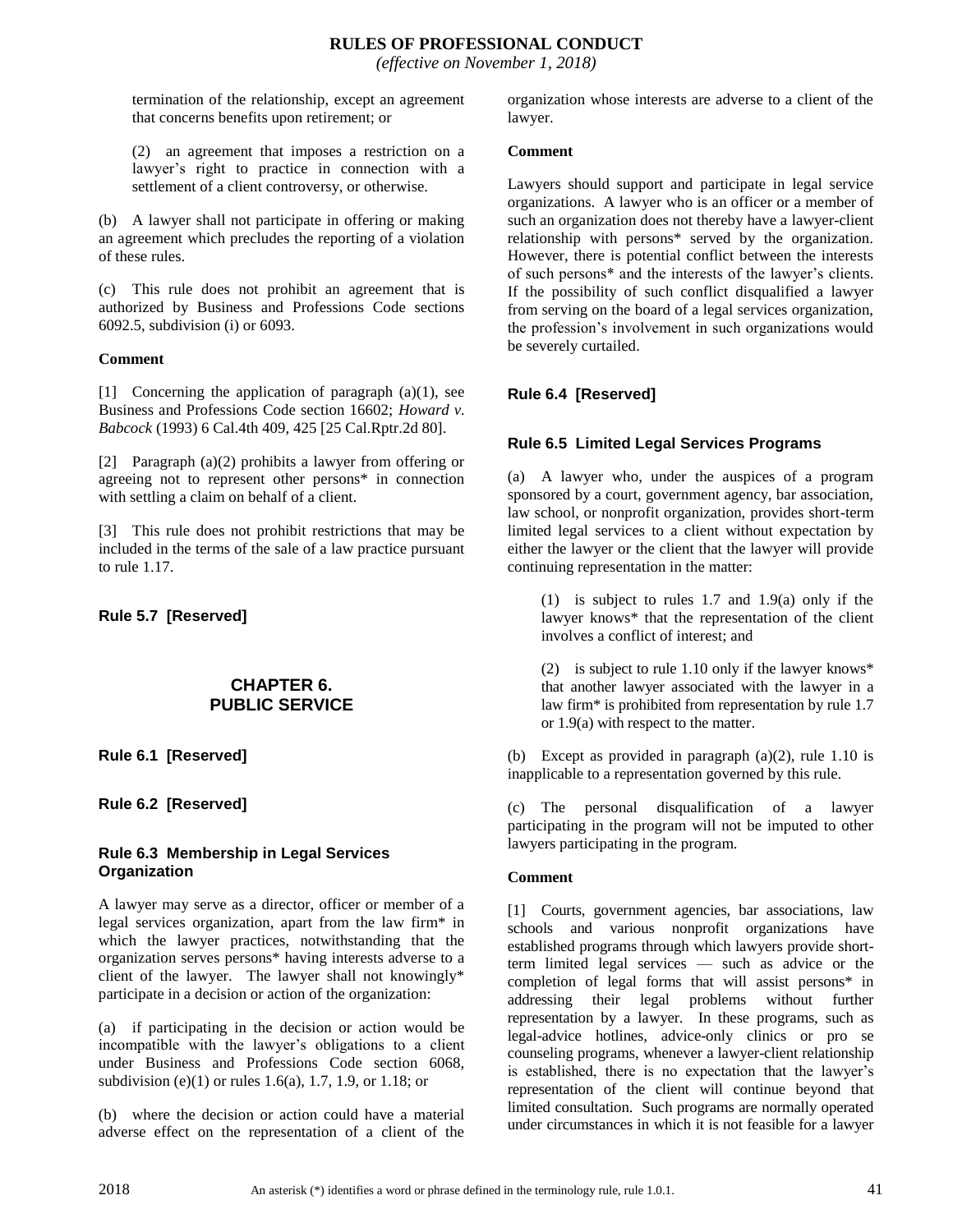termination of the relationship, except an agreement that concerns benefits upon retirement; or

(2) an agreement that imposes a restriction on a lawyer's right to practice in connection with a settlement of a client controversy, or otherwise.

(b) A lawyer shall not participate in offering or making an agreement which precludes the reporting of a violation of these rules.

(c) This rule does not prohibit an agreement that is authorized by Business and Professions Code sections 6092.5, subdivision (i) or 6093.

**Comment**

[1] Concerning the application of paragraph (a)(1), see Business and Professions Code section 16602; *Howard v. Babcock* (1993) 6 Cal.4th 409, 425 [25 Cal.Rptr.2d 80].

[2] Paragraph (a)(2) prohibits a lawyer from offering or agreeing not to represent other persons* in connection with settling a claim on behalf of a client.

[3] This rule does not prohibit restrictions that may be included in the terms of the sale of a law practice pursuant to rule 1.17.

### Rule 5.7 [Reserved]

## CHAPTER 6. PUBLIC SERVICE

### Rule 6.1 [Reserved]

### Rule 6.2 [Reserved]

### Rule 6.3 Membership in Legal Services Organization

A lawyer may serve as a director, officer or member of a legal services organization, apart from the law firm* in which the lawyer practices, notwithstanding that the organization serves persons* having interests adverse to a client of the lawyer. The lawyer shall not knowingly* participate in a decision or action of the organization:

(a) if participating in the decision or action would be incompatible with the lawyer's obligations to a client under Business and Professions Code section 6068, subdivision (e)(1) or rules 1.6(a), 1.7, 1.9, or 1.18; or

(b) where the decision or action could have a material adverse effect on the representation of a client of the organization whose interests are adverse to a client of the lawyer.

**Comment**

Lawyers should support and participate in legal service organizations. A lawyer who is an officer or a member of such an organization does not thereby have a lawyer-client relationship with persons* served by the organization. However, there is potential conflict between the interests of such persons* and the interests of the lawyer's clients. If the possibility of such conflict disqualified a lawyer from serving on the board of a legal services organization, the profession's involvement in such organizations would be severely curtailed.

### Rule 6.4 [Reserved]

### Rule 6.5 Limited Legal Services Programs

(a) A lawyer who, under the auspices of a program sponsored by a court, government agency, bar association, law school, or nonprofit organization, provides short-term limited legal services to a client without expectation by either the lawyer or the client that the lawyer will provide continuing representation in the matter:

(1) is subject to rules 1.7 and 1.9(a) only if the lawyer knows* that the representation of the client involves a conflict of interest; and

(2) is subject to rule 1.10 only if the lawyer knows* that another lawyer associated with the lawyer in a law firm* is prohibited from representation by rule 1.7 or 1.9(a) with respect to the matter.

(b) Except as provided in paragraph (a)(2), rule 1.10 is inapplicable to a representation governed by this rule.

(c) The personal disqualification of a lawyer participating in the program will not be imputed to other lawyers participating in the program.

**Comment**

[1] Courts, government agencies, bar associations, law schools and various nonprofit organizations have established programs through which lawyers provide short-term limited legal services — such as advice or the completion of legal forms that will assist persons* in addressing their legal problems without further representation by a lawyer. In these programs, such as legal-advice hotlines, advice-only clinics or pro se counseling programs, whenever a lawyer-client relationship is established, there is no expectation that the lawyer's representation of the client will continue beyond that limited consultation. Such programs are normally operated under circumstances in which it is not feasible for a lawyer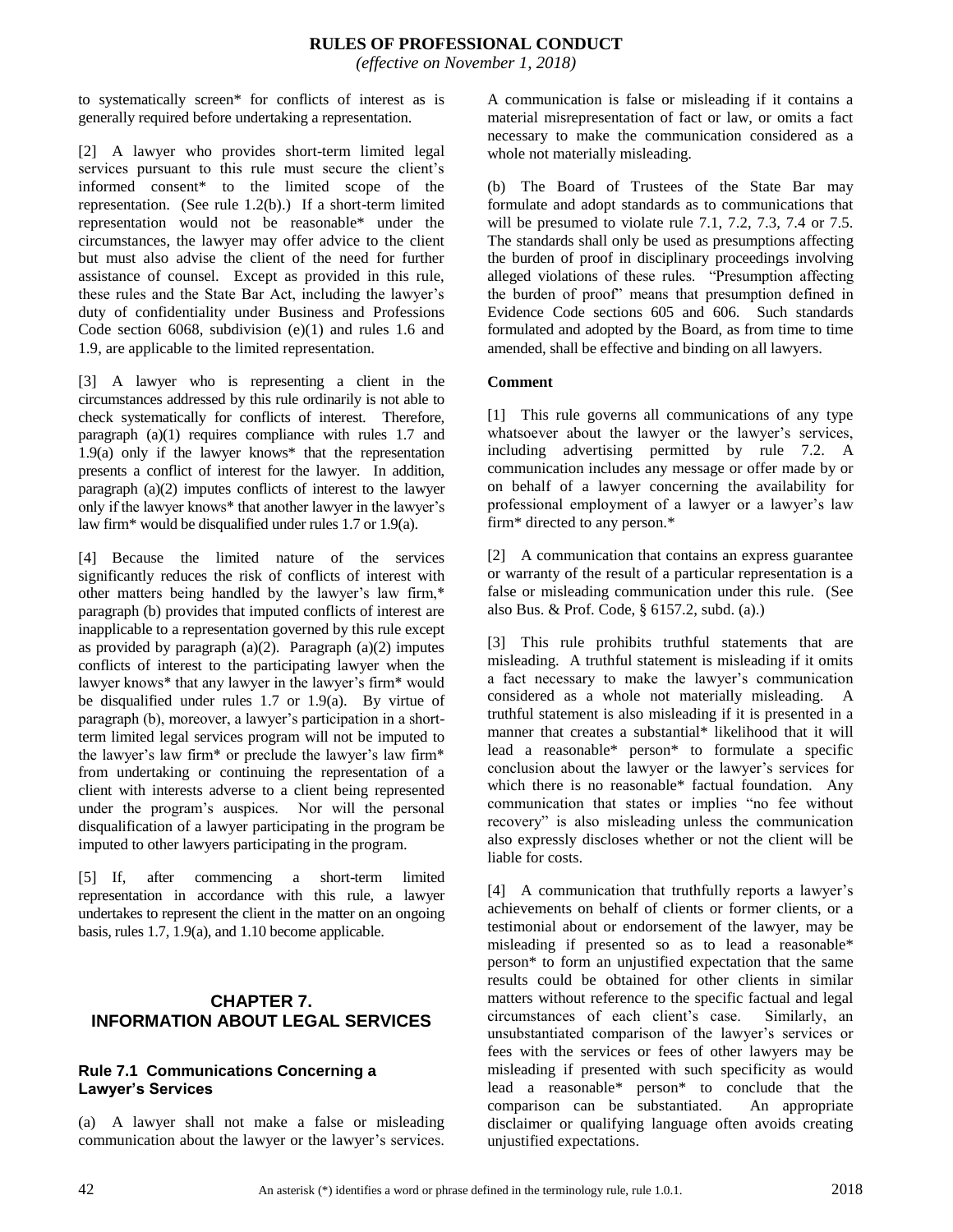to systematically screen* for conflicts of interest as is generally required before undertaking a representation.

[2] A lawyer who provides short-term limited legal services pursuant to this rule must secure the client's informed consent* to the limited scope of the representation. (See rule 1.2(b).) If a short-term limited representation would not be reasonable* under the circumstances, the lawyer may offer advice to the client but must also advise the client of the need for further assistance of counsel. Except as provided in this rule, these rules and the State Bar Act, including the lawyer's duty of confidentiality under Business and Professions Code section 6068, subdivision (e)(1) and rules 1.6 and 1.9, are applicable to the limited representation.

[3] A lawyer who is representing a client in the circumstances addressed by this rule ordinarily is not able to check systematically for conflicts of interest. Therefore, paragraph (a)(1) requires compliance with rules 1.7 and 1.9(a) only if the lawyer knows* that the representation presents a conflict of interest for the lawyer. In addition, paragraph (a)(2) imputes conflicts of interest to the lawyer only if the lawyer knows* that another lawyer in the lawyer's law firm* would be disqualified under rules 1.7 or 1.9(a).

[4] Because the limited nature of the services significantly reduces the risk of conflicts of interest with other matters being handled by the lawyer's law firm,* paragraph (b) provides that imputed conflicts of interest are inapplicable to a representation governed by this rule except as provided by paragraph (a)(2). Paragraph (a)(2) imputes conflicts of interest to the participating lawyer when the lawyer knows* that any lawyer in the lawyer's firm* would be disqualified under rules 1.7 or 1.9(a). By virtue of paragraph (b), moreover, a lawyer's participation in a short-term limited legal services program will not be imputed to the lawyer's law firm* or preclude the lawyer's law firm* from undertaking or continuing the representation of a client with interests adverse to a client being represented under the program's auspices. Nor will the personal disqualification of a lawyer participating in the program be imputed to other lawyers participating in the program.

[5] If, after commencing a short-term limited representation in accordance with this rule, a lawyer undertakes to represent the client in the matter on an ongoing basis, rules 1.7, 1.9(a), and 1.10 become applicable.

## CHAPTER 7. INFORMATION ABOUT LEGAL SERVICES

### Rule 7.1 Communications Concerning a Lawyer's Services

(a) A lawyer shall not make a false or misleading communication about the lawyer or the lawyer's services. A communication is false or misleading if it contains a material misrepresentation of fact or law, or omits a fact necessary to make the communication considered as a whole not materially misleading.

(b) The Board of Trustees of the State Bar may formulate and adopt standards as to communications that will be presumed to violate rule 7.1, 7.2, 7.3, 7.4 or 7.5. The standards shall only be used as presumptions affecting the burden of proof in disciplinary proceedings involving alleged violations of these rules. "Presumption affecting the burden of proof" means that presumption defined in Evidence Code sections 605 and 606. Such standards formulated and adopted by the Board, as from time to time amended, shall be effective and binding on all lawyers.

**Comment**

[1] This rule governs all communications of any type whatsoever about the lawyer or the lawyer's services, including advertising permitted by rule 7.2. A communication includes any message or offer made by or on behalf of a lawyer concerning the availability for professional employment of a lawyer or a lawyer's law firm* directed to any person.*

[2] A communication that contains an express guarantee or warranty of the result of a particular representation is a false or misleading communication under this rule. (See also Bus. & Prof. Code, § 6157.2, subd. (a).)

[3] This rule prohibits truthful statements that are misleading. A truthful statement is misleading if it omits a fact necessary to make the lawyer's communication considered as a whole not materially misleading. A truthful statement is also misleading if it is presented in a manner that creates a substantial* likelihood that it will lead a reasonable* person* to formulate a specific conclusion about the lawyer or the lawyer's services for which there is no reasonable* factual foundation. Any communication that states or implies "no fee without recovery" is also misleading unless the communication also expressly discloses whether or not the client will be liable for costs.

[4] A communication that truthfully reports a lawyer's achievements on behalf of clients or former clients, or a testimonial about or endorsement of the lawyer, may be misleading if presented so as to lead a reasonable* person* to form an unjustified expectation that the same results could be obtained for other clients in similar matters without reference to the specific factual and legal circumstances of each client's case. Similarly, an unsubstantiated comparison of the lawyer's services or fees with the services or fees of other lawyers may be misleading if presented with such specificity as would lead a reasonable* person* to conclude that the comparison can be substantiated. An appropriate disclaimer or qualifying language often avoids creating unjustified expectations.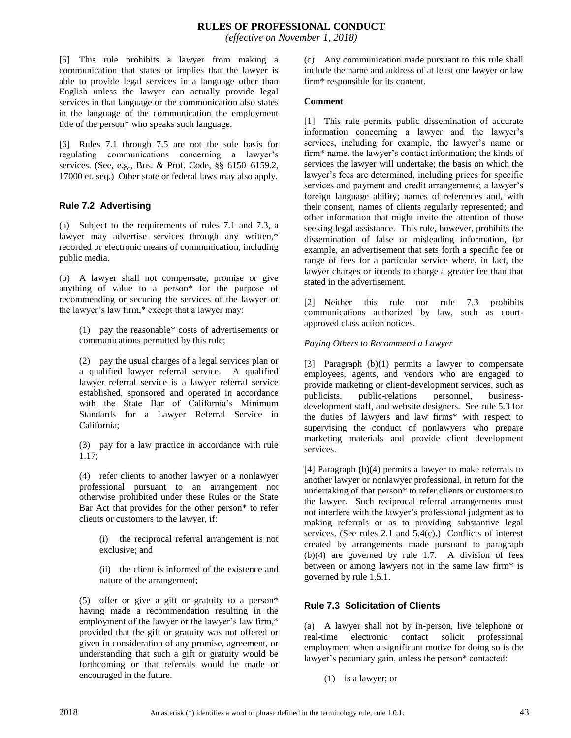[5] This rule prohibits a lawyer from making a communication that states or implies that the lawyer is able to provide legal services in a language other than English unless the lawyer can actually provide legal services in that language or the communication also states in the language of the communication the employment title of the person* who speaks such language.

[6] Rules 7.1 through 7.5 are not the sole basis for regulating communications concerning a lawyer's services. (See, e.g., Bus. & Prof. Code, §§ 6150–6159.2, 17000 et. seq.) Other state or federal laws may also apply.

### Rule 7.2 Advertising

(a) Subject to the requirements of rules 7.1 and 7.3, a lawyer may advertise services through any written,* recorded or electronic means of communication, including public media.

(b) A lawyer shall not compensate, promise or give anything of value to a person* for the purpose of recommending or securing the services of the lawyer or the lawyer's law firm,* except that a lawyer may:

> (1) pay the reasonable* costs of advertisements or communications permitted by this rule;
>
> (2) pay the usual charges of a legal services plan or a qualified lawyer referral service. A qualified lawyer referral service is a lawyer referral service established, sponsored and operated in accordance with the State Bar of California's Minimum Standards for a Lawyer Referral Service in California;
>
> (3) pay for a law practice in accordance with rule 1.17;
>
> (4) refer clients to another lawyer or a nonlawyer professional pursuant to an arrangement not otherwise prohibited under these Rules or the State Bar Act that provides for the other person* to refer clients or customers to the lawyer, if:
>
> > (i) the reciprocal referral arrangement is not exclusive; and
> >
> > (ii) the client is informed of the existence and nature of the arrangement;
>
> (5) offer or give a gift or gratuity to a person* having made a recommendation resulting in the employment of the lawyer or the lawyer's law firm,* provided that the gift or gratuity was not offered or given in consideration of any promise, agreement, or understanding that such a gift or gratuity would be forthcoming or that referrals would be made or encouraged in the future.

(c) Any communication made pursuant to this rule shall include the name and address of at least one lawyer or law firm* responsible for its content.

**Comment**

[1] This rule permits public dissemination of accurate information concerning a lawyer and the lawyer's services, including for example, the lawyer's name or firm* name, the lawyer's contact information; the kinds of services the lawyer will undertake; the basis on which the lawyer's fees are determined, including prices for specific services and payment and credit arrangements; a lawyer's foreign language ability; names of references and, with their consent, names of clients regularly represented; and other information that might invite the attention of those seeking legal assistance. This rule, however, prohibits the dissemination of false or misleading information, for example, an advertisement that sets forth a specific fee or range of fees for a particular service where, in fact, the lawyer charges or intends to charge a greater fee than that stated in the advertisement.

[2] Neither this rule nor rule 7.3 prohibits communications authorized by law, such as court-approved class action notices.

*Paying Others to Recommend a Lawyer*

[3] Paragraph (b)(1) permits a lawyer to compensate employees, agents, and vendors who are engaged to provide marketing or client-development services, such as publicists, public-relations personnel, business-development staff, and website designers. See rule 5.3 for the duties of lawyers and law firms* with respect to supervising the conduct of nonlawyers who prepare marketing materials and provide client development services.

[4] Paragraph (b)(4) permits a lawyer to make referrals to another lawyer or nonlawyer professional, in return for the undertaking of that person* to refer clients or customers to the lawyer. Such reciprocal referral arrangements must not interfere with the lawyer's professional judgment as to making referrals or as to providing substantive legal services. (See rules 2.1 and 5.4(c).) Conflicts of interest created by arrangements made pursuant to paragraph (b)(4) are governed by rule 1.7. A division of fees between or among lawyers not in the same law firm* is governed by rule 1.5.1.

### Rule 7.3 Solicitation of Clients

(a) A lawyer shall not by in-person, live telephone or real-time electronic contact solicit professional employment when a significant motive for doing so is the lawyer's pecuniary gain, unless the person* contacted:

> (1) is a lawyer; or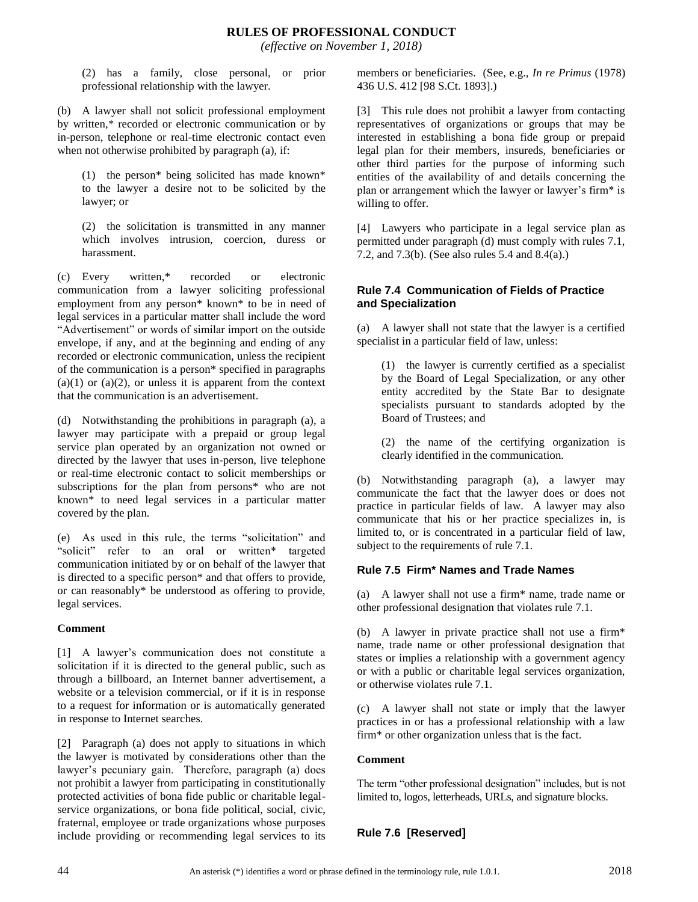(2) has a family, close personal, or prior professional relationship with the lawyer.

(b) A lawyer shall not solicit professional employment by written,* recorded or electronic communication or by in-person, telephone or real-time electronic contact even when not otherwise prohibited by paragraph (a), if:

(1) the person* being solicited has made known* to the lawyer a desire not to be solicited by the lawyer; or

(2) the solicitation is transmitted in any manner which involves intrusion, coercion, duress or harassment.

(c) Every written,* recorded or electronic communication from a lawyer soliciting professional employment from any person* known* to be in need of legal services in a particular matter shall include the word "Advertisement" or words of similar import on the outside envelope, if any, and at the beginning and ending of any recorded or electronic communication, unless the recipient of the communication is a person* specified in paragraphs (a)(1) or (a)(2), or unless it is apparent from the context that the communication is an advertisement.

(d) Notwithstanding the prohibitions in paragraph (a), a lawyer may participate with a prepaid or group legal service plan operated by an organization not owned or directed by the lawyer that uses in-person, live telephone or real-time electronic contact to solicit memberships or subscriptions for the plan from persons* who are not known* to need legal services in a particular matter covered by the plan.

(e) As used in this rule, the terms "solicitation" and "solicit" refer to an oral or written* targeted communication initiated by or on behalf of the lawyer that is directed to a specific person* and that offers to provide, or can reasonably* be understood as offering to provide, legal services.

**Comment**

[1] A lawyer's communication does not constitute a solicitation if it is directed to the general public, such as through a billboard, an Internet banner advertisement, a website or a television commercial, or if it is in response to a request for information or is automatically generated in response to Internet searches.

[2] Paragraph (a) does not apply to situations in which the lawyer is motivated by considerations other than the lawyer's pecuniary gain. Therefore, paragraph (a) does not prohibit a lawyer from participating in constitutionally protected activities of bona fide public or charitable legal-service organizations, or bona fide political, social, civic, fraternal, employee or trade organizations whose purposes include providing or recommending legal services to its members or beneficiaries. (See, e.g., *In re Primus* (1978) 436 U.S. 412 [98 S.Ct. 1893].)

[3] This rule does not prohibit a lawyer from contacting representatives of organizations or groups that may be interested in establishing a bona fide group or prepaid legal plan for their members, insureds, beneficiaries or other third parties for the purpose of informing such entities of the availability of and details concerning the plan or arrangement which the lawyer or lawyer's firm* is willing to offer.

[4] Lawyers who participate in a legal service plan as permitted under paragraph (d) must comply with rules 7.1, 7.2, and 7.3(b). (See also rules 5.4 and 8.4(a).)

## Rule 7.4 Communication of Fields of Practice and Specialization

(a) A lawyer shall not state that the lawyer is a certified specialist in a particular field of law, unless:

(1) the lawyer is currently certified as a specialist by the Board of Legal Specialization, or any other entity accredited by the State Bar to designate specialists pursuant to standards adopted by the Board of Trustees; and

(2) the name of the certifying organization is clearly identified in the communication.

(b) Notwithstanding paragraph (a), a lawyer may communicate the fact that the lawyer does or does not practice in particular fields of law. A lawyer may also communicate that his or her practice specializes in, is limited to, or is concentrated in a particular field of law, subject to the requirements of rule 7.1.

## Rule 7.5 Firm* Names and Trade Names

(a) A lawyer shall not use a firm* name, trade name or other professional designation that violates rule 7.1.

(b) A lawyer in private practice shall not use a firm* name, trade name or other professional designation that states or implies a relationship with a government agency or with a public or charitable legal services organization, or otherwise violates rule 7.1.

(c) A lawyer shall not state or imply that the lawyer practices in or has a professional relationship with a law firm* or other organization unless that is the fact.

**Comment**

The term "other professional designation" includes, but is not limited to, logos, letterheads, URLs, and signature blocks.

## Rule 7.6 [Reserved]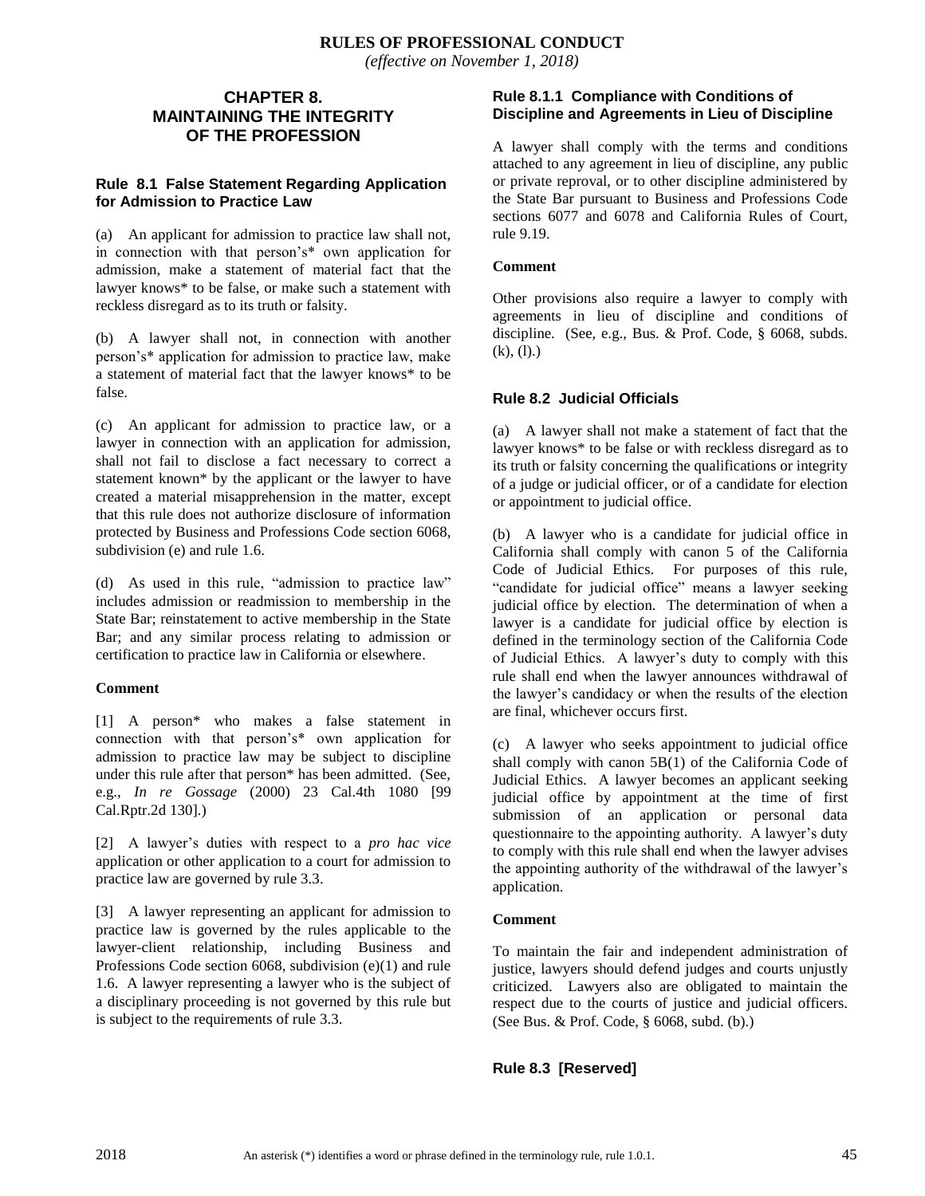# CHAPTER 8. MAINTAINING THE INTEGRITY OF THE PROFESSION

## Rule 8.1 False Statement Regarding Application for Admission to Practice Law

(a) An applicant for admission to practice law shall not, in connection with that person's* own application for admission, make a statement of material fact that the lawyer knows* to be false, or make such a statement with reckless disregard as to its truth or falsity.

(b) A lawyer shall not, in connection with another person's* application for admission to practice law, make a statement of material fact that the lawyer knows* to be false.

(c) An applicant for admission to practice law, or a lawyer in connection with an application for admission, shall not fail to disclose a fact necessary to correct a statement known* by the applicant or the lawyer to have created a material misapprehension in the matter, except that this rule does not authorize disclosure of information protected by Business and Professions Code section 6068, subdivision (e) and rule 1.6.

(d) As used in this rule, "admission to practice law" includes admission or readmission to membership in the State Bar; reinstatement to active membership in the State Bar; and any similar process relating to admission or certification to practice law in California or elsewhere.

**Comment**

[1] A person* who makes a false statement in connection with that person's* own application for admission to practice law may be subject to discipline under this rule after that person* has been admitted. (See, e.g., *In re Gossage* (2000) 23 Cal.4th 1080 [99 Cal.Rptr.2d 130].)

[2] A lawyer's duties with respect to a *pro hac vice* application or other application to a court for admission to practice law are governed by rule 3.3.

[3] A lawyer representing an applicant for admission to practice law is governed by the rules applicable to the lawyer-client relationship, including Business and Professions Code section 6068, subdivision (e)(1) and rule 1.6. A lawyer representing a lawyer who is the subject of a disciplinary proceeding is not governed by this rule but is subject to the requirements of rule 3.3.

## Rule 8.1.1 Compliance with Conditions of Discipline and Agreements in Lieu of Discipline

A lawyer shall comply with the terms and conditions attached to any agreement in lieu of discipline, any public or private reproval, or to other discipline administered by the State Bar pursuant to Business and Professions Code sections 6077 and 6078 and California Rules of Court, rule 9.19.

**Comment**

Other provisions also require a lawyer to comply with agreements in lieu of discipline and conditions of discipline. (See, e.g., Bus. & Prof. Code, § 6068, subds. (k), (l).)

## Rule 8.2 Judicial Officials

(a) A lawyer shall not make a statement of fact that the lawyer knows* to be false or with reckless disregard as to its truth or falsity concerning the qualifications or integrity of a judge or judicial officer, or of a candidate for election or appointment to judicial office.

(b) A lawyer who is a candidate for judicial office in California shall comply with canon 5 of the California Code of Judicial Ethics. For purposes of this rule, "candidate for judicial office" means a lawyer seeking judicial office by election. The determination of when a lawyer is a candidate for judicial office by election is defined in the terminology section of the California Code of Judicial Ethics. A lawyer's duty to comply with this rule shall end when the lawyer announces withdrawal of the lawyer's candidacy or when the results of the election are final, whichever occurs first.

(c) A lawyer who seeks appointment to judicial office shall comply with canon 5B(1) of the California Code of Judicial Ethics. A lawyer becomes an applicant seeking judicial office by appointment at the time of first submission of an application or personal data questionnaire to the appointing authority. A lawyer's duty to comply with this rule shall end when the lawyer advises the appointing authority of the withdrawal of the lawyer's application.

**Comment**

To maintain the fair and independent administration of justice, lawyers should defend judges and courts unjustly criticized. Lawyers also are obligated to maintain the respect due to the courts of justice and judicial officers. (See Bus. & Prof. Code, § 6068, subd. (b).)

## Rule 8.3 [Reserved]

An asterisk (*) identifies a word or phrase defined in the terminology rule, rule 1.0.1.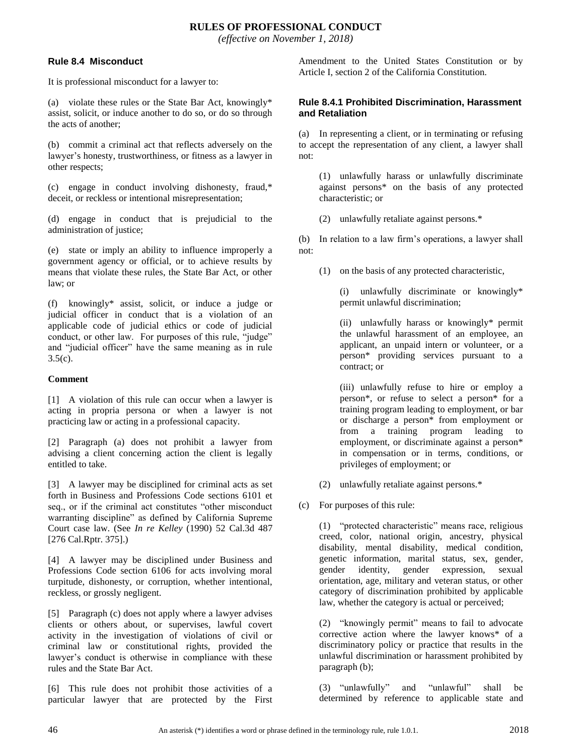## Rule 8.4 Misconduct

It is professional misconduct for a lawyer to:

(a) violate these rules or the State Bar Act, knowingly* assist, solicit, or induce another to do so, or do so through the acts of another;

(b) commit a criminal act that reflects adversely on the lawyer's honesty, trustworthiness, or fitness as a lawyer in other respects;

(c) engage in conduct involving dishonesty, fraud,* deceit, or reckless or intentional misrepresentation;

(d) engage in conduct that is prejudicial to the administration of justice;

(e) state or imply an ability to influence improperly a government agency or official, or to achieve results by means that violate these rules, the State Bar Act, or other law; or

(f) knowingly* assist, solicit, or induce a judge or judicial officer in conduct that is a violation of an applicable code of judicial ethics or code of judicial conduct, or other law. For purposes of this rule, "judge" and "judicial officer" have the same meaning as in rule 3.5(c).

**Comment**

[1] A violation of this rule can occur when a lawyer is acting in propria persona or when a lawyer is not practicing law or acting in a professional capacity.

[2] Paragraph (a) does not prohibit a lawyer from advising a client concerning action the client is legally entitled to take.

[3] A lawyer may be disciplined for criminal acts as set forth in Business and Professions Code sections 6101 et seq., or if the criminal act constitutes "other misconduct warranting discipline" as defined by California Supreme Court case law. (See *In re Kelley* (1990) 52 Cal.3d 487 [276 Cal.Rptr. 375].)

[4] A lawyer may be disciplined under Business and Professions Code section 6106 for acts involving moral turpitude, dishonesty, or corruption, whether intentional, reckless, or grossly negligent.

[5] Paragraph (c) does not apply where a lawyer advises clients or others about, or supervises, lawful covert activity in the investigation of violations of civil or criminal law or constitutional rights, provided the lawyer's conduct is otherwise in compliance with these rules and the State Bar Act.

[6] This rule does not prohibit those activities of a particular lawyer that are protected by the First Amendment to the United States Constitution or by Article I, section 2 of the California Constitution.

## Rule 8.4.1 Prohibited Discrimination, Harassment and Retaliation

(a) In representing a client, or in terminating or refusing to accept the representation of any client, a lawyer shall not:

(1) unlawfully harass or unlawfully discriminate against persons* on the basis of any protected characteristic; or

(2) unlawfully retaliate against persons.*

(b) In relation to a law firm's operations, a lawyer shall not:

(1) on the basis of any protected characteristic,

(i) unlawfully discriminate or knowingly* permit unlawful discrimination;

(ii) unlawfully harass or knowingly* permit the unlawful harassment of an employee, an applicant, an unpaid intern or volunteer, or a person* providing services pursuant to a contract; or

(iii) unlawfully refuse to hire or employ a person*, or refuse to select a person* for a training program leading to employment, or bar or discharge a person* from employment or from a training program leading to employment, or discriminate against a person* in compensation or in terms, conditions, or privileges of employment; or

(2) unlawfully retaliate against persons.*

(c) For purposes of this rule:

(1) "protected characteristic" means race, religious creed, color, national origin, ancestry, physical disability, mental disability, medical condition, genetic information, marital status, sex, gender, gender identity, gender expression, sexual orientation, age, military and veteran status, or other category of discrimination prohibited by applicable law, whether the category is actual or perceived;

(2) "knowingly permit" means to fail to advocate corrective action where the lawyer knows* of a discriminatory policy or practice that results in the unlawful discrimination or harassment prohibited by paragraph (b);

(3) "unlawfully" and "unlawful" shall be determined by reference to applicable state and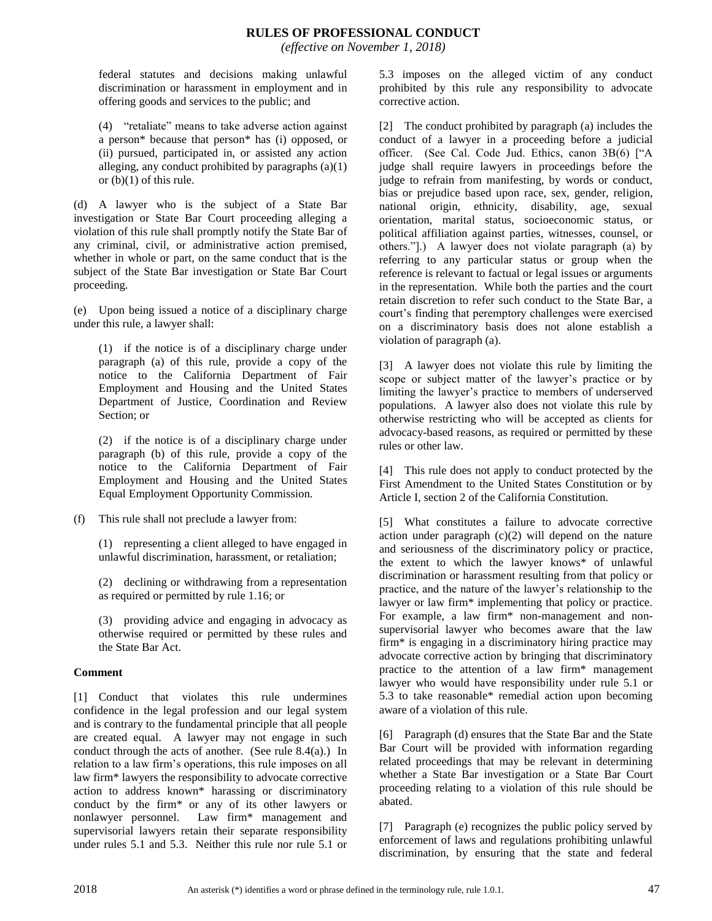federal statutes and decisions making unlawful discrimination or harassment in employment and in offering goods and services to the public; and

(4) "retaliate" means to take adverse action against a person* because that person* has (i) opposed, or (ii) pursued, participated in, or assisted any action alleging, any conduct prohibited by paragraphs (a)(1) or (b)(1) of this rule.

(d) A lawyer who is the subject of a State Bar investigation or State Bar Court proceeding alleging a violation of this rule shall promptly notify the State Bar of any criminal, civil, or administrative action premised, whether in whole or part, on the same conduct that is the subject of the State Bar investigation or State Bar Court proceeding.

(e) Upon being issued a notice of a disciplinary charge under this rule, a lawyer shall:

(1) if the notice is of a disciplinary charge under paragraph (a) of this rule, provide a copy of the notice to the California Department of Fair Employment and Housing and the United States Department of Justice, Coordination and Review Section; or

(2) if the notice is of a disciplinary charge under paragraph (b) of this rule, provide a copy of the notice to the California Department of Fair Employment and Housing and the United States Equal Employment Opportunity Commission.

(f) This rule shall not preclude a lawyer from:

(1) representing a client alleged to have engaged in unlawful discrimination, harassment, or retaliation;

(2) declining or withdrawing from a representation as required or permitted by rule 1.16; or

(3) providing advice and engaging in advocacy as otherwise required or permitted by these rules and the State Bar Act.

**Comment**

[1] Conduct that violates this rule undermines confidence in the legal profession and our legal system and is contrary to the fundamental principle that all people are created equal. A lawyer may not engage in such conduct through the acts of another. (See rule 8.4(a).) In relation to a law firm's operations, this rule imposes on all law firm* lawyers the responsibility to advocate corrective action to address known* harassing or discriminatory conduct by the firm* or any of its other lawyers or nonlawyer personnel. Law firm* management and supervisorial lawyers retain their separate responsibility under rules 5.1 and 5.3. Neither this rule nor rule 5.1 or 5.3 imposes on the alleged victim of any conduct prohibited by this rule any responsibility to advocate corrective action.

[2] The conduct prohibited by paragraph (a) includes the conduct of a lawyer in a proceeding before a judicial officer. (See Cal. Code Jud. Ethics, canon 3B(6) ["A judge shall require lawyers in proceedings before the judge to refrain from manifesting, by words or conduct, bias or prejudice based upon race, sex, gender, religion, national origin, ethnicity, disability, age, sexual orientation, marital status, socioeconomic status, or political affiliation against parties, witnesses, counsel, or others."].) A lawyer does not violate paragraph (a) by referring to any particular status or group when the reference is relevant to factual or legal issues or arguments in the representation. While both the parties and the court retain discretion to refer such conduct to the State Bar, a court's finding that peremptory challenges were exercised on a discriminatory basis does not alone establish a violation of paragraph (a).

[3] A lawyer does not violate this rule by limiting the scope or subject matter of the lawyer's practice or by limiting the lawyer's practice to members of underserved populations. A lawyer also does not violate this rule by otherwise restricting who will be accepted as clients for advocacy-based reasons, as required or permitted by these rules or other law.

[4] This rule does not apply to conduct protected by the First Amendment to the United States Constitution or by Article I, section 2 of the California Constitution.

[5] What constitutes a failure to advocate corrective action under paragraph (c)(2) will depend on the nature and seriousness of the discriminatory policy or practice, the extent to which the lawyer knows* of unlawful discrimination or harassment resulting from that policy or practice, and the nature of the lawyer's relationship to the lawyer or law firm* implementing that policy or practice. For example, a law firm* non-management and non-supervisorial lawyer who becomes aware that the law firm* is engaging in a discriminatory hiring practice may advocate corrective action by bringing that discriminatory practice to the attention of a law firm* management lawyer who would have responsibility under rule 5.1 or 5.3 to take reasonable* remedial action upon becoming aware of a violation of this rule.

[6] Paragraph (d) ensures that the State Bar and the State Bar Court will be provided with information regarding related proceedings that may be relevant in determining whether a State Bar investigation or a State Bar Court proceeding relating to a violation of this rule should be abated.

[7] Paragraph (e) recognizes the public policy served by enforcement of laws and regulations prohibiting unlawful discrimination, by ensuring that the state and federal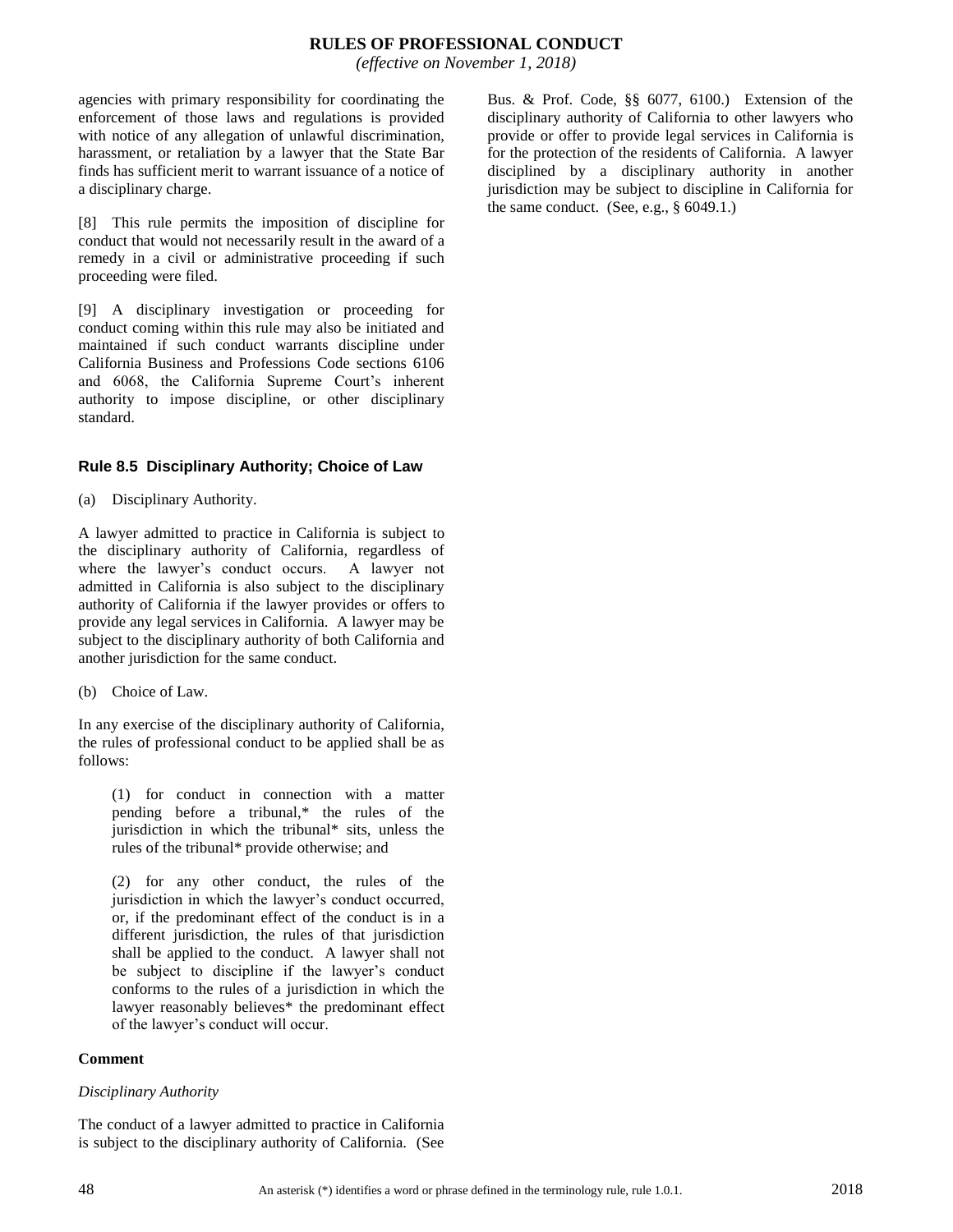agencies with primary responsibility for coordinating the enforcement of those laws and regulations is provided with notice of any allegation of unlawful discrimination, harassment, or retaliation by a lawyer that the State Bar finds has sufficient merit to warrant issuance of a notice of a disciplinary charge.

[8] This rule permits the imposition of discipline for conduct that would not necessarily result in the award of a remedy in a civil or administrative proceeding if such proceeding were filed.

[9] A disciplinary investigation or proceeding for conduct coming within this rule may also be initiated and maintained if such conduct warrants discipline under California Business and Professions Code sections 6106 and 6068, the California Supreme Court's inherent authority to impose discipline, or other disciplinary standard.

### Rule 8.5 Disciplinary Authority; Choice of Law

(a) Disciplinary Authority.

A lawyer admitted to practice in California is subject to the disciplinary authority of California, regardless of where the lawyer's conduct occurs. A lawyer not admitted in California is also subject to the disciplinary authority of California if the lawyer provides or offers to provide any legal services in California. A lawyer may be subject to the disciplinary authority of both California and another jurisdiction for the same conduct.

(b) Choice of Law.

In any exercise of the disciplinary authority of California, the rules of professional conduct to be applied shall be as follows:

(1) for conduct in connection with a matter pending before a tribunal,* the rules of the jurisdiction in which the tribunal* sits, unless the rules of the tribunal* provide otherwise; and

(2) for any other conduct, the rules of the jurisdiction in which the lawyer's conduct occurred, or, if the predominant effect of the conduct is in a different jurisdiction, the rules of that jurisdiction shall be applied to the conduct. A lawyer shall not be subject to discipline if the lawyer's conduct conforms to the rules of a jurisdiction in which the lawyer reasonably believes* the predominant effect of the lawyer's conduct will occur.

**Comment**

*Disciplinary Authority*

The conduct of a lawyer admitted to practice in California is subject to the disciplinary authority of California. (See Bus. & Prof. Code, §§ 6077, 6100.) Extension of the disciplinary authority of California to other lawyers who provide or offer to provide legal services in California is for the protection of the residents of California. A lawyer disciplined by a disciplinary authority in another jurisdiction may be subject to discipline in California for the same conduct. (See, e.g., § 6049.1.)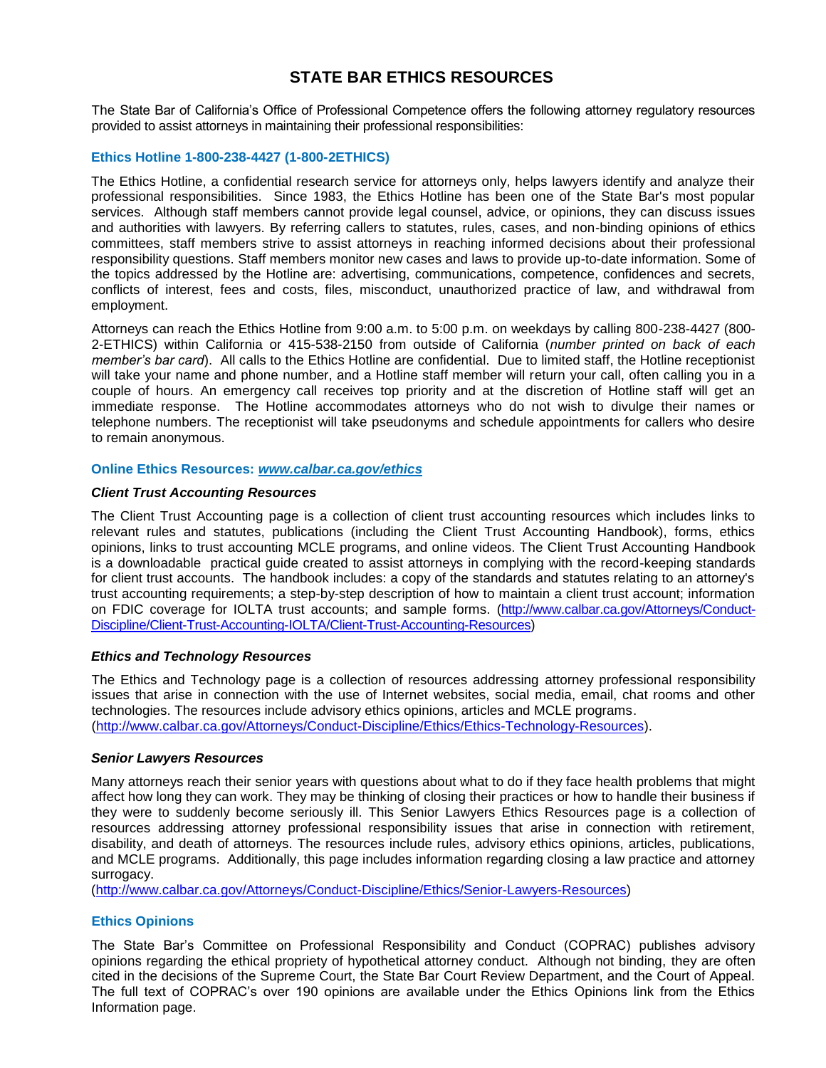# STATE BAR ETHICS RESOURCES

The State Bar of California's Office of Professional Competence offers the following attorney regulatory resources provided to assist attorneys in maintaining their professional responsibilities:

## Ethics Hotline 1-800-238-4427 (1-800-2ETHICS)

The Ethics Hotline, a confidential research service for attorneys only, helps lawyers identify and analyze their professional responsibilities. Since 1983, the Ethics Hotline has been one of the State Bar's most popular services. Although staff members cannot provide legal counsel, advice, or opinions, they can discuss issues and authorities with lawyers. By referring callers to statutes, rules, cases, and non-binding opinions of ethics committees, staff members strive to assist attorneys in reaching informed decisions about their professional responsibility questions. Staff members monitor new cases and laws to provide up-to-date information. Some of the topics addressed by the Hotline are: advertising, communications, competence, confidences and secrets, conflicts of interest, fees and costs, files, misconduct, unauthorized practice of law, and withdrawal from employment.

Attorneys can reach the Ethics Hotline from 9:00 a.m. to 5:00 p.m. on weekdays by calling 800-238-4427 (800-2-ETHICS) within California or 415-538-2150 from outside of California (*number printed on back of each member's bar card*). All calls to the Ethics Hotline are confidential. Due to limited staff, the Hotline receptionist will take your name and phone number, and a Hotline staff member will return your call, often calling you in a couple of hours. An emergency call receives top priority and at the discretion of Hotline staff will get an immediate response. The Hotline accommodates attorneys who do not wish to divulge their names or telephone numbers. The receptionist will take pseudonyms and schedule appointments for callers who desire to remain anonymous.

## Online Ethics Resources: *www.calbar.ca.gov/ethics*

### *Client Trust Accounting Resources*

The Client Trust Accounting page is a collection of client trust accounting resources which includes links to relevant rules and statutes, publications (including the Client Trust Accounting Handbook), forms, ethics opinions, links to trust accounting MCLE programs, and online videos. The Client Trust Accounting Handbook is a downloadable practical guide created to assist attorneys in complying with the record-keeping standards for client trust accounts. The handbook includes: a copy of the standards and statutes relating to an attorney's trust accounting requirements; a step-by-step description of how to maintain a client trust account; information on FDIC coverage for IOLTA trust accounts; and sample forms. (http://www.calbar.ca.gov/Attorneys/Conduct-Discipline/Client-Trust-Accounting-IOLTA/Client-Trust-Accounting-Resources)

### *Ethics and Technology Resources*

The Ethics and Technology page is a collection of resources addressing attorney professional responsibility issues that arise in connection with the use of Internet websites, social media, email, chat rooms and other technologies. The resources include advisory ethics opinions, articles and MCLE programs.
(http://www.calbar.ca.gov/Attorneys/Conduct-Discipline/Ethics/Ethics-Technology-Resources).

### *Senior Lawyers Resources*

Many attorneys reach their senior years with questions about what to do if they face health problems that might affect how long they can work. They may be thinking of closing their practices or how to handle their business if they were to suddenly become seriously ill. This Senior Lawyers Ethics Resources page is a collection of resources addressing attorney professional responsibility issues that arise in connection with retirement, disability, and death of attorneys. The resources include rules, advisory ethics opinions, articles, publications, and MCLE programs. Additionally, this page includes information regarding closing a law practice and attorney surrogacy.
(http://www.calbar.ca.gov/Attorneys/Conduct-Discipline/Ethics/Senior-Lawyers-Resources)

## Ethics Opinions

The State Bar's Committee on Professional Responsibility and Conduct (COPRAC) publishes advisory opinions regarding the ethical propriety of hypothetical attorney conduct. Although not binding, they are often cited in the decisions of the Supreme Court, the State Bar Court Review Department, and the Court of Appeal. The full text of COPRAC's over 190 opinions are available under the Ethics Opinions link from the Ethics Information page.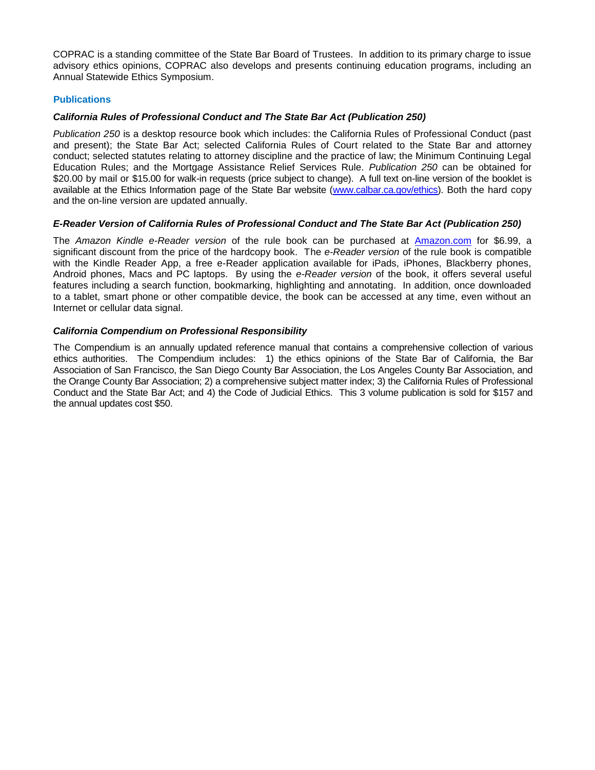COPRAC is a standing committee of the State Bar Board of Trustees. In addition to its primary charge to issue advisory ethics opinions, COPRAC also develops and presents continuing education programs, including an Annual Statewide Ethics Symposium.

## Publications

### *California Rules of Professional Conduct and The State Bar Act (Publication 250)*

*Publication 250* is a desktop resource book which includes: the California Rules of Professional Conduct (past and present); the State Bar Act; selected California Rules of Court related to the State Bar and attorney conduct; selected statutes relating to attorney discipline and the practice of law; the Minimum Continuing Legal Education Rules; and the Mortgage Assistance Relief Services Rule. *Publication 250* can be obtained for $20.00 by mail or $15.00 for walk-in requests (price subject to change). A full text on-line version of the booklet is available at the Ethics Information page of the State Bar website (www.calbar.ca.gov/ethics). Both the hard copy and the on-line version are updated annually.

### *E-Reader Version of California Rules of Professional Conduct and The State Bar Act (Publication 250)*

The *Amazon Kindle e-Reader version* of the rule book can be purchased at Amazon.com for $6.99, a significant discount from the price of the hardcopy book. The *e-Reader version* of the rule book is compatible with the Kindle Reader App, a free e-Reader application available for iPads, iPhones, Blackberry phones, Android phones, Macs and PC laptops. By using the *e-Reader version* of the book, it offers several useful features including a search function, bookmarking, highlighting and annotating. In addition, once downloaded to a tablet, smart phone or other compatible device, the book can be accessed at any time, even without an Internet or cellular data signal.

### *California Compendium on Professional Responsibility*

The Compendium is an annually updated reference manual that contains a comprehensive collection of various ethics authorities. The Compendium includes: 1) the ethics opinions of the State Bar of California, the Bar Association of San Francisco, the San Diego County Bar Association, the Los Angeles County Bar Association, and the Orange County Bar Association; 2) a comprehensive subject matter index; 3) the California Rules of Professional Conduct and the State Bar Act; and 4) the Code of Judicial Ethics. This 3 volume publication is sold for $157 and the annual updates cost $50.